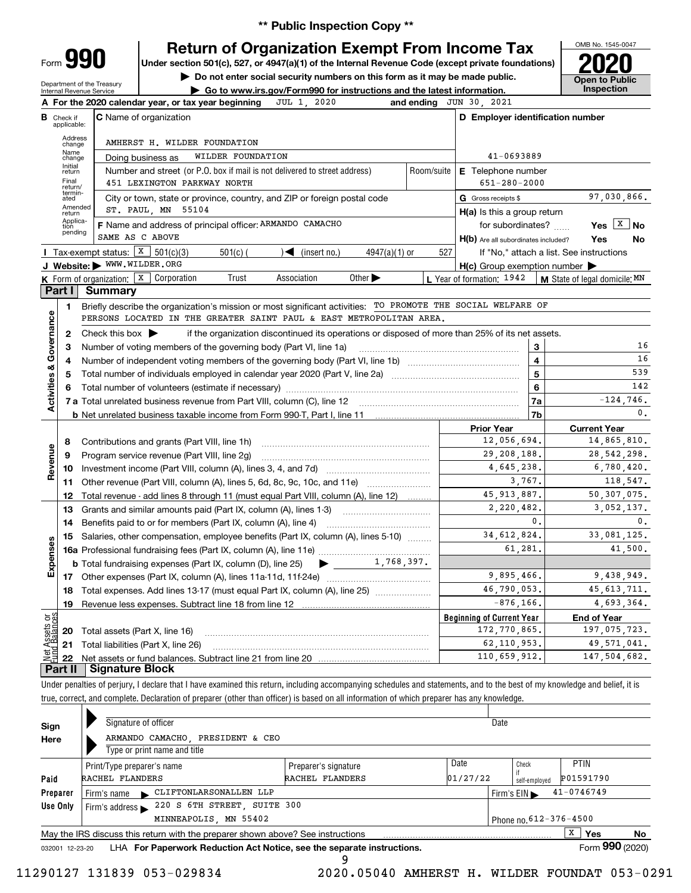** Public Inspection Copy **

# Form 990 — Return of Organization Exempt From Income Tax

Under section 501(c), 527, or 4947(a)(1) of the Internal Revenue Code (except private foundations)

▶ Do not enter social security numbers on this form as it may be made public.

▶ Go to www.irs.gov/Form990 for instructions and the latest information.

Department of the Treasury
Internal Revenue Service

OMB No. 1545-0047

**2020**

**Open to Public Inspection**

**A** For the 2020 calendar year, or tax year beginning JUL 1, 2020 and ending JUN 30, 2021

**B** Check if applicable: Address change, Name change, Initial return, Final return/terminated, Amended return, Application pending

**C** Name of organization: AMHERST H. WILDER FOUNDATION

Doing business as: WILDER FOUNDATION

Number and street (or P.O. box if mail is not delivered to street address): 451 LEXINGTON PARKWAY NORTH

Room/suite:

City or town, state or province, country, and ZIP or foreign postal code: ST. PAUL, MN 55104

**D** Employer identification number: 41-0693889

**E** Telephone number: 651-280-2000

**G** Gross receipts $ 97,030,866.

**F** Name and address of principal officer: ARMANDO CAMACHO
SAME AS C ABOVE

**H(a)** Is this a group return for subordinates? Yes [ ] No [X]

**H(b)** Are all subordinates included? Yes No
If "No," attach a list. See instructions

**H(c)** Group exemption number ▶

**I** Tax-exempt status: [X] 501(c)(3) [ ] 501(c) ( ) ◀ (insert no.) [ ] 4947(a)(1) or [ ] 527

**J** Website: ▶ WWW.WILDER.ORG

**K** Form of organization: [X] Corporation [ ] Trust [ ] Association [ ] Other ▶

**L** Year of formation: 1942

**M** State of legal domicile: MN

## Part I Summary

**Activities & Governance**

1. Briefly describe the organization's mission or most significant activities: TO PROMOTE THE SOCIAL WELFARE OF PERSONS LOCATED IN THE GREATER SAINT PAUL & EAST METROPOLITAN AREA.
2. Check this box ▶ [ ] if the organization discontinued its operations or disposed of more than 25% of its net assets.

| | | Line | Value |
|---|---|---|---|
| 3 | Number of voting members of the governing body (Part VI, line 1a) | 3 | 16 |
| 4 | Number of independent voting members of the governing body (Part VI, line 1b) | 4 | 16 |
| 5 | Total number of individuals employed in calendar year 2020 (Part V, line 2a) | 5 | 539 |
| 6 | Total number of volunteers (estimate if necessary) | 6 | 142 |
| 7a | Total unrelated business revenue from Part VIII, column (C), line 12 | 7a | -124,746. |
| b | Net unrelated business taxable income from Form 990-T, Part I, line 11 | 7b | 0. |

| | | Prior Year | Current Year |
|---|---|---|---|
| **Revenue** | | | |
| 8 | Contributions and grants (Part VIII, line 1h) | 12,056,694. | 14,865,810. |
| 9 | Program service revenue (Part VIII, line 2g) | 29,208,188. | 28,542,298. |
| 10 | Investment income (Part VIII, column (A), lines 3, 4, and 7d) | 4,645,238. | 6,780,420. |
| 11 | Other revenue (Part VIII, column (A), lines 5, 6d, 8c, 9c, 10c, and 11e) | 3,767. | 118,547. |
| 12 | Total revenue - add lines 8 through 11 (must equal Part VIII, column (A), line 12) | 45,913,887. | 50,307,075. |
| **Expenses** | | | |
| 13 | Grants and similar amounts paid (Part IX, column (A), lines 1-3) | 2,220,482. | 3,052,137. |
| 14 | Benefits paid to or for members (Part IX, column (A), line 4) | 0. | 0. |
| 15 | Salaries, other compensation, employee benefits (Part IX, column (A), lines 5-10) | 34,612,824. | 33,081,125. |
| 16a | Professional fundraising fees (Part IX, column (A), line 11e) | 61,281. | 41,500. |
| b | Total fundraising expenses (Part IX, column (D), line 25) ▶ 1,768,397. | | |
| 17 | Other expenses (Part IX, column (A), lines 11a-11d, 11f-24e) | 9,895,466. | 9,438,949. |
| 18 | Total expenses. Add lines 13-17 (must equal Part IX, column (A), line 25) | 46,790,053. | 45,613,711. |
| 19 | Revenue less expenses. Subtract line 18 from line 12 | -876,166. | 4,693,364. |

| **Net Assets or Fund Balances** | | Beginning of Current Year | End of Year |
|---|---|---|---|
| 20 | Total assets (Part X, line 16) | 172,770,865. | 197,075,723. |
| 21 | Total liabilities (Part X, line 26) | 62,110,953. | 49,571,041. |
| 22 | Net assets or fund balances. Subtract line 21 from line 20 | 110,659,912. | 147,504,682. |

## Part II Signature Block

Under penalties of perjury, I declare that I have examined this return, including accompanying schedules and statements, and to the best of my knowledge and belief, it is true, correct, and complete. Declaration of preparer (other than officer) is based on all information of which preparer has any knowledge.

**Sign Here**

Signature of officer ▶ Date

ARMANDO CAMACHO, PRESIDENT & CEO
Type or print name and title

**Paid Preparer Use Only**

| Print/Type preparer's name | Preparer's signature | Date | Check if self-employed | PTIN |
|---|---|---|---|---|
| RACHEL FLANDERS | RACHEL FLANDERS | 01/27/22 | | P01591790 |

Firm's name ▶ CLIFTONLARSONALLEN LLP — Firm's EIN ▶ 41-0746749

Firm's address ▶ 220 S 6TH STREET, SUITE 300, MINNEAPOLIS, MN 55402 — Phone no. 612-376-4500

May the IRS discuss this return with the preparer shown above? See instructions [X] Yes [ ] No

032001 12-23-20 LHA For Paperwork Reduction Act Notice, see the separate instructions. Form **990** (2020)

11290127 131839 053-029834 2020.05040 AMHERST H. WILDER FOUNDAT 053-0291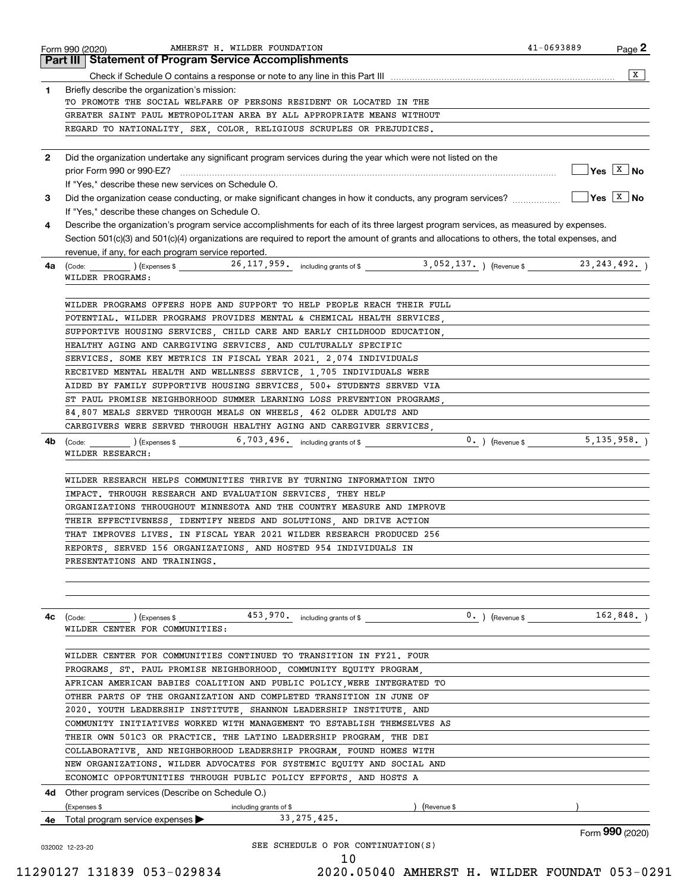Form 990 (2020) AMHERST H. WILDER FOUNDATION 41-0693889 Page **2**

## Part III Statement of Program Service Accomplishments

Check if Schedule O contains a response or note to any line in this Part III .......... [X]

**1** Briefly describe the organization's mission:

TO PROMOTE THE SOCIAL WELFARE OF PERSONS RESIDENT OR LOCATED IN THE GREATER SAINT PAUL METROPOLITAN AREA BY ALL APPROPRIATE MEANS WITHOUT REGARD TO NATIONALITY, SEX, COLOR, RELIGIOUS SCRUPLES OR PREJUDICES.

**2** Did the organization undertake any significant program services during the year which were not listed on the prior Form 990 or 990-EZ? .......... [ ] Yes [X] No

If "Yes," describe these new services on Schedule O.

**3** Did the organization cease conducting, or make significant changes in how it conducts, any program services? .......... [ ] Yes [X] No

If "Yes," describe these changes on Schedule O.

**4** Describe the organization's program service accomplishments for each of its three largest program services, as measured by expenses. Section 501(c)(3) and 501(c)(4) organizations are required to report the amount of grants and allocations to others, the total expenses, and revenue, if any, for each program service reported.

**4a** (Code: ) (Expenses $ 26,117,959. including grants of $ 3,052,137. ) (Revenue $ 23,243,492. )

WILDER PROGRAMS:

WILDER PROGRAMS OFFERS HOPE AND SUPPORT TO HELP PEOPLE REACH THEIR FULL POTENTIAL. WILDER PROGRAMS PROVIDES MENTAL & CHEMICAL HEALTH SERVICES, SUPPORTIVE HOUSING SERVICES, CHILD CARE AND EARLY CHILDHOOD EDUCATION, HEALTHY AGING AND CAREGIVING SERVICES, AND CULTURALLY SPECIFIC SERVICES. SOME KEY METRICS IN FISCAL YEAR 2021, 2,074 INDIVIDUALS RECEIVED MENTAL HEALTH AND WELLNESS SERVICE, 1,705 INDIVIDUALS WERE AIDED BY FAMILY SUPPORTIVE HOUSING SERVICES, 500+ STUDENTS SERVED VIA ST PAUL PROMISE NEIGHBORHOOD SUMMER LEARNING LOSS PREVENTION PROGRAMS, 84,807 MEALS SERVED THROUGH MEALS ON WHEELS, 462 OLDER ADULTS AND CAREGIVERS WERE SERVED THROUGH HEALTHY AGING AND CAREGIVER SERVICES,

**4b** (Code: ) (Expenses $ 6,703,496. including grants of $ 0. ) (Revenue $ 5,135,958. )

WILDER RESEARCH:

WILDER RESEARCH HELPS COMMUNITIES THRIVE BY TURNING INFORMATION INTO IMPACT. THROUGH RESEARCH AND EVALUATION SERVICES, THEY HELP ORGANIZATIONS THROUGHOUT MINNESOTA AND THE COUNTRY MEASURE AND IMPROVE THEIR EFFECTIVENESS, IDENTIFY NEEDS AND SOLUTIONS, AND DRIVE ACTION THAT IMPROVES LIVES. IN FISCAL YEAR 2021 WILDER RESEARCH PRODUCED 256 REPORTS, SERVED 156 ORGANIZATIONS, AND HOSTED 954 INDIVIDUALS IN PRESENTATIONS AND TRAININGS.

**4c** (Code: ) (Expenses $ 453,970. including grants of $ 0. ) (Revenue $ 162,848. )

WILDER CENTER FOR COMMUNITIES:

WILDER CENTER FOR COMMUNITIES CONTINUED TO TRANSITION IN FY21. FOUR PROGRAMS, ST. PAUL PROMISE NEIGHBORHOOD, COMMUNITY EQUITY PROGRAM, AFRICAN AMERICAN BABIES COALITION AND PUBLIC POLICY,WERE INTEGRATED TO OTHER PARTS OF THE ORGANIZATION AND COMPLETED TRANSITION IN JUNE OF 2020. YOUTH LEADERSHIP INSTITUTE, SHANNON LEADERSHIP INSTITUTE, AND COMMUNITY INITIATIVES WORKED WITH MANAGEMENT TO ESTABLISH THEMSELVES AS THEIR OWN 501C3 OR PRACTICE. THE LATINO LEADERSHIP PROGRAM, THE DEI COLLABORATIVE, AND NEIGHBORHOOD LEADERSHIP PROGRAM, FOUND HOMES WITH NEW ORGANIZATIONS. WILDER ADVOCATES FOR SYSTEMIC EQUITY AND SOCIAL AND ECONOMIC OPPORTUNITIES THROUGH PUBLIC POLICY EFFORTS, AND HOSTS A

**4d** Other program services (Describe on Schedule O.)

(Expenses $ including grants of $ ) (Revenue $ )

**4e** Total program service expenses ▶ 33,275,425.

SEE SCHEDULE O FOR CONTINUATION(S)

Form **990** (2020)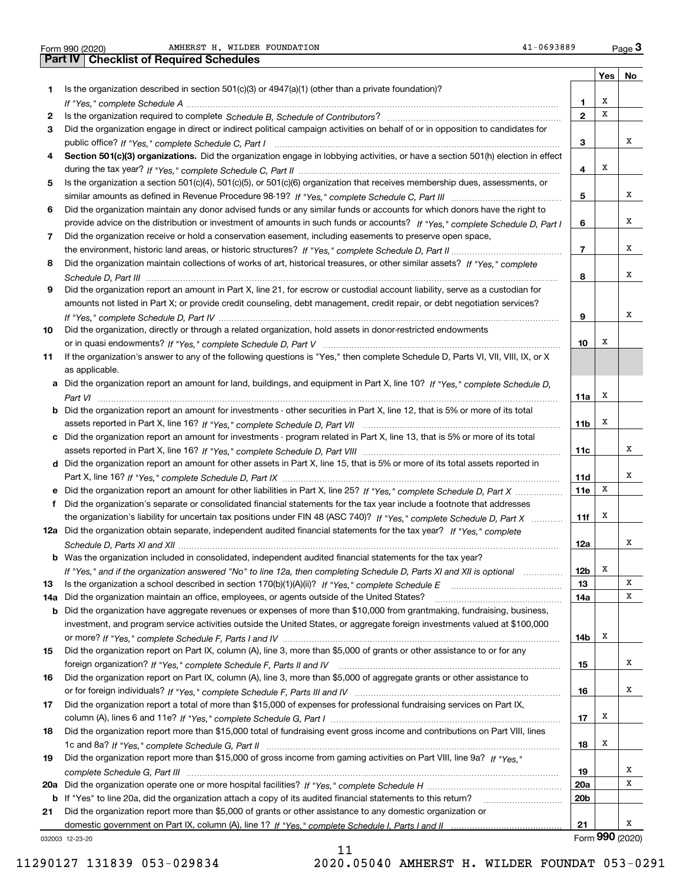Form 990 (2020) AMHERST H. WILDER FOUNDATION 41-0693889

## Part IV | Checklist of Required Schedules

| | | | Yes | No |
|---|---|---|---|---|
| **1** | Is the organization described in section 501(c)(3) or 4947(a)(1) (other than a private foundation)? *If "Yes," complete Schedule A* | **1** | X | |
| **2** | Is the organization required to complete *Schedule B, Schedule of Contributors*? | **2** | X | |
| **3** | Did the organization engage in direct or indirect political campaign activities on behalf of or in opposition to candidates for public office? *If "Yes," complete Schedule C, Part I* | **3** | | X |
| **4** | **Section 501(c)(3) organizations.** Did the organization engage in lobbying activities, or have a section 501(h) election in effect during the tax year? *If "Yes," complete Schedule C, Part II* | **4** | X | |
| **5** | Is the organization a section 501(c)(4), 501(c)(5), or 501(c)(6) organization that receives membership dues, assessments, or similar amounts as defined in Revenue Procedure 98-19? *If "Yes," complete Schedule C, Part III* | **5** | | X |
| **6** | Did the organization maintain any donor advised funds or any similar funds or accounts for which donors have the right to provide advice on the distribution or investment of amounts in such funds or accounts? *If "Yes," complete Schedule D, Part I* | **6** | | X |
| **7** | Did the organization receive or hold a conservation easement, including easements to preserve open space, the environment, historic land areas, or historic structures? *If "Yes," complete Schedule D, Part II* | **7** | | X |
| **8** | Did the organization maintain collections of works of art, historical treasures, or other similar assets? *If "Yes," complete Schedule D, Part III* | **8** | | X |
| **9** | Did the organization report an amount in Part X, line 21, for escrow or custodial account liability, serve as a custodian for amounts not listed in Part X; or provide credit counseling, debt management, credit repair, or debt negotiation services? *If "Yes," complete Schedule D, Part IV* | **9** | | X |
| **10** | Did the organization, directly or through a related organization, hold assets in donor-restricted endowments or in quasi endowments? *If "Yes," complete Schedule D, Part V* | **10** | X | |
| **11** | If the organization's answer to any of the following questions is "Yes," then complete Schedule D, Parts VI, VII, VIII, IX, or X as applicable. | | | |
| **a** | Did the organization report an amount for land, buildings, and equipment in Part X, line 10? *If "Yes," complete Schedule D, Part VI* | **11a** | X | |
| **b** | Did the organization report an amount for investments - other securities in Part X, line 12, that is 5% or more of its total assets reported in Part X, line 16? *If "Yes," complete Schedule D, Part VII* | **11b** | X | |
| **c** | Did the organization report an amount for investments - program related in Part X, line 13, that is 5% or more of its total assets reported in Part X, line 16? *If "Yes," complete Schedule D, Part VIII* | **11c** | | X |
| **d** | Did the organization report an amount for other assets in Part X, line 15, that is 5% or more of its total assets reported in Part X, line 16? *If "Yes," complete Schedule D, Part IX* | **11d** | | X |
| **e** | Did the organization report an amount for other liabilities in Part X, line 25? *If "Yes," complete Schedule D, Part X* | **11e** | X | |
| **f** | Did the organization's separate or consolidated financial statements for the tax year include a footnote that addresses the organization's liability for uncertain tax positions under FIN 48 (ASC 740)? *If "Yes," complete Schedule D, Part X* | **11f** | X | |
| **12a** | Did the organization obtain separate, independent audited financial statements for the tax year? *If "Yes," complete Schedule D, Parts XI and XII* | **12a** | | X |
| **b** | Was the organization included in consolidated, independent audited financial statements for the tax year? *If "Yes," and if the organization answered "No" to line 12a, then completing Schedule D, Parts XI and XII is optional* | **12b** | X | |
| **13** | Is the organization a school described in section 170(b)(1)(A)(ii)? *If "Yes," complete Schedule E* | **13** | | X |
| **14a** | Did the organization maintain an office, employees, or agents outside of the United States? | **14a** | | X |
| **b** | Did the organization have aggregate revenues or expenses of more than $10,000 from grantmaking, fundraising, business, investment, and program service activities outside the United States, or aggregate foreign investments valued at $100,000 or more? *If "Yes," complete Schedule F, Parts I and IV* | **14b** | X | |
| **15** | Did the organization report on Part IX, column (A), line 3, more than $5,000 of grants or other assistance to or for any foreign organization? *If "Yes," complete Schedule F, Parts II and IV* | **15** | | X |
| **16** | Did the organization report on Part IX, column (A), line 3, more than $5,000 of aggregate grants or other assistance to or for foreign individuals? *If "Yes," complete Schedule F, Parts III and IV* | **16** | | X |
| **17** | Did the organization report a total of more than $15,000 of expenses for professional fundraising services on Part IX, column (A), lines 6 and 11e? *If "Yes," complete Schedule G, Part I* | **17** | X | |
| **18** | Did the organization report more than $15,000 total of fundraising event gross income and contributions on Part VIII, lines 1c and 8a? *If "Yes," complete Schedule G, Part II* | **18** | X | |
| **19** | Did the organization report more than $15,000 of gross income from gaming activities on Part VIII, line 9a? *If "Yes," complete Schedule G, Part III* | **19** | | X |
| **20a** | Did the organization operate one or more hospital facilities? *If "Yes," complete Schedule H* | **20a** | | X |
| **b** | If "Yes" to line 20a, did the organization attach a copy of its audited financial statements to this return? | **20b** | | |
| **21** | Did the organization report more than $5,000 of grants or other assistance to any domestic organization or domestic government on Part IX, column (A), line 1? *If "Yes," complete Schedule I, Parts I and II* | **21** | | X |

032003 12-23-20 Form **990** (2020)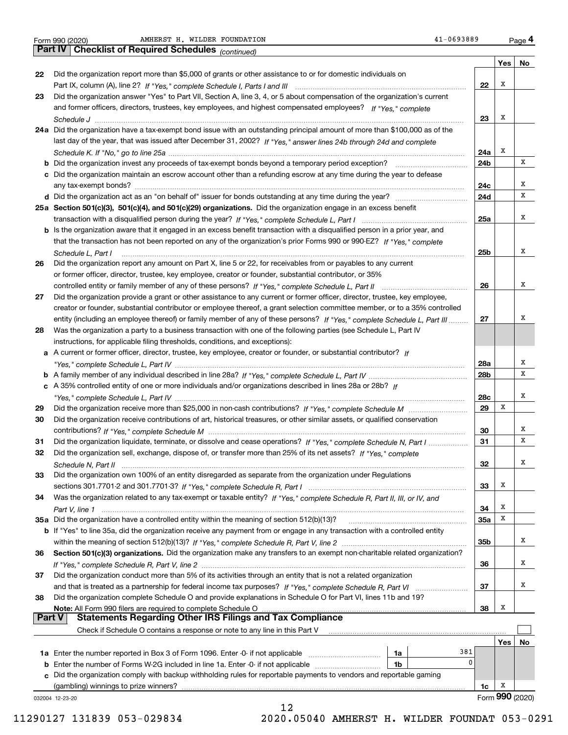Form 990 (2020) AMHERST H. WILDER FOUNDATION 41-0693889 Page **4**

## Part IV Checklist of Required Schedules *(continued)*

| | | | Yes | No |
|---|---|---|---|---|
| 22 | Did the organization report more than $5,000 of grants or other assistance to or for domestic individuals on Part IX, column (A), line 2? *If "Yes," complete Schedule I, Parts I and III* | 22 | X | |
| 23 | Did the organization answer "Yes" to Part VII, Section A, line 3, 4, or 5 about compensation of the organization's current and former officers, directors, trustees, key employees, and highest compensated employees? *If "Yes," complete Schedule J* | 23 | X | |
| 24a | Did the organization have a tax-exempt bond issue with an outstanding principal amount of more than $100,000 as of the last day of the year, that was issued after December 31, 2002? *If "Yes," answer lines 24b through 24d and complete Schedule K. If "No," go to line 25a* | 24a | X | |
| b | Did the organization invest any proceeds of tax-exempt bonds beyond a temporary period exception? | 24b | | X |
| c | Did the organization maintain an escrow account other than a refunding escrow at any time during the year to defease any tax-exempt bonds? | 24c | | X |
| d | Did the organization act as an "on behalf of" issuer for bonds outstanding at any time during the year? | 24d | | X |
| 25a | **Section 501(c)(3), 501(c)(4), and 501(c)(29) organizations.** Did the organization engage in an excess benefit transaction with a disqualified person during the year? *If "Yes," complete Schedule L, Part I* | 25a | | X |
| b | Is the organization aware that it engaged in an excess benefit transaction with a disqualified person in a prior year, and that the transaction has not been reported on any of the organization's prior Forms 990 or 990-EZ? *If "Yes," complete Schedule L, Part I* | 25b | | X |
| 26 | Did the organization report any amount on Part X, line 5 or 22, for receivables from or payables to any current or former officer, director, trustee, key employee, creator or founder, substantial contributor, or 35% controlled entity or family member of any of these persons? *If "Yes," complete Schedule L, Part II* | 26 | | X |
| 27 | Did the organization provide a grant or other assistance to any current or former officer, director, trustee, key employee, creator or founder, substantial contributor or employee thereof, a grant selection committee member, or to a 35% controlled entity (including an employee thereof) or family member of any of these persons? *If "Yes," complete Schedule L, Part III* | 27 | | X |
| 28 | Was the organization a party to a business transaction with one of the following parties (see Schedule L, Part IV instructions, for applicable filing thresholds, conditions, and exceptions): | | | |
| a | A current or former officer, director, trustee, key employee, creator or founder, or substantial contributor? *If "Yes," complete Schedule L, Part IV* | 28a | | X |
| b | A family member of any individual described in line 28a? *If "Yes," complete Schedule L, Part IV* | 28b | | X |
| c | A 35% controlled entity of one or more individuals and/or organizations described in lines 28a or 28b? *If "Yes," complete Schedule L, Part IV* | 28c | | X |
| 29 | Did the organization receive more than $25,000 in non-cash contributions? *If "Yes," complete Schedule M* | 29 | X | |
| 30 | Did the organization receive contributions of art, historical treasures, or other similar assets, or qualified conservation contributions? *If "Yes," complete Schedule M* | 30 | | X |
| 31 | Did the organization liquidate, terminate, or dissolve and cease operations? *If "Yes," complete Schedule N, Part I* | 31 | | X |
| 32 | Did the organization sell, exchange, dispose of, or transfer more than 25% of its net assets? *If "Yes," complete Schedule N, Part II* | 32 | | X |
| 33 | Did the organization own 100% of an entity disregarded as separate from the organization under Regulations sections 301.7701-2 and 301.7701-3? *If "Yes," complete Schedule R, Part I* | 33 | X | |
| 34 | Was the organization related to any tax-exempt or taxable entity? *If "Yes," complete Schedule R, Part II, III, or IV, and Part V, line 1* | 34 | X | |
| 35a | Did the organization have a controlled entity within the meaning of section 512(b)(13)? | 35a | X | |
| b | If "Yes" to line 35a, did the organization receive any payment from or engage in any transaction with a controlled entity within the meaning of section 512(b)(13)? *If "Yes," complete Schedule R, Part V, line 2* | 35b | | X |
| 36 | **Section 501(c)(3) organizations.** Did the organization make any transfers to an exempt non-charitable related organization? *If "Yes," complete Schedule R, Part V, line 2* | 36 | | X |
| 37 | Did the organization conduct more than 5% of its activities through an entity that is not a related organization and that is treated as a partnership for federal income tax purposes? *If "Yes," complete Schedule R, Part VI* | 37 | | X |
| 38 | Did the organization complete Schedule O and provide explanations in Schedule O for Part VI, lines 11b and 19? **Note:** All Form 990 filers are required to complete Schedule O | 38 | X | |

## Part V Statements Regarding Other IRS Filings and Tax Compliance

Check if Schedule O contains a response or note to any line in this Part V ☐

| | | | | | Yes | No |
|---|---|---|---|---|---|---|
| 1a | Enter the number reported in Box 3 of Form 1096. Enter -0- if not applicable | 1a | 381 | | | |
| b | Enter the number of Forms W-2G included in line 1a. Enter -0- if not applicable | 1b | 0 | | | |
| c | Did the organization comply with backup withholding rules for reportable payments to vendors and reportable gaming (gambling) winnings to prize winners? | | | 1c | X | |

032004 12-23-20 Form **990** (2020)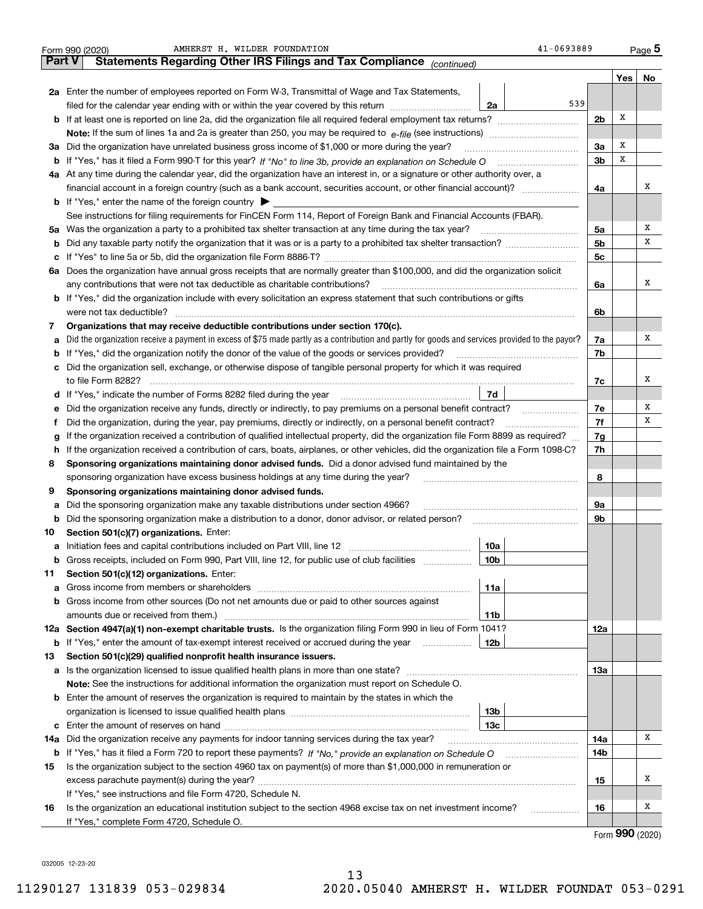Form 990 (2020) AMHERST H. WILDER FOUNDATION 41-0693889 Page 5

**Part V Statements Regarding Other IRS Filings and Tax Compliance** *(continued)*

| | | | | | Yes | No |
|---|---|---|---|---|---|---|
| **2a** | Enter the number of employees reported on Form W-3, Transmittal of Wage and Tax Statements, filed for the calendar year ending with or within the year covered by this return | 2a | 539 | | | |
| **b** | If at least one is reported on line 2a, did the organization file all required federal employment tax returns? | | | 2b | X | |
| | **Note:** If the sum of lines 1a and 2a is greater than 250, you may be required to *e-file* (see instructions) | | | | | |
| **3a** | Did the organization have unrelated business gross income of $1,000 or more during the year? | | | 3a | X | |
| **b** | If "Yes," has it filed a Form 990-T for this year? *If "No" to line 3b, provide an explanation on Schedule O* | | | 3b | X | |
| **4a** | At any time during the calendar year, did the organization have an interest in, or a signature or other authority over, a financial account in a foreign country (such as a bank account, securities account, or other financial account)? | | | 4a | | X |
| **b** | If "Yes," enter the name of the foreign country ▶ | | | | | |
| | See instructions for filing requirements for FinCEN Form 114, Report of Foreign Bank and Financial Accounts (FBAR). | | | | | |
| **5a** | Was the organization a party to a prohibited tax shelter transaction at any time during the tax year? | | | 5a | | X |
| **b** | Did any taxable party notify the organization that it was or is a party to a prohibited tax shelter transaction? | | | 5b | | X |
| **c** | If "Yes" to line 5a or 5b, did the organization file Form 8886-T? | | | 5c | | |
| **6a** | Does the organization have annual gross receipts that are normally greater than $100,000, and did the organization solicit any contributions that were not tax deductible as charitable contributions? | | | 6a | | X |
| **b** | If "Yes," did the organization include with every solicitation an express statement that such contributions or gifts were not tax deductible? | | | 6b | | |
| **7** | **Organizations that may receive deductible contributions under section 170(c).** | | | | | |
| **a** | Did the organization receive a payment in excess of $75 made partly as a contribution and partly for goods and services provided to the payor? | | | 7a | | X |
| **b** | If "Yes," did the organization notify the donor of the value of the goods or services provided? | | | 7b | | |
| **c** | Did the organization sell, exchange, or otherwise dispose of tangible personal property for which it was required to file Form 8282? | | | 7c | | X |
| **d** | If "Yes," indicate the number of Forms 8282 filed during the year | 7d | | | | |
| **e** | Did the organization receive any funds, directly or indirectly, to pay premiums on a personal benefit contract? | | | 7e | | X |
| **f** | Did the organization, during the year, pay premiums, directly or indirectly, on a personal benefit contract? | | | 7f | | X |
| **g** | If the organization received a contribution of qualified intellectual property, did the organization file Form 8899 as required? | | | 7g | | |
| **h** | If the organization received a contribution of cars, boats, airplanes, or other vehicles, did the organization file a Form 1098-C? | | | 7h | | |
| **8** | **Sponsoring organizations maintaining donor advised funds.** Did a donor advised fund maintained by the sponsoring organization have excess business holdings at any time during the year? | | | 8 | | |
| **9** | **Sponsoring organizations maintaining donor advised funds.** | | | | | |
| **a** | Did the sponsoring organization make any taxable distributions under section 4966? | | | 9a | | |
| **b** | Did the sponsoring organization make a distribution to a donor, donor advisor, or related person? | | | 9b | | |
| **10** | **Section 501(c)(7) organizations.** Enter: | | | | | |
| **a** | Initiation fees and capital contributions included on Part VIII, line 12 | 10a | | | | |
| **b** | Gross receipts, included on Form 990, Part VIII, line 12, for public use of club facilities | 10b | | | | |
| **11** | **Section 501(c)(12) organizations.** Enter: | | | | | |
| **a** | Gross income from members or shareholders | 11a | | | | |
| **b** | Gross income from other sources (Do not net amounts due or paid to other sources against amounts due or received from them.) | 11b | | | | |
| **12a** | **Section 4947(a)(1) non-exempt charitable trusts.** Is the organization filing Form 990 in lieu of Form 1041? | | | 12a | | |
| **b** | If "Yes," enter the amount of tax-exempt interest received or accrued during the year | 12b | | | | |
| **13** | **Section 501(c)(29) qualified nonprofit health insurance issuers.** | | | | | |
| **a** | Is the organization licensed to issue qualified health plans in more than one state? | | | 13a | | |
| | **Note:** See the instructions for additional information the organization must report on Schedule O. | | | | | |
| **b** | Enter the amount of reserves the organization is required to maintain by the states in which the organization is licensed to issue qualified health plans | 13b | | | | |
| **c** | Enter the amount of reserves on hand | 13c | | | | |
| **14a** | Did the organization receive any payments for indoor tanning services during the tax year? | | | 14a | | X |
| **b** | If "Yes," has it filed a Form 720 to report these payments? *If "No," provide an explanation on Schedule O* | | | 14b | | |
| **15** | Is the organization subject to the section 4960 tax on payment(s) of more than $1,000,000 in remuneration or excess parachute payment(s) during the year? | | | 15 | | X |
| | If "Yes," see instructions and file Form 4720, Schedule N. | | | | | |
| **16** | Is the organization an educational institution subject to the section 4968 excise tax on net investment income? | | | 16 | | X |
| | If "Yes," complete Form 4720, Schedule O. | | | | | |

Form **990** (2020)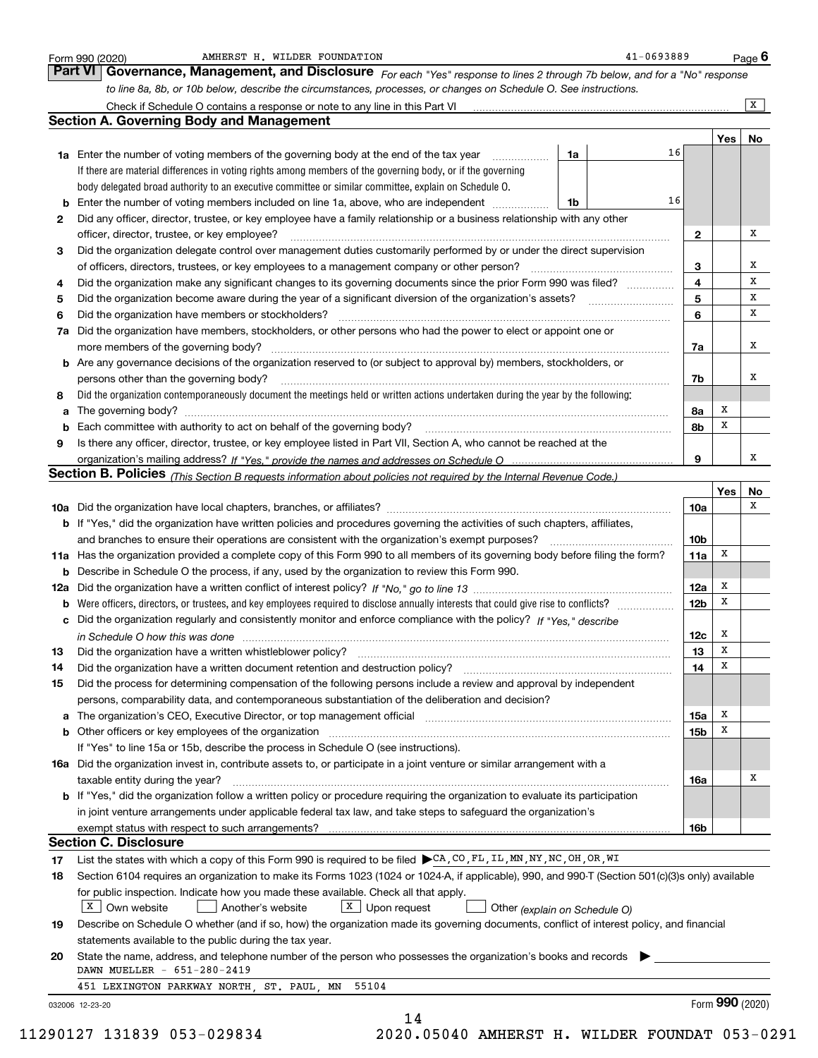Form 990 (2020) AMHERST H. WILDER FOUNDATION 41-0693889 Page 6

## Part VI Governance, Management, and Disclosure

*For each "Yes" response to lines 2 through 7b below, and for a "No" response to line 8a, 8b, or 10b below, describe the circumstances, processes, or changes on Schedule O. See instructions.*

Check if Schedule O contains a response or note to any line in this Part VI ... [X]

### Section A. Governing Body and Management

| | | | | | Yes | No |
|---|---|---|---|---|---|---|
| **1a** | Enter the number of voting members of the governing body at the end of the tax year. If there are material differences in voting rights among members of the governing body, or if the governing body delegated broad authority to an executive committee or similar committee, explain on Schedule O. | 1a | 16 | | | |
| **b** | Enter the number of voting members included on line 1a, above, who are independent | 1b | 16 | | | |
| **2** | Did any officer, director, trustee, or key employee have a family relationship or a business relationship with any other officer, director, trustee, or key employee? | | | 2 | | X |
| **3** | Did the organization delegate control over management duties customarily performed by or under the direct supervision of officers, directors, trustees, or key employees to a management company or other person? | | | 3 | | X |
| **4** | Did the organization make any significant changes to its governing documents since the prior Form 990 was filed? | | | 4 | | X |
| **5** | Did the organization become aware during the year of a significant diversion of the organization's assets? | | | 5 | | X |
| **6** | Did the organization have members or stockholders? | | | 6 | | X |
| **7a** | Did the organization have members, stockholders, or other persons who had the power to elect or appoint one or more members of the governing body? | | | 7a | | X |
| **b** | Are any governance decisions of the organization reserved to (or subject to approval by) members, stockholders, or persons other than the governing body? | | | 7b | | X |
| **8** | Did the organization contemporaneously document the meetings held or written actions undertaken during the year by the following: | | | | | |
| **a** | The governing body? | | | 8a | X | |
| **b** | Each committee with authority to act on behalf of the governing body? | | | 8b | X | |
| **9** | Is there any officer, director, trustee, or key employee listed in Part VII, Section A, who cannot be reached at the organization's mailing address? *If "Yes," provide the names and addresses on Schedule O* | | | 9 | | X |

### Section B. Policies *(This Section B requests information about policies not required by the Internal Revenue Code.)*

| | | | Yes | No |
|---|---|---|---|---|
| **10a** | Did the organization have local chapters, branches, or affiliates? | 10a | | X |
| **b** | If "Yes," did the organization have written policies and procedures governing the activities of such chapters, affiliates, and branches to ensure their operations are consistent with the organization's exempt purposes? | 10b | | |
| **11a** | Has the organization provided a complete copy of this Form 990 to all members of its governing body before filing the form? | 11a | X | |
| **b** | Describe in Schedule O the process, if any, used by the organization to review this Form 990. | | | |
| **12a** | Did the organization have a written conflict of interest policy? *If "No," go to line 13* | 12a | X | |
| **b** | Were officers, directors, or trustees, and key employees required to disclose annually interests that could give rise to conflicts? | 12b | X | |
| **c** | Did the organization regularly and consistently monitor and enforce compliance with the policy? *If "Yes," describe in Schedule O how this was done* | 12c | X | |
| **13** | Did the organization have a written whistleblower policy? | 13 | X | |
| **14** | Did the organization have a written document retention and destruction policy? | 14 | X | |
| **15** | Did the process for determining compensation of the following persons include a review and approval by independent persons, comparability data, and contemporaneous substantiation of the deliberation and decision? | | | |
| **a** | The organization's CEO, Executive Director, or top management official | 15a | X | |
| **b** | Other officers or key employees of the organization. If "Yes" to line 15a or 15b, describe the process in Schedule O (see instructions). | 15b | X | |
| **16a** | Did the organization invest in, contribute assets to, or participate in a joint venture or similar arrangement with a taxable entity during the year? | 16a | | X |
| **b** | If "Yes," did the organization follow a written policy or procedure requiring the organization to evaluate its participation in joint venture arrangements under applicable federal tax law, and take steps to safeguard the organization's exempt status with respect to such arrangements? | 16b | | |

### Section C. Disclosure

**17** List the states with which a copy of this Form 990 is required to be filed ▶ CA, CO, FL, IL, MN, NY, NC, OH, OR, WI

**18** Section 6104 requires an organization to make its Forms 1023 (1024 or 1024-A, if applicable), 990, and 990-T (Section 501(c)(3)s only) available for public inspection. Indicate how you made these available. Check all that apply.

[X] Own website  [ ] Another's website  [X] Upon request  [ ] Other *(explain on Schedule O)*

**19** Describe on Schedule O whether (and if so, how) the organization made its governing documents, conflict of interest policy, and financial statements available to the public during the tax year.

**20** State the name, address, and telephone number of the person who possesses the organization's books and records ▶

DAWN MUELLER - 651-280-2419

451 LEXINGTON PARKWAY NORTH, ST. PAUL, MN 55104

032006 12-23-20 Form **990** (2020)

11290127 131839 053-029834 2020.05040 AMHERST H. WILDER FOUNDAT 053-0291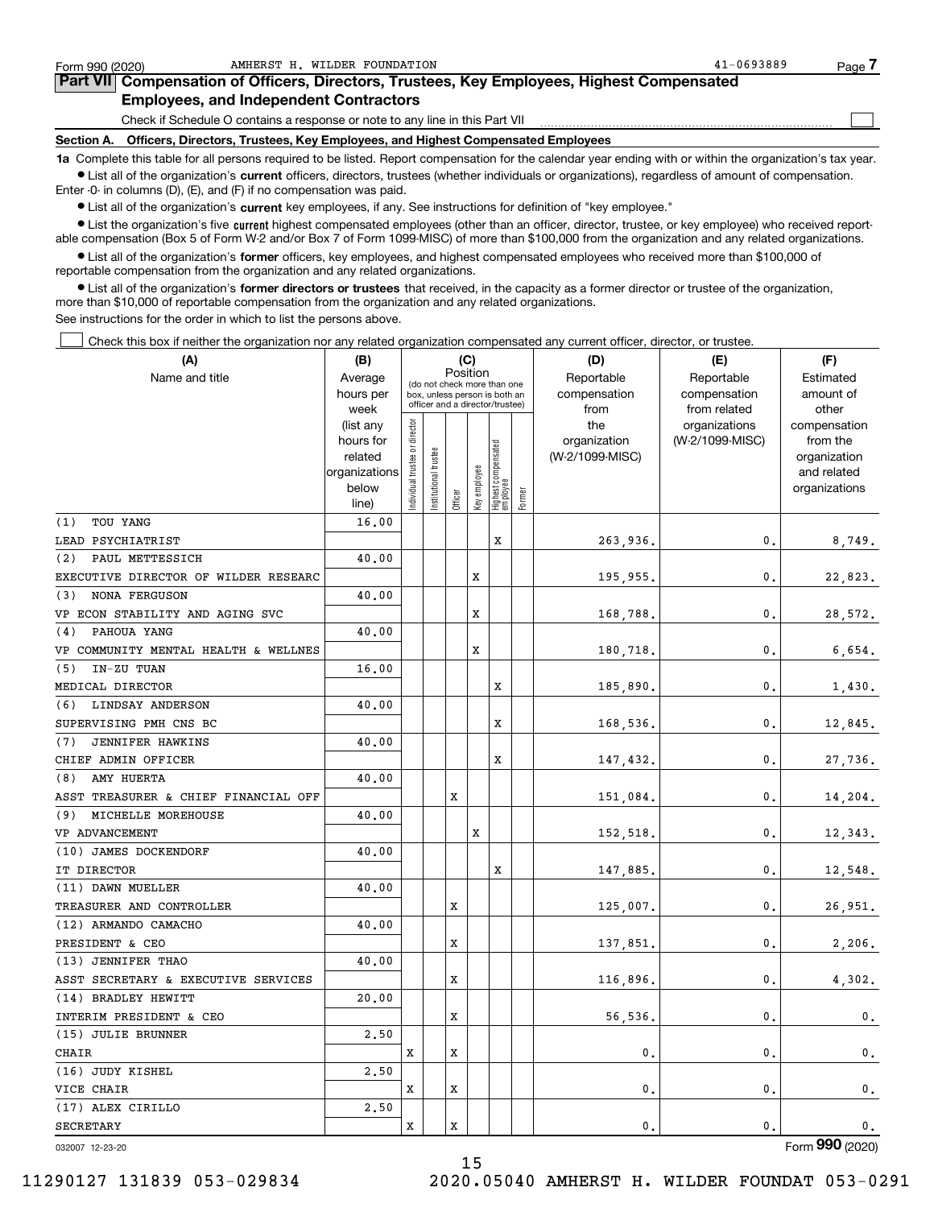Form 990 (2020) AMHERST H. WILDER FOUNDATION 41-0693889

## Part VII Compensation of Officers, Directors, Trustees, Key Employees, Highest Compensated Employees, and Independent Contractors

Check if Schedule O contains a response or note to any line in this Part VII

### Section A. Officers, Directors, Trustees, Key Employees, and Highest Compensated Employees

**1a** Complete this table for all persons required to be listed. Report compensation for the calendar year ending with or within the organization's tax year.

- List all of the organization's **current** officers, directors, trustees (whether individuals or organizations), regardless of amount of compensation. Enter -0- in columns (D), (E), and (F) if no compensation was paid.
- List all of the organization's **current** key employees, if any. See instructions for definition of "key employee."
- List the organization's five **current** highest compensated employees (other than an officer, director, trustee, or key employee) who received reportable compensation (Box 5 of Form W-2 and/or Box 7 of Form 1099-MISC) of more than $100,000 from the organization and any related organizations.
- List all of the organization's **former** officers, key employees, and highest compensated employees who received more than $100,000 of reportable compensation from the organization and any related organizations.
- List all of the organization's **former directors or trustees** that received, in the capacity as a former director or trustee of the organization, more than $10,000 of reportable compensation from the organization and any related organizations.

See instructions for the order in which to list the persons above.

Check this box if neither the organization nor any related organization compensated any current officer, director, or trustee.

| (A) Name and title | (B) Average hours per week (list any hours for related organizations below line) | (C) Position: Individual trustee or director | Institutional trustee | Officer | Key employee | Highest compensated employee | Former | (D) Reportable compensation from the organization (W-2/1099-MISC) | (E) Reportable compensation from related organizations (W-2/1099-MISC) | (F) Estimated amount of other compensation from the organization and related organizations |
|---|---|---|---|---|---|---|---|---|---|---|
| (1) TOU YANG<br>LEAD PSYCHIATRIST | 16.00 | | | | | X | | 263,936. | 0. | 8,749. |
| (2) PAUL METTESSICH<br>EXECUTIVE DIRECTOR OF WILDER RESEARC | 40.00 | | | | X | | | 195,955. | 0. | 22,823. |
| (3) NONA FERGUSON<br>VP ECON STABILITY AND AGING SVC | 40.00 | | | | X | | | 168,788. | 0. | 28,572. |
| (4) PAHOUA YANG<br>VP COMMUNITY MENTAL HEALTH & WELLNES | 40.00 | | | | X | | | 180,718. | 0. | 6,654. |
| (5) IN-ZU TUAN<br>MEDICAL DIRECTOR | 16.00 | | | | | X | | 185,890. | 0. | 1,430. |
| (6) LINDSAY ANDERSON<br>SUPERVISING PMH CNS BC | 40.00 | | | | | X | | 168,536. | 0. | 12,845. |
| (7) JENNIFER HAWKINS<br>CHIEF ADMIN OFFICER | 40.00 | | | | | X | | 147,432. | 0. | 27,736. |
| (8) AMY HUERTA<br>ASST TREASURER & CHIEF FINANCIAL OFF | 40.00 | | | X | | | | 151,084. | 0. | 14,204. |
| (9) MICHELLE MOREHOUSE<br>VP ADVANCEMENT | 40.00 | | | | X | | | 152,518. | 0. | 12,343. |
| (10) JAMES DOCKENDORF<br>IT DIRECTOR | 40.00 | | | | | X | | 147,885. | 0. | 12,548. |
| (11) DAWN MUELLER<br>TREASURER AND CONTROLLER | 40.00 | | | X | | | | 125,007. | 0. | 26,951. |
| (12) ARMANDO CAMACHO<br>PRESIDENT & CEO | 40.00 | | | X | | | | 137,851. | 0. | 2,206. |
| (13) JENNIFER THAO<br>ASST SECRETARY & EXECUTIVE SERVICES | 40.00 | | | X | | | | 116,896. | 0. | 4,302. |
| (14) BRADLEY HEWITT<br>INTERIM PRESIDENT & CEO | 20.00 | | | X | | | | 56,536. | 0. | 0. |
| (15) JULIE BRUNNER<br>CHAIR | 2.50 | X | | X | | | | 0. | 0. | 0. |
| (16) JUDY KISHEL<br>VICE CHAIR | 2.50 | X | | X | | | | 0. | 0. | 0. |
| (17) ALEX CIRILLO<br>SECRETARY | 2.50 | X | | X | | | | 0. | 0. | 0. |

032007 12-23-20 Form 990 (2020)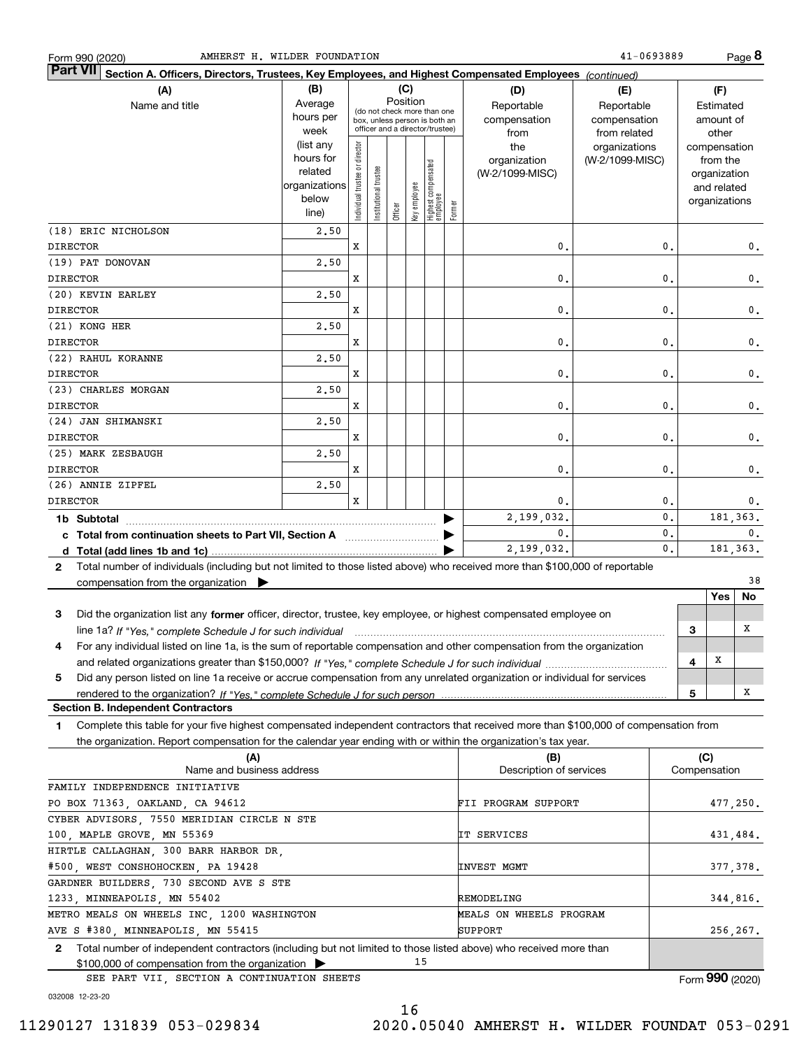Form 990 (2020) AMHERST H. WILDER FOUNDATION 41-0693889

## Part VII Section A. Officers, Directors, Trustees, Key Employees, and Highest Compensated Employees *(continued)*

| (A) Name and title | (B) Average hours per week (list any hours for related organizations below line) | (C) Position: Individual trustee or director | Institutional trustee | Officer | Key employee | Highest compensated employee | Former | (D) Reportable compensation from the organization (W-2/1099-MISC) | (E) Reportable compensation from related organizations (W-2/1099-MISC) | (F) Estimated amount of other compensation from the organization and related organizations |
|---|---|---|---|---|---|---|---|---|---|---|
| (18) ERIC NICHOLSON<br>DIRECTOR | 2.50 | X | | | | | | 0. | 0. | 0. |
| (19) PAT DONOVAN<br>DIRECTOR | 2.50 | X | | | | | | 0. | 0. | 0. |
| (20) KEVIN EARLEY<br>DIRECTOR | 2.50 | X | | | | | | 0. | 0. | 0. |
| (21) KONG HER<br>DIRECTOR | 2.50 | X | | | | | | 0. | 0. | 0. |
| (22) RAHUL KORANNE<br>DIRECTOR | 2.50 | X | | | | | | 0. | 0. | 0. |
| (23) CHARLES MORGAN<br>DIRECTOR | 2.50 | X | | | | | | 0. | 0. | 0. |
| (24) JAN SHIMANSKI<br>DIRECTOR | 2.50 | X | | | | | | 0. | 0. | 0. |
| (25) MARK ZESBAUGH<br>DIRECTOR | 2.50 | X | | | | | | 0. | 0. | 0. |
| (26) ANNIE ZIPFEL<br>DIRECTOR | 2.50 | X | | | | | | 0. | 0. | 0. |
| **1b Subtotal** | | | | | | | | 2,199,032. | 0. | 181,363. |
| **c Total from continuation sheets to Part VII, Section A** | | | | | | | | 0. | 0. | 0. |
| **d Total (add lines 1b and 1c)** | | | | | | | | 2,199,032. | 0. | 181,363. |

**2** Total number of individuals (including but not limited to those listed above) who received more than $100,000 of reportable compensation from the organization ▶ 38

| | | Yes | No |
|---|---|---|---|
| **3** Did the organization list any **former** officer, director, trustee, key employee, or highest compensated employee on line 1a? *If "Yes," complete Schedule J for such individual* | 3 | | X |
| **4** For any individual listed on line 1a, is the sum of reportable compensation and other compensation from the organization and related organizations greater than $150,000? *If "Yes," complete Schedule J for such individual* | 4 | X | |
| **5** Did any person listed on line 1a receive or accrue compensation from any unrelated organization or individual for services rendered to the organization? *If "Yes," complete Schedule J for such person* | 5 | | X |

### Section B. Independent Contractors

**1** Complete this table for your five highest compensated independent contractors that received more than $100,000 of compensation from the organization. Report compensation for the calendar year ending with or within the organization's tax year.

| (A) Name and business address | (B) Description of services | (C) Compensation |
|---|---|---|
| FAMILY INDEPENDENCE INITIATIVE<br>PO BOX 71363, OAKLAND, CA 94612 | FII PROGRAM SUPPORT | 477,250. |
| CYBER ADVISORS, 7550 MERIDIAN CIRCLE N STE 100, MAPLE GROVE, MN 55369 | IT SERVICES | 431,484. |
| HIRTLE CALLAGHAN, 300 BARR HARBOR DR, #500, WEST CONSHOHOCKEN, PA 19428 | INVEST MGMT | 377,378. |
| GARDNER BUILDERS, 730 SECOND AVE S STE 1233, MINNEAPOLIS, MN 55402 | REMODELING | 344,816. |
| METRO MEALS ON WHEELS INC, 1200 WASHINGTON AVE S #380, MINNEAPOLIS, MN 55415 | MEALS ON WHEELS PROGRAM SUPPORT | 256,267. |

**2** Total number of independent contractors (including but not limited to those listed above) who received more than $100,000 of compensation from the organization ▶ 15

SEE PART VII, SECTION A CONTINUATION SHEETS

Form **990** (2020)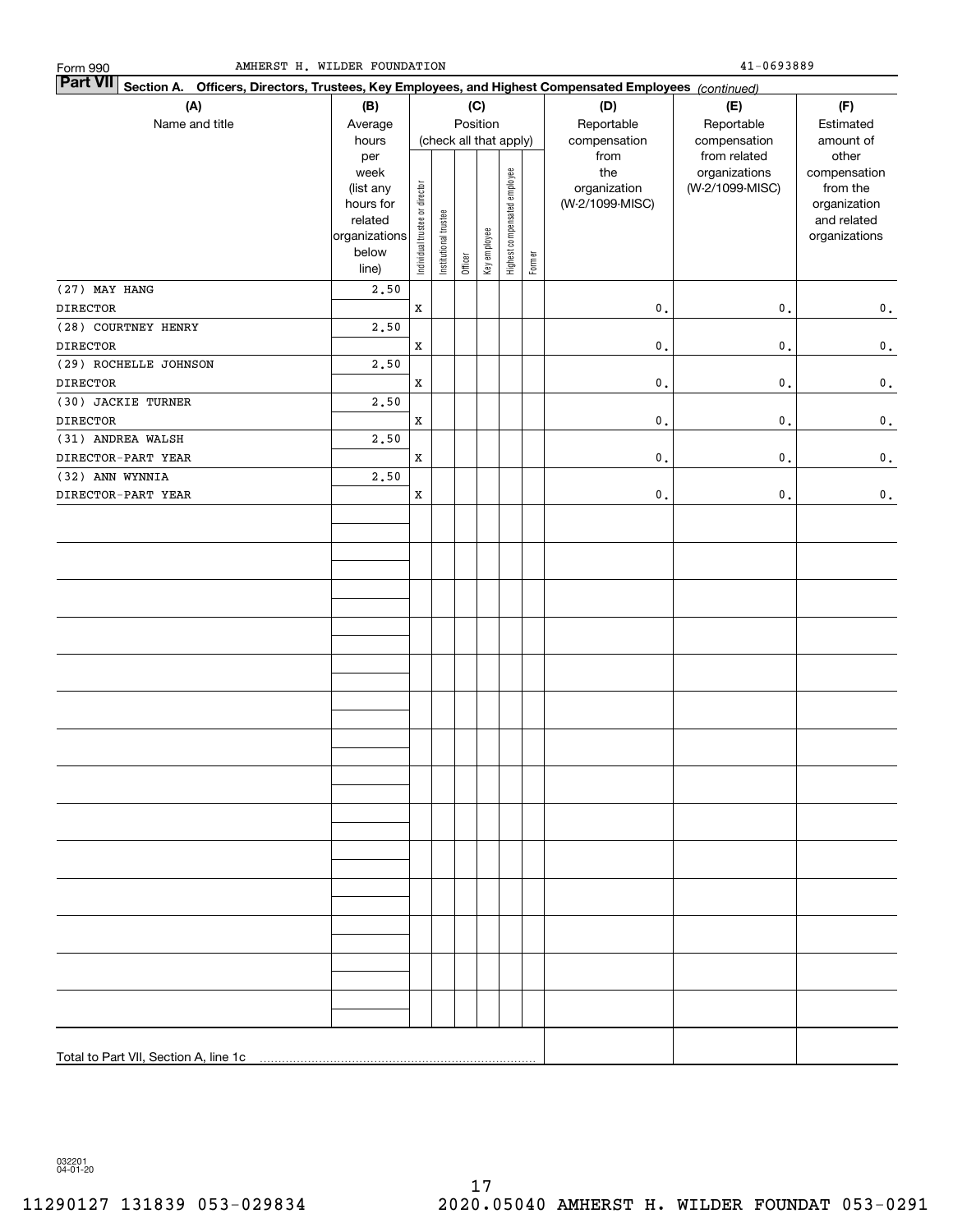Form 990 AMHERST H. WILDER FOUNDATION 41-0693889

**Part VII** **Section A. Officers, Directors, Trustees, Key Employees, and Highest Compensated Employees** *(continued)*

| (A) Name and title | (B) Average hours per week (list any hours for related organizations below line) | (C) Position (check all that apply): Individual trustee or director | Institutional trustee | Officer | Key employee | Highest compensated employee | Former | (D) Reportable compensation from the organization (W-2/1099-MISC) | (E) Reportable compensation from related organizations (W-2/1099-MISC) | (F) Estimated amount of other compensation from the organization and related organizations |
|---|---|---|---|---|---|---|---|---|---|---|
| (27) MAY HANG<br>DIRECTOR | 2.50 | X | | | | | | 0. | 0. | 0. |
| (28) COURTNEY HENRY<br>DIRECTOR | 2.50 | X | | | | | | 0. | 0. | 0. |
| (29) ROCHELLE JOHNSON<br>DIRECTOR | 2.50 | X | | | | | | 0. | 0. | 0. |
| (30) JACKIE TURNER<br>DIRECTOR | 2.50 | X | | | | | | 0. | 0. | 0. |
| (31) ANDREA WALSH<br>DIRECTOR-PART YEAR | 2.50 | X | | | | | | 0. | 0. | 0. |
| (32) ANN WYNNIA<br>DIRECTOR-PART YEAR | 2.50 | X | | | | | | 0. | 0. | 0. |
| Total to Part VII, Section A, line 1c | | | | | | | | | | |

032201 04-01-20

11290127 131839 053-029834 2020.05040 AMHERST H. WILDER FOUNDAT 053-0291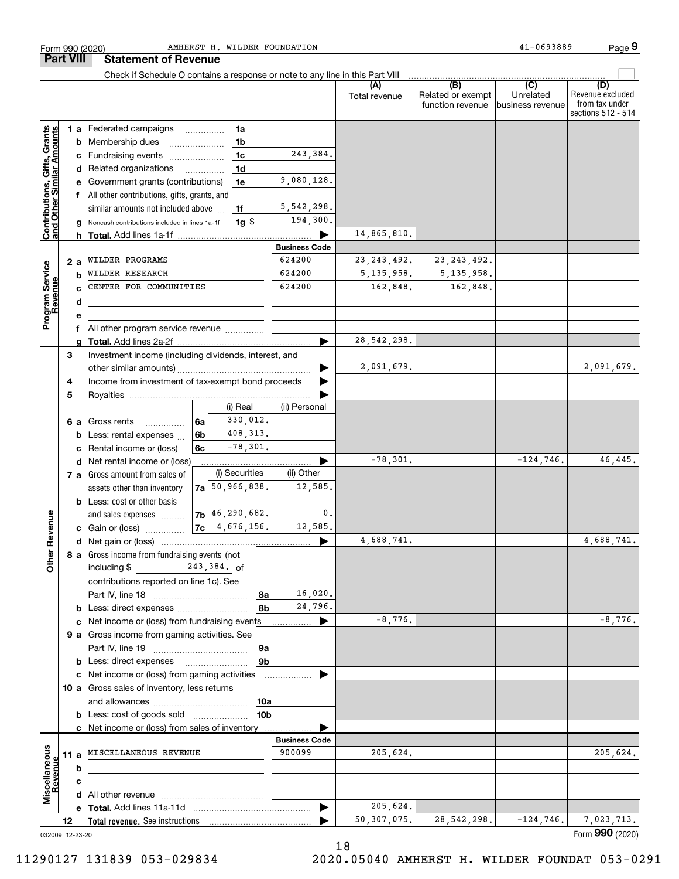Form 990 (2020) AMHERST H. WILDER FOUNDATION 41-0693889 Page 9

## Part VIII Statement of Revenue

Check if Schedule O contains a response or note to any line in this Part VIII

| | | | (A) Total revenue | (B) Related or exempt function revenue | (C) Unrelated business revenue | (D) Revenue excluded from tax under sections 512 - 514 |
|---|---|---|---|---|---|---|
| **Contributions, Gifts, Grants and Other Similar Amounts** | | | | | | |
| 1 a Federated campaigns | 1a | | | | | |
| b Membership dues | 1b | | | | | |
| c Fundraising events | 1c | 243,384. | | | | |
| d Related organizations | 1d | | | | | |
| e Government grants (contributions) | 1e | 9,080,128. | | | | |
| f All other contributions, gifts, grants, and similar amounts not included above | 1f | 5,542,298. | | | | |
| g Noncash contributions included in lines 1a-1f | 1g $ | 194,300. | | | | |
| h **Total.** Add lines 1a-1f | | | 14,865,810. | | | |
| **Program Service Revenue** | | **Business Code** | | | | |
| 2 a WILDER PROGRAMS | | 624200 | 23,243,492. | 23,243,492. | | |
| b WILDER RESEARCH | | 624200 | 5,135,958. | 5,135,958. | | |
| c CENTER FOR COMMUNITIES | | 624200 | 162,848. | 162,848. | | |
| d | | | | | | |
| e | | | | | | |
| f All other program service revenue | | | | | | |
| g **Total.** Add lines 2a-2f | | | 28,542,298. | | | |
| **Other Revenue** | | | | | | |
| 3 Investment income (including dividends, interest, and other similar amounts) | | | 2,091,679. | | | 2,091,679. |
| 4 Income from investment of tax-exempt bond proceeds | | | | | | |
| 5 Royalties | | | | | | |
| | (i) Real | (ii) Personal | | | | |
| 6 a Gross rents (6a) | 330,012. | | | | | |
| b Less: rental expenses (6b) | 408,313. | | | | | |
| c Rental income or (loss) (6c) | -78,301. | | | | | |
| d Net rental income or (loss) | | | -78,301. | | -124,746. | 46,445. |
| | (i) Securities | (ii) Other | | | | |
| 7 a Gross amount from sales of assets other than inventory (7a) | 50,966,838. | 12,585. | | | | |
| b Less: cost or other basis and sales expenses (7b) | 46,290,682. | 0. | | | | |
| c Gain or (loss) (7c) | 4,676,156. | 12,585. | | | | |
| d Net gain or (loss) | | | 4,688,741. | | | 4,688,741. |
| 8 a Gross income from fundraising events (not including $ 243,384. of contributions reported on line 1c). See Part IV, line 18 | 8a | 16,020. | | | | |
| b Less: direct expenses | 8b | 24,796. | | | | |
| c Net income or (loss) from fundraising events | | | -8,776. | | | -8,776. |
| 9 a Gross income from gaming activities. See Part IV, line 19 | 9a | | | | | |
| b Less: direct expenses | 9b | | | | | |
| c Net income or (loss) from gaming activities | | | | | | |
| 10 a Gross sales of inventory, less returns and allowances | 10a | | | | | |
| b Less: cost of goods sold | 10b | | | | | |
| c Net income or (loss) from sales of inventory | | | | | | |
| **Miscellaneous Revenue** | | **Business Code** | | | | |
| 11 a MISCELLANEOUS REVENUE | | 900099 | 205,624. | | | 205,624. |
| b | | | | | | |
| c | | | | | | |
| d All other revenue | | | | | | |
| e **Total.** Add lines 11a-11d | | | 205,624. | | | |
| 12 **Total revenue.** See instructions | | | 50,307,075. | 28,542,298. | -124,746. | 7,023,713. |

032009 12-23-20 Form **990** (2020)

11290127 131839 053-029834 2020.05040 AMHERST H. WILDER FOUNDAT 053-0291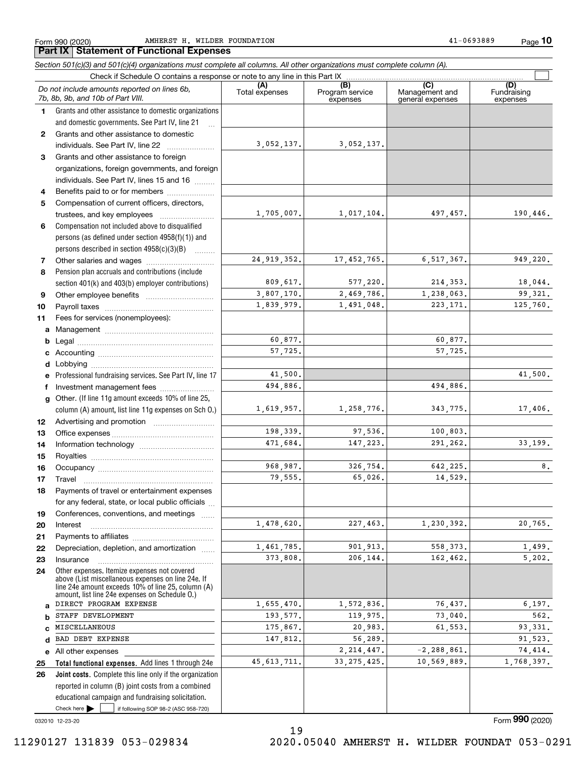Form 990 (2020) AMHERST H. WILDER FOUNDATION 41-0693889

## Part IX Statement of Functional Expenses

*Section 501(c)(3) and 501(c)(4) organizations must complete all columns. All other organizations must complete column (A).*

Check if Schedule O contains a response or note to any line in this Part IX

| | *Do not include amounts reported on lines 6b, 7b, 8b, 9b, and 10b of Part VIII.* | (A) Total expenses | (B) Program service expenses | (C) Management and general expenses | (D) Fundraising expenses |
|---|---|---|---|---|---|
| 1 | Grants and other assistance to domestic organizations and domestic governments. See Part IV, line 21 | | | | |
| 2 | Grants and other assistance to domestic individuals. See Part IV, line 22 | 3,052,137. | 3,052,137. | | |
| 3 | Grants and other assistance to foreign organizations, foreign governments, and foreign individuals. See Part IV, lines 15 and 16 | | | | |
| 4 | Benefits paid to or for members | | | | |
| 5 | Compensation of current officers, directors, trustees, and key employees | 1,705,007. | 1,017,104. | 497,457. | 190,446. |
| 6 | Compensation not included above to disqualified persons (as defined under section 4958(f)(1)) and persons described in section 4958(c)(3)(B) | | | | |
| 7 | Other salaries and wages | 24,919,352. | 17,452,765. | 6,517,367. | 949,220. |
| 8 | Pension plan accruals and contributions (include section 401(k) and 403(b) employer contributions) | 809,617. | 577,220. | 214,353. | 18,044. |
| 9 | Other employee benefits | 3,807,170. | 2,469,786. | 1,238,063. | 99,321. |
| 10 | Payroll taxes | 1,839,979. | 1,491,048. | 223,171. | 125,760. |
| 11 | Fees for services (nonemployees): | | | | |
| a | Management | | | | |
| b | Legal | 60,877. | | 60,877. | |
| c | Accounting | 57,725. | | 57,725. | |
| d | Lobbying | | | | |
| e | Professional fundraising services. See Part IV, line 17 | 41,500. | | | 41,500. |
| f | Investment management fees | 494,886. | | 494,886. | |
| g | Other. (If line 11g amount exceeds 10% of line 25, column (A) amount, list line 11g expenses on Sch O.) | 1,619,957. | 1,258,776. | 343,775. | 17,406. |
| 12 | Advertising and promotion | | | | |
| 13 | Office expenses | 198,339. | 97,536. | 100,803. | |
| 14 | Information technology | 471,684. | 147,223. | 291,262. | 33,199. |
| 15 | Royalties | | | | |
| 16 | Occupancy | 968,987. | 326,754. | 642,225. | 8. |
| 17 | Travel | 79,555. | 65,026. | 14,529. | |
| 18 | Payments of travel or entertainment expenses for any federal, state, or local public officials | | | | |
| 19 | Conferences, conventions, and meetings | | | | |
| 20 | Interest | 1,478,620. | 227,463. | 1,230,392. | 20,765. |
| 21 | Payments to affiliates | | | | |
| 22 | Depreciation, depletion, and amortization | 1,461,785. | 901,913. | 558,373. | 1,499. |
| 23 | Insurance | 373,808. | 206,144. | 162,462. | 5,202. |
| 24 | Other expenses. Itemize expenses not covered above (List miscellaneous expenses on line 24e. If line 24e amount exceeds 10% of line 25, column (A) amount, list line 24e expenses on Schedule O.) | | | | |
| a | DIRECT PROGRAM EXPENSE | 1,655,470. | 1,572,836. | 76,437. | 6,197. |
| b | STAFF DEVELOPMENT | 193,577. | 119,975. | 73,040. | 562. |
| c | MISCELLANEOUS | 175,867. | 20,983. | 61,553. | 93,331. |
| d | BAD DEBT EXPENSE | 147,812. | 56,289. | | 91,523. |
| e | All other expenses | | 2,214,447. | -2,288,861. | 74,414. |
| 25 | **Total functional expenses.** Add lines 1 through 24e | 45,613,711. | 33,275,425. | 10,569,889. | 1,768,397. |
| 26 | **Joint costs.** Complete this line only if the organization reported in column (B) joint costs from a combined educational campaign and fundraising solicitation. Check here ☐ if following SOP 98-2 (ASC 958-720) | | | | |

032010 12-23-20

Form **990** (2020)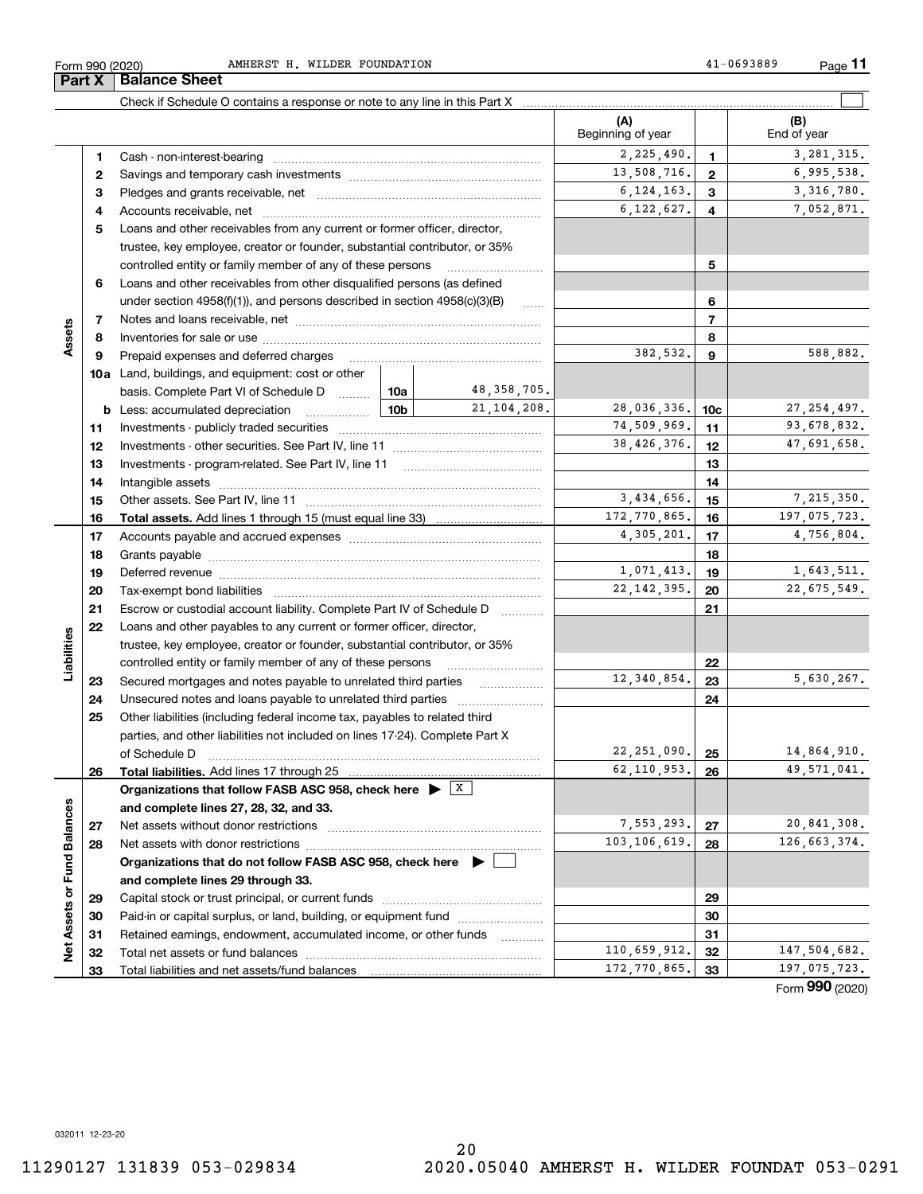Form 990 (2020) AMHERST H. WILDER FOUNDATION 41-0693889

## Part X Balance Sheet

Check if Schedule O contains a response or note to any line in this Part X ☐

| | | | | (A) Beginning of year | | (B) End of year |
|---|---|---|---|---|---|---|
| **Assets** | 1 | Cash - non-interest-bearing | | 2,225,490. | 1 | 3,281,315. |
| | 2 | Savings and temporary cash investments | | 13,508,716. | 2 | 6,995,538. |
| | 3 | Pledges and grants receivable, net | | 6,124,163. | 3 | 3,316,780. |
| | 4 | Accounts receivable, net | | 6,122,627. | 4 | 7,052,871. |
| | 5 | Loans and other receivables from any current or former officer, director, trustee, key employee, creator or founder, substantial contributor, or 35% controlled entity or family member of any of these persons | | | 5 | |
| | 6 | Loans and other receivables from other disqualified persons (as defined under section 4958(f)(1)), and persons described in section 4958(c)(3)(B) | | | 6 | |
| | 7 | Notes and loans receivable, net | | | 7 | |
| | 8 | Inventories for sale or use | | | 8 | |
| | 9 | Prepaid expenses and deferred charges | | 382,532. | 9 | 588,882. |
| | 10a | Land, buildings, and equipment: cost or other basis. Complete Part VI of Schedule D | 10a 48,358,705. | | | |
| | b | Less: accumulated depreciation | 10b 21,104,208. | 28,036,336. | 10c | 27,254,497. |
| | 11 | Investments - publicly traded securities | | 74,509,969. | 11 | 93,678,832. |
| | 12 | Investments - other securities. See Part IV, line 11 | | 38,426,376. | 12 | 47,691,658. |
| | 13 | Investments - program-related. See Part IV, line 11 | | | 13 | |
| | 14 | Intangible assets | | | 14 | |
| | 15 | Other assets. See Part IV, line 11 | | 3,434,656. | 15 | 7,215,350. |
| | 16 | **Total assets.** Add lines 1 through 15 (must equal line 33) | | 172,770,865. | 16 | 197,075,723. |
| **Liabilities** | 17 | Accounts payable and accrued expenses | | 4,305,201. | 17 | 4,756,804. |
| | 18 | Grants payable | | | 18 | |
| | 19 | Deferred revenue | | 1,071,413. | 19 | 1,643,511. |
| | 20 | Tax-exempt bond liabilities | | 22,142,395. | 20 | 22,675,549. |
| | 21 | Escrow or custodial account liability. Complete Part IV of Schedule D | | | 21 | |
| | 22 | Loans and other payables to any current or former officer, director, trustee, key employee, creator or founder, substantial contributor, or 35% controlled entity or family member of any of these persons | | | 22 | |
| | 23 | Secured mortgages and notes payable to unrelated third parties | | 12,340,854. | 23 | 5,630,267. |
| | 24 | Unsecured notes and loans payable to unrelated third parties | | | 24 | |
| | 25 | Other liabilities (including federal income tax, payables to related third parties, and other liabilities not included on lines 17-24). Complete Part X of Schedule D | | 22,251,090. | 25 | 14,864,910. |
| | 26 | **Total liabilities.** Add lines 17 through 25 | | 62,110,953. | 26 | 49,571,041. |
| **Net Assets or Fund Balances** | | **Organizations that follow FASB ASC 958, check here ▶ ☒ and complete lines 27, 28, 32, and 33.** | | | | |
| | 27 | Net assets without donor restrictions | | 7,553,293. | 27 | 20,841,308. |
| | 28 | Net assets with donor restrictions | | 103,106,619. | 28 | 126,663,374. |
| | | **Organizations that do not follow FASB ASC 958, check here ▶ ☐ and complete lines 29 through 33.** | | | | |
| | 29 | Capital stock or trust principal, or current funds | | | 29 | |
| | 30 | Paid-in or capital surplus, or land, building, or equipment fund | | | 30 | |
| | 31 | Retained earnings, endowment, accumulated income, or other funds | | | 31 | |
| | 32 | Total net assets or fund balances | | 110,659,912. | 32 | 147,504,682. |
| | 33 | Total liabilities and net assets/fund balances | | 172,770,865. | 33 | 197,075,723. |

Form **990** (2020)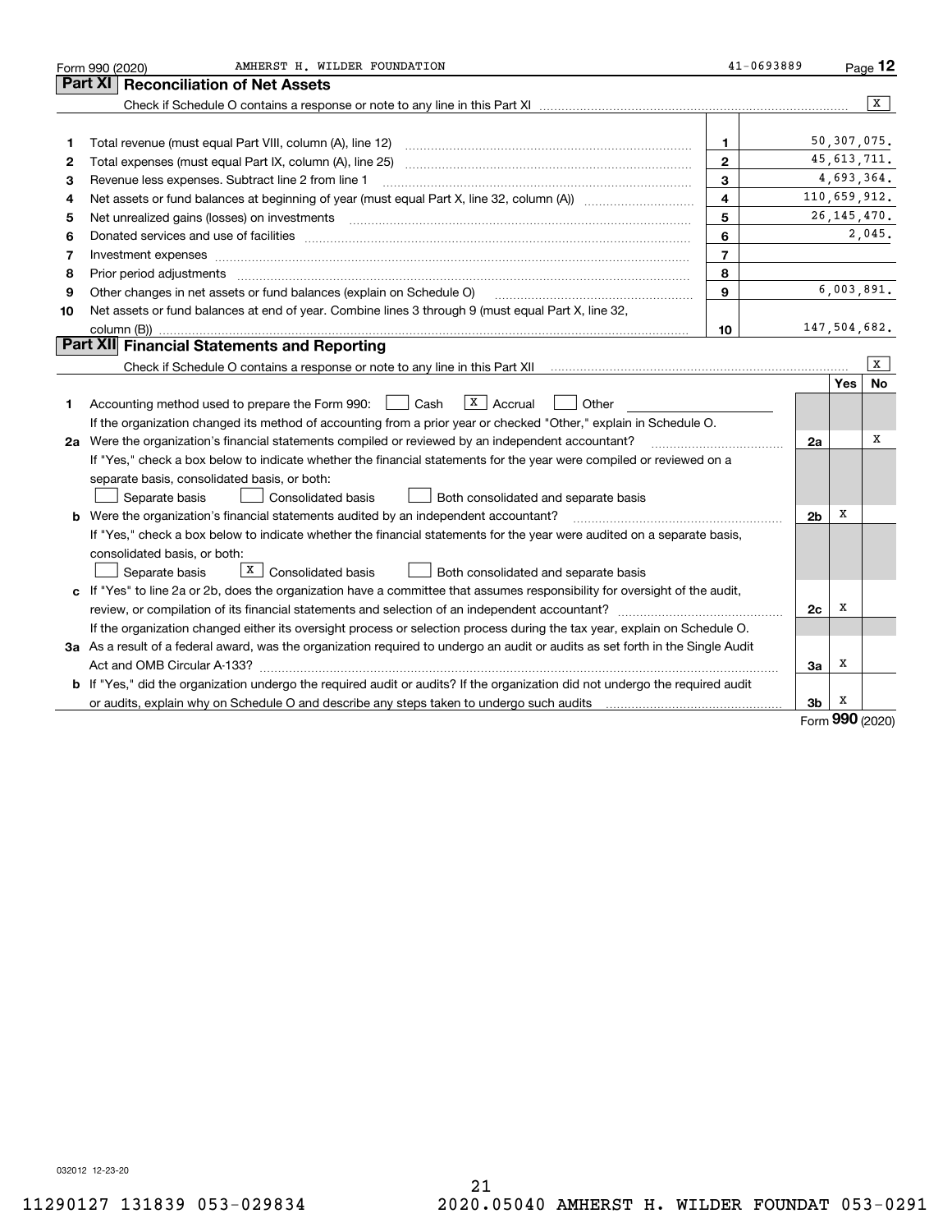Form 990 (2020) AMHERST H. WILDER FOUNDATION 41-0693889

## Part XI Reconciliation of Net Assets

Check if Schedule O contains a response or note to any line in this Part XI .......... [X]

| | | | |
|---|---|---|---|
| 1 | Total revenue (must equal Part VIII, column (A), line 12) | 1 | 50,307,075. |
| 2 | Total expenses (must equal Part IX, column (A), line 25) | 2 | 45,613,711. |
| 3 | Revenue less expenses. Subtract line 2 from line 1 | 3 | 4,693,364. |
| 4 | Net assets or fund balances at beginning of year (must equal Part X, line 32, column (A)) | 4 | 110,659,912. |
| 5 | Net unrealized gains (losses) on investments | 5 | 26,145,470. |
| 6 | Donated services and use of facilities | 6 | 2,045. |
| 7 | Investment expenses | 7 | |
| 8 | Prior period adjustments | 8 | |
| 9 | Other changes in net assets or fund balances (explain on Schedule O) | 9 | 6,003,891. |
| 10 | Net assets or fund balances at end of year. Combine lines 3 through 9 (must equal Part X, line 32, column (B)) | 10 | 147,504,682. |

## Part XII Financial Statements and Reporting

Check if Schedule O contains a response or note to any line in this Part XII .......... [X]

| | | | Yes | No |
|---|---|---|---|---|
| 1 | Accounting method used to prepare the Form 990: [ ] Cash [X] Accrual [ ] Other<br>If the organization changed its method of accounting from a prior year or checked "Other," explain in Schedule O. | | | |
| 2a | Were the organization's financial statements compiled or reviewed by an independent accountant?<br>If "Yes," check a box below to indicate whether the financial statements for the year were compiled or reviewed on a separate basis, consolidated basis, or both:<br>[ ] Separate basis [ ] Consolidated basis [ ] Both consolidated and separate basis | 2a | | X |
| b | Were the organization's financial statements audited by an independent accountant?<br>If "Yes," check a box below to indicate whether the financial statements for the year were audited on a separate basis, consolidated basis, or both:<br>[ ] Separate basis [X] Consolidated basis [ ] Both consolidated and separate basis | 2b | X | |
| c | If "Yes" to line 2a or 2b, does the organization have a committee that assumes responsibility for oversight of the audit, review, or compilation of its financial statements and selection of an independent accountant?<br>If the organization changed either its oversight process or selection process during the tax year, explain on Schedule O. | 2c | X | |
| 3a | As a result of a federal award, was the organization required to undergo an audit or audits as set forth in the Single Audit Act and OMB Circular A-133? | 3a | X | |
| b | If "Yes," did the organization undergo the required audit or audits? If the organization did not undergo the required audit or audits, explain why on Schedule O and describe any steps taken to undergo such audits | 3b | X | |

Form 990 (2020)

032012 12-23-20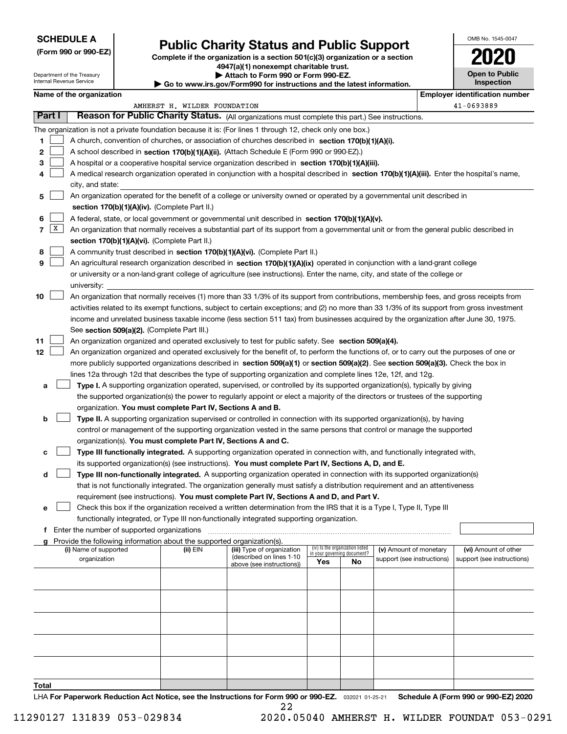**SCHEDULE A**
**(Form 990 or 990-EZ)**

Department of the Treasury
Internal Revenue Service

# Public Charity Status and Public Support

**Complete if the organization is a section 501(c)(3) organization or a section 4947(a)(1) nonexempt charitable trust.**
**▶ Attach to Form 990 or Form 990-EZ.**
**▶ Go to www.irs.gov/Form990 for instructions and the latest information.**

OMB No. 1545-0047

**2020**

**Open to Public Inspection**

**Name of the organization:** AMHERST H. WILDER FOUNDATION

**Employer identification number:** 41-0693889

**Part I** **Reason for Public Charity Status.** (All organizations must complete this part.) See instructions.

The organization is not a private foundation because it is: (For lines 1 through 12, check only one box.)

1 ☐ A church, convention of churches, or association of churches described in **section 170(b)(1)(A)(i).**

2 ☐ A school described in **section 170(b)(1)(A)(ii).** (Attach Schedule E (Form 990 or 990-EZ).)

3 ☐ A hospital or a cooperative hospital service organization described in **section 170(b)(1)(A)(iii).**

4 ☐ A medical research organization operated in conjunction with a hospital described in **section 170(b)(1)(A)(iii).** Enter the hospital's name, city, and state:

5 ☐ An organization operated for the benefit of a college or university owned or operated by a governmental unit described in **section 170(b)(1)(A)(iv).** (Complete Part II.)

6 ☐ A federal, state, or local government or governmental unit described in **section 170(b)(1)(A)(v).**

7 ☒ An organization that normally receives a substantial part of its support from a governmental unit or from the general public described in **section 170(b)(1)(A)(vi).** (Complete Part II.)

8 ☐ A community trust described in **section 170(b)(1)(A)(vi).** (Complete Part II.)

9 ☐ An agricultural research organization described in **section 170(b)(1)(A)(ix)** operated in conjunction with a land-grant college or university or a non-land-grant college of agriculture (see instructions). Enter the name, city, and state of the college or university:

10 ☐ An organization that normally receives (1) more than 33 1/3% of its support from contributions, membership fees, and gross receipts from activities related to its exempt functions, subject to certain exceptions; and (2) no more than 33 1/3% of its support from gross investment income and unrelated business taxable income (less section 511 tax) from businesses acquired by the organization after June 30, 1975. See **section 509(a)(2).** (Complete Part III.)

11 ☐ An organization organized and operated exclusively to test for public safety. See **section 509(a)(4).**

12 ☐ An organization organized and operated exclusively for the benefit of, to perform the functions of, or to carry out the purposes of one or more publicly supported organizations described in **section 509(a)(1)** or **section 509(a)(2)**. See **section 509(a)(3).** Check the box in lines 12a through 12d that describes the type of supporting organization and complete lines 12e, 12f, and 12g.

**a** ☐ **Type I.** A supporting organization operated, supervised, or controlled by its supported organization(s), typically by giving the supported organization(s) the power to regularly appoint or elect a majority of the directors or trustees of the supporting organization. **You must complete Part IV, Sections A and B.**

**b** ☐ **Type II.** A supporting organization supervised or controlled in connection with its supported organization(s), by having control or management of the supporting organization vested in the same persons that control or manage the supported organization(s). **You must complete Part IV, Sections A and C.**

**c** ☐ **Type III functionally integrated.** A supporting organization operated in connection with, and functionally integrated with, its supported organization(s) (see instructions). **You must complete Part IV, Sections A, D, and E.**

**d** ☐ **Type III non-functionally integrated.** A supporting organization operated in connection with its supported organization(s) that is not functionally integrated. The organization generally must satisfy a distribution requirement and an attentiveness requirement (see instructions). **You must complete Part IV, Sections A and D, and Part V.**

**e** ☐ Check this box if the organization received a written determination from the IRS that it is a Type I, Type II, Type III functionally integrated, or Type III non-functionally integrated supporting organization.

**f** Enter the number of supported organizations

**g** Provide the following information about the supported organization(s).

| (i) Name of supported organization | (ii) EIN | (iii) Type of organization (described on lines 1-10 above (see instructions)) | (iv) Is the organization listed in your governing document? Yes | No | (v) Amount of monetary support (see instructions) | (vi) Amount of other support (see instructions) |
|---|---|---|---|---|---|---|
| | | | | | | |
| | | | | | | |
| | | | | | | |
| | | | | | | |
| | | | | | | |
| **Total** | | | | | | |

LHA **For Paperwork Reduction Act Notice, see the Instructions for Form 990 or 990-EZ.** 032021 01-25-21 **Schedule A (Form 990 or 990-EZ) 2020**

11290127 131839 053-029834 2020.05040 AMHERST H. WILDER FOUNDAT 053-0291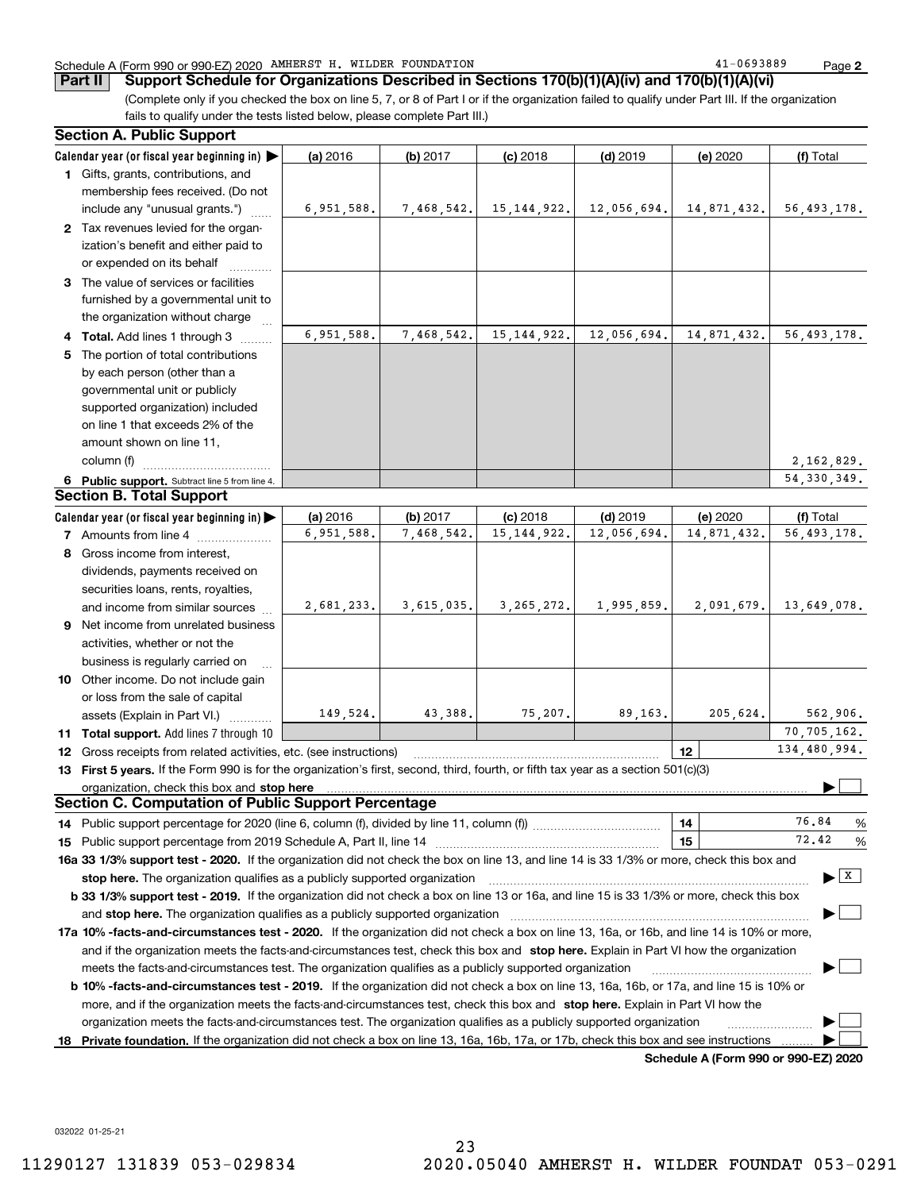Schedule A (Form 990 or 990-EZ) 2020 AMHERST H. WILDER FOUNDATION 41-0693889 Page 2

**Part II Support Schedule for Organizations Described in Sections 170(b)(1)(A)(iv) and 170(b)(1)(A)(vi)**

(Complete only if you checked the box on line 5, 7, or 8 of Part I or if the organization failed to qualify under Part III. If the organization fails to qualify under the tests listed below, please complete Part III.)

### Section A. Public Support

| Calendar year (or fiscal year beginning in) ▶ | (a) 2016 | (b) 2017 | (c) 2018 | (d) 2019 | (e) 2020 | (f) Total |
|---|---|---|---|---|---|---|
| **1** Gifts, grants, contributions, and membership fees received. (Do not include any "unusual grants.") | 6,951,588. | 7,468,542. | 15,144,922. | 12,056,694. | 14,871,432. | 56,493,178. |
| **2** Tax revenues levied for the organization's benefit and either paid to or expended on its behalf | | | | | | |
| **3** The value of services or facilities furnished by a governmental unit to the organization without charge | | | | | | |
| **4 Total.** Add lines 1 through 3 | 6,951,588. | 7,468,542. | 15,144,922. | 12,056,694. | 14,871,432. | 56,493,178. |
| **5** The portion of total contributions by each person (other than a governmental unit or publicly supported organization) included on line 1 that exceeds 2% of the amount shown on line 11, column (f) | | | | | | 2,162,829. |
| **6 Public support.** Subtract line 5 from line 4. | | | | | | 54,330,349. |

### Section B. Total Support

| Calendar year (or fiscal year beginning in) ▶ | (a) 2016 | (b) 2017 | (c) 2018 | (d) 2019 | (e) 2020 | (f) Total |
|---|---|---|---|---|---|---|
| **7** Amounts from line 4 | 6,951,588. | 7,468,542. | 15,144,922. | 12,056,694. | 14,871,432. | 56,493,178. |
| **8** Gross income from interest, dividends, payments received on securities loans, rents, royalties, and income from similar sources | 2,681,233. | 3,615,035. | 3,265,272. | 1,995,859. | 2,091,679. | 13,649,078. |
| **9** Net income from unrelated business activities, whether or not the business is regularly carried on | | | | | | |
| **10** Other income. Do not include gain or loss from the sale of capital assets (Explain in Part VI.) | 149,524. | 43,388. | 75,207. | 89,163. | 205,624. | 562,906. |
| **11 Total support.** Add lines 7 through 10 | | | | | | 70,705,162. |

**12** Gross receipts from related activities, etc. (see instructions) **12** 134,480,994.

**13 First 5 years.** If the Form 990 is for the organization's first, second, third, fourth, or fifth tax year as a section 501(c)(3) organization, check this box and **stop here** ▶ ☐

### Section C. Computation of Public Support Percentage

**14** Public support percentage for 2020 (line 6, column (f), divided by line 11, column (f)) **14** 76.84 %

**15** Public support percentage from 2019 Schedule A, Part II, line 14 **15** 72.42 %

**16a 33 1/3% support test - 2020.** If the organization did not check the box on line 13, and line 14 is 33 1/3% or more, check this box and **stop here.** The organization qualifies as a publicly supported organization ▶ ☒

**b 33 1/3% support test - 2019.** If the organization did not check a box on line 13 or 16a, and line 15 is 33 1/3% or more, check this box and **stop here.** The organization qualifies as a publicly supported organization ▶ ☐

**17a 10% -facts-and-circumstances test - 2020.** If the organization did not check a box on line 13, 16a, or 16b, and line 14 is 10% or more, and if the organization meets the facts-and-circumstances test, check this box and **stop here.** Explain in Part VI how the organization meets the facts-and-circumstances test. The organization qualifies as a publicly supported organization ▶ ☐

**b 10% -facts-and-circumstances test - 2019.** If the organization did not check a box on line 13, 16a, 16b, or 17a, and line 15 is 10% or more, and if the organization meets the facts-and-circumstances test, check this box and **stop here.** Explain in Part VI how the organization meets the facts-and-circumstances test. The organization qualifies as a publicly supported organization ▶ ☐

**18 Private foundation.** If the organization did not check a box on line 13, 16a, 16b, 17a, or 17b, check this box and see instructions ▶ ☐

**Schedule A (Form 990 or 990-EZ) 2020**

032022 01-25-21

11290127 131839 053-029834 2020.05040 AMHERST H. WILDER FOUNDAT 053-0291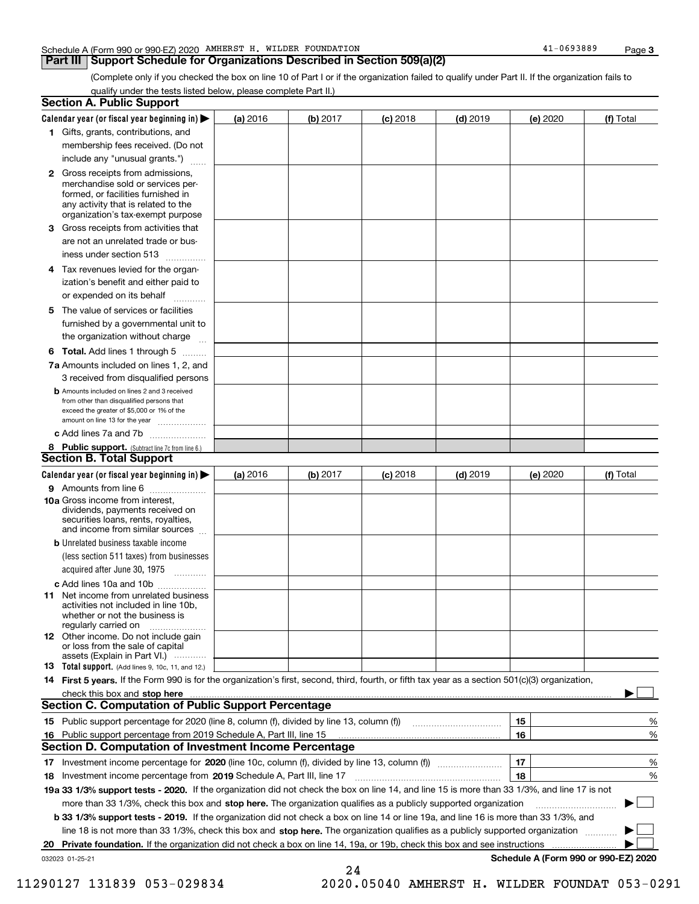Schedule A (Form 990 or 990-EZ) 2020 AMHERST H. WILDER FOUNDATION 41-0693889

## Part III Support Schedule for Organizations Described in Section 509(a)(2)

(Complete only if you checked the box on line 10 of Part I or if the organization failed to qualify under Part II. If the organization fails to qualify under the tests listed below, please complete Part II.)

### Section A. Public Support

| Calendar year (or fiscal year beginning in) ▶ | (a) 2016 | (b) 2017 | (c) 2018 | (d) 2019 | (e) 2020 | (f) Total |
|---|---|---|---|---|---|---|
| 1 Gifts, grants, contributions, and membership fees received. (Do not include any "unusual grants.") | | | | | | |
| 2 Gross receipts from admissions, merchandise sold or services performed, or facilities furnished in any activity that is related to the organization's tax-exempt purpose | | | | | | |
| 3 Gross receipts from activities that are not an unrelated trade or business under section 513 | | | | | | |
| 4 Tax revenues levied for the organization's benefit and either paid to or expended on its behalf | | | | | | |
| 5 The value of services or facilities furnished by a governmental unit to the organization without charge | | | | | | |
| 6 **Total.** Add lines 1 through 5 | | | | | | |
| 7a Amounts included on lines 1, 2, and 3 received from disqualified persons | | | | | | |
| b Amounts included on lines 2 and 3 received from other than disqualified persons that exceed the greater of $5,000 or 1% of the amount on line 13 for the year | | | | | | |
| c Add lines 7a and 7b | | | | | | |
| 8 **Public support.** (Subtract line 7c from line 6.) | | | | | | |

### Section B. Total Support

| Calendar year (or fiscal year beginning in) ▶ | (a) 2016 | (b) 2017 | (c) 2018 | (d) 2019 | (e) 2020 | (f) Total |
|---|---|---|---|---|---|---|
| 9 Amounts from line 6 | | | | | | |
| 10a Gross income from interest, dividends, payments received on securities loans, rents, royalties, and income from similar sources | | | | | | |
| b Unrelated business taxable income (less section 511 taxes) from businesses acquired after June 30, 1975 | | | | | | |
| c Add lines 10a and 10b | | | | | | |
| 11 Net income from unrelated business activities not included in line 10b, whether or not the business is regularly carried on | | | | | | |
| 12 Other income. Do not include gain or loss from the sale of capital assets (Explain in Part VI.) | | | | | | |
| 13 **Total support.** (Add lines 9, 10c, 11, and 12.) | | | | | | |

14 **First 5 years.** If the Form 990 is for the organization's first, second, third, fourth, or fifth tax year as a section 501(c)(3) organization, check this box and **stop here** ▶ ☐

### Section C. Computation of Public Support Percentage

| | | | |
|---|---|---|---|
| 15 | Public support percentage for 2020 (line 8, column (f), divided by line 13, column (f)) | 15 | % |
| 16 | Public support percentage from 2019 Schedule A, Part III, line 15 | 16 | % |

### Section D. Computation of Investment Income Percentage

| | | | |
|---|---|---|---|
| 17 | Investment income percentage for **2020** (line 10c, column (f), divided by line 13, column (f)) | 17 | % |
| 18 | Investment income percentage from **2019** Schedule A, Part III, line 17 | 18 | % |

**19a 33 1/3% support tests - 2020.** If the organization did not check the box on line 14, and line 15 is more than 33 1/3%, and line 17 is not more than 33 1/3%, check this box and **stop here.** The organization qualifies as a publicly supported organization ▶ ☐

**b 33 1/3% support tests - 2019.** If the organization did not check a box on line 14 or line 19a, and line 16 is more than 33 1/3%, and line 18 is not more than 33 1/3%, check this box and **stop here.** The organization qualifies as a publicly supported organization ▶ ☐

**20 Private foundation.** If the organization did not check a box on line 14, 19a, or 19b, check this box and see instructions ▶ ☐

032023 01-25-21 **Schedule A (Form 990 or 990-EZ) 2020**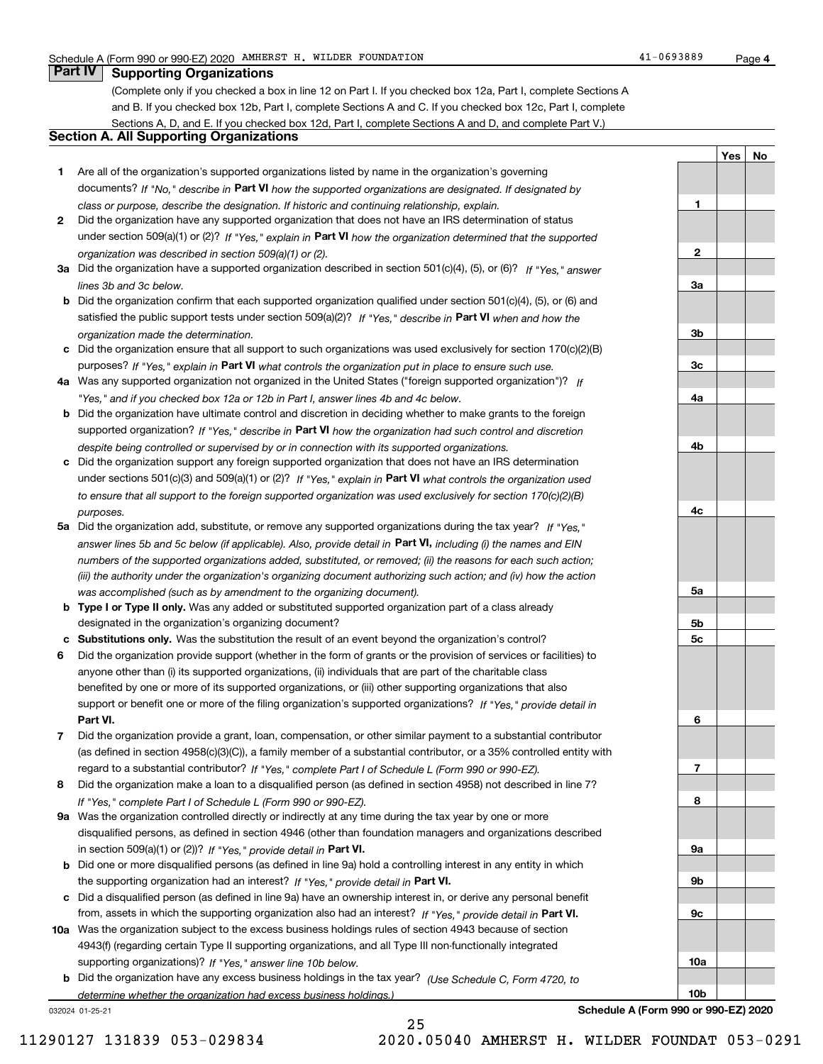Schedule A (Form 990 or 990-EZ) 2020 AMHERST H. WILDER FOUNDATION 41-0693889 Page 4

## Part IV Supporting Organizations

(Complete only if you checked a box in line 12 on Part I. If you checked box 12a, Part I, complete Sections A and B. If you checked box 12b, Part I, complete Sections A and C. If you checked box 12c, Part I, complete Sections A, D, and E. If you checked box 12d, Part I, complete Sections A and D, and complete Part V.)

### Section A. All Supporting Organizations

| | | Line | Yes | No |
|---|---|---|---|---|
| **1** | Are all of the organization's supported organizations listed by name in the organization's governing documents? *If "No," describe in* **Part VI** *how the supported organizations are designated. If designated by class or purpose, describe the designation. If historic and continuing relationship, explain.* | **1** | | |
| **2** | Did the organization have any supported organization that does not have an IRS determination of status under section 509(a)(1) or (2)? *If "Yes," explain in* **Part VI** *how the organization determined that the supported organization was described in section 509(a)(1) or (2).* | **2** | | |
| **3a** | Did the organization have a supported organization described in section 501(c)(4), (5), or (6)? *If "Yes," answer lines 3b and 3c below.* | **3a** | | |
| **b** | Did the organization confirm that each supported organization qualified under section 501(c)(4), (5), or (6) and satisfied the public support tests under section 509(a)(2)? *If "Yes," describe in* **Part VI** *when and how the organization made the determination.* | **3b** | | |
| **c** | Did the organization ensure that all support to such organizations was used exclusively for section 170(c)(2)(B) purposes? *If "Yes," explain in* **Part VI** *what controls the organization put in place to ensure such use.* | **3c** | | |
| **4a** | Was any supported organization not organized in the United States ("foreign supported organization")? *If "Yes," and if you checked box 12a or 12b in Part I, answer lines 4b and 4c below.* | **4a** | | |
| **b** | Did the organization have ultimate control and discretion in deciding whether to make grants to the foreign supported organization? *If "Yes," describe in* **Part VI** *how the organization had such control and discretion despite being controlled or supervised by or in connection with its supported organizations.* | **4b** | | |
| **c** | Did the organization support any foreign supported organization that does not have an IRS determination under sections 501(c)(3) and 509(a)(1) or (2)? *If "Yes," explain in* **Part VI** *what controls the organization used to ensure that all support to the foreign supported organization was used exclusively for section 170(c)(2)(B) purposes.* | **4c** | | |
| **5a** | Did the organization add, substitute, or remove any supported organizations during the tax year? *If "Yes," answer lines 5b and 5c below (if applicable). Also, provide detail in* **Part VI,** *including (i) the names and EIN numbers of the supported organizations added, substituted, or removed; (ii) the reasons for each such action; (iii) the authority under the organization's organizing document authorizing such action; and (iv) how the action was accomplished (such as by amendment to the organizing document).* | **5a** | | |
| **b** | **Type I or Type II only.** Was any added or substituted supported organization part of a class already designated in the organization's organizing document? | **5b** | | |
| **c** | **Substitutions only.** Was the substitution the result of an event beyond the organization's control? | **5c** | | |
| **6** | Did the organization provide support (whether in the form of grants or the provision of services or facilities) to anyone other than (i) its supported organizations, (ii) individuals that are part of the charitable class benefited by one or more of its supported organizations, or (iii) other supporting organizations that also support or benefit one or more of the filing organization's supported organizations? *If "Yes," provide detail in* **Part VI.** | **6** | | |
| **7** | Did the organization provide a grant, loan, compensation, or other similar payment to a substantial contributor (as defined in section 4958(c)(3)(C)), a family member of a substantial contributor, or a 35% controlled entity with regard to a substantial contributor? *If "Yes," complete Part I of Schedule L (Form 990 or 990-EZ).* | **7** | | |
| **8** | Did the organization make a loan to a disqualified person (as defined in section 4958) not described in line 7? *If "Yes," complete Part I of Schedule L (Form 990 or 990-EZ).* | **8** | | |
| **9a** | Was the organization controlled directly or indirectly at any time during the tax year by one or more disqualified persons, as defined in section 4946 (other than foundation managers and organizations described in section 509(a)(1) or (2))? *If "Yes," provide detail in* **Part VI.** | **9a** | | |
| **b** | Did one or more disqualified persons (as defined in line 9a) hold a controlling interest in any entity in which the supporting organization had an interest? *If "Yes," provide detail in* **Part VI.** | **9b** | | |
| **c** | Did a disqualified person (as defined in line 9a) have an ownership interest in, or derive any personal benefit from, assets in which the supporting organization also had an interest? *If "Yes," provide detail in* **Part VI.** | **9c** | | |
| **10a** | Was the organization subject to the excess business holdings rules of section 4943 because of section 4943(f) (regarding certain Type II supporting organizations, and all Type III non-functionally integrated supporting organizations)? *If "Yes," answer line 10b below.* | **10a** | | |
| **b** | Did the organization have any excess business holdings in the tax year? *(Use Schedule C, Form 4720, to determine whether the organization had excess business holdings.)* | **10b** | | |

032024 01-25-21

**Schedule A (Form 990 or 990-EZ) 2020**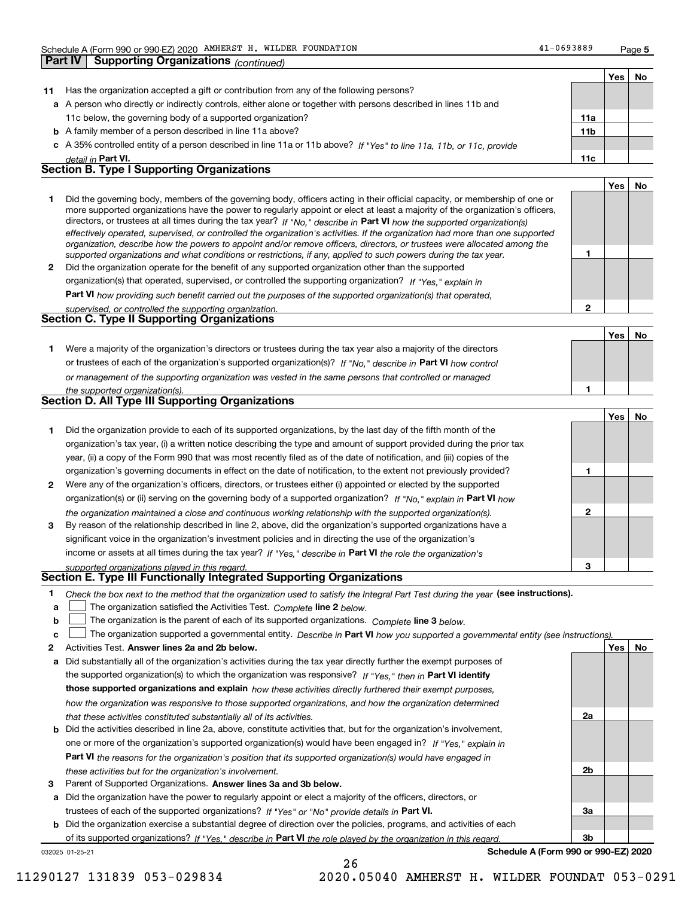Schedule A (Form 990 or 990-EZ) 2020 AMHERST H. WILDER FOUNDATION 41-0693889 Page **5**

**Part IV Supporting Organizations** *(continued)*

| | | | Yes | No |
|---|---|---|---|---|
| **11** | Has the organization accepted a gift or contribution from any of the following persons? | | | |
| **a** | A person who directly or indirectly controls, either alone or together with persons described in lines 11b and 11c below, the governing body of a supported organization? | **11a** | | |
| **b** | A family member of a person described in line 11a above? | **11b** | | |
| **c** | A 35% controlled entity of a person described in line 11a or 11b above? *If "Yes" to line 11a, 11b, or 11c, provide detail in* **Part VI.** | **11c** | | |

## Section B. Type I Supporting Organizations

| | | | Yes | No |
|---|---|---|---|---|
| **1** | Did the governing body, members of the governing body, officers acting in their official capacity, or membership of one or more supported organizations have the power to regularly appoint or elect at least a majority of the organization's officers, directors, or trustees at all times during the tax year? *If "No," describe in* **Part VI** *how the supported organization(s) effectively operated, supervised, or controlled the organization's activities. If the organization had more than one supported organization, describe how the powers to appoint and/or remove officers, directors, or trustees were allocated among the supported organizations and what conditions or restrictions, if any, applied to such powers during the tax year.* | **1** | | |
| **2** | Did the organization operate for the benefit of any supported organization other than the supported organization(s) that operated, supervised, or controlled the supporting organization? *If "Yes," explain in* **Part VI** *how providing such benefit carried out the purposes of the supported organization(s) that operated, supervised, or controlled the supporting organization.* | **2** | | |

## Section C. Type II Supporting Organizations

| | | | Yes | No |
|---|---|---|---|---|
| **1** | Were a majority of the organization's directors or trustees during the tax year also a majority of the directors or trustees of each of the organization's supported organization(s)? *If "No," describe in* **Part VI** *how control or management of the supporting organization was vested in the same persons that controlled or managed the supported organization(s).* | **1** | | |

## Section D. All Type III Supporting Organizations

| | | | Yes | No |
|---|---|---|---|---|
| **1** | Did the organization provide to each of its supported organizations, by the last day of the fifth month of the organization's tax year, (i) a written notice describing the type and amount of support provided during the prior tax year, (ii) a copy of the Form 990 that was most recently filed as of the date of notification, and (iii) copies of the organization's governing documents in effect on the date of notification, to the extent not previously provided? | **1** | | |
| **2** | Were any of the organization's officers, directors, or trustees either (i) appointed or elected by the supported organization(s) or (ii) serving on the governing body of a supported organization? *If "No," explain in* **Part VI** *how the organization maintained a close and continuous working relationship with the supported organization(s).* | **2** | | |
| **3** | By reason of the relationship described in line 2, above, did the organization's supported organizations have a significant voice in the organization's investment policies and in directing the use of the organization's income or assets at all times during the tax year? *If "Yes," describe in* **Part VI** *the role the organization's supported organizations played in this regard.* | **3** | | |

## Section E. Type III Functionally Integrated Supporting Organizations

**1** *Check the box next to the method that the organization used to satisfy the Integral Part Test during the year* **(see instructions).**

**a** ☐ The organization satisfied the Activities Test. *Complete* **line 2** *below.*

**b** ☐ The organization is the parent of each of its supported organizations. *Complete* **line 3** *below.*

**c** ☐ The organization supported a governmental entity. *Describe in* **Part VI** *how you supported a governmental entity (see instructions).*

| | | | Yes | No |
|---|---|---|---|---|
| **2** | Activities Test. **Answer lines 2a and 2b below.** | | | |
| **a** | Did substantially all of the organization's activities during the tax year directly further the exempt purposes of the supported organization(s) to which the organization was responsive? *If "Yes," then in* **Part VI identify those supported organizations and explain** *how these activities directly furthered their exempt purposes, how the organization was responsive to those supported organizations, and how the organization determined that these activities constituted substantially all of its activities.* | **2a** | | |
| **b** | Did the activities described in line 2a, above, constitute activities that, but for the organization's involvement, one or more of the organization's supported organization(s) would have been engaged in? *If "Yes," explain in* **Part VI** *the reasons for the organization's position that its supported organization(s) would have engaged in these activities but for the organization's involvement.* | **2b** | | |
| **3** | Parent of Supported Organizations. **Answer lines 3a and 3b below.** | | | |
| **a** | Did the organization have the power to regularly appoint or elect a majority of the officers, directors, or trustees of each of the supported organizations? *If "Yes" or "No" provide details in* **Part VI.** | **3a** | | |
| **b** | Did the organization exercise a substantial degree of direction over the policies, programs, and activities of each of its supported organizations? *If "Yes," describe in* **Part VI** *the role played by the organization in this regard.* | **3b** | | |

032025 01-25-21 **Schedule A (Form 990 or 990-EZ) 2020**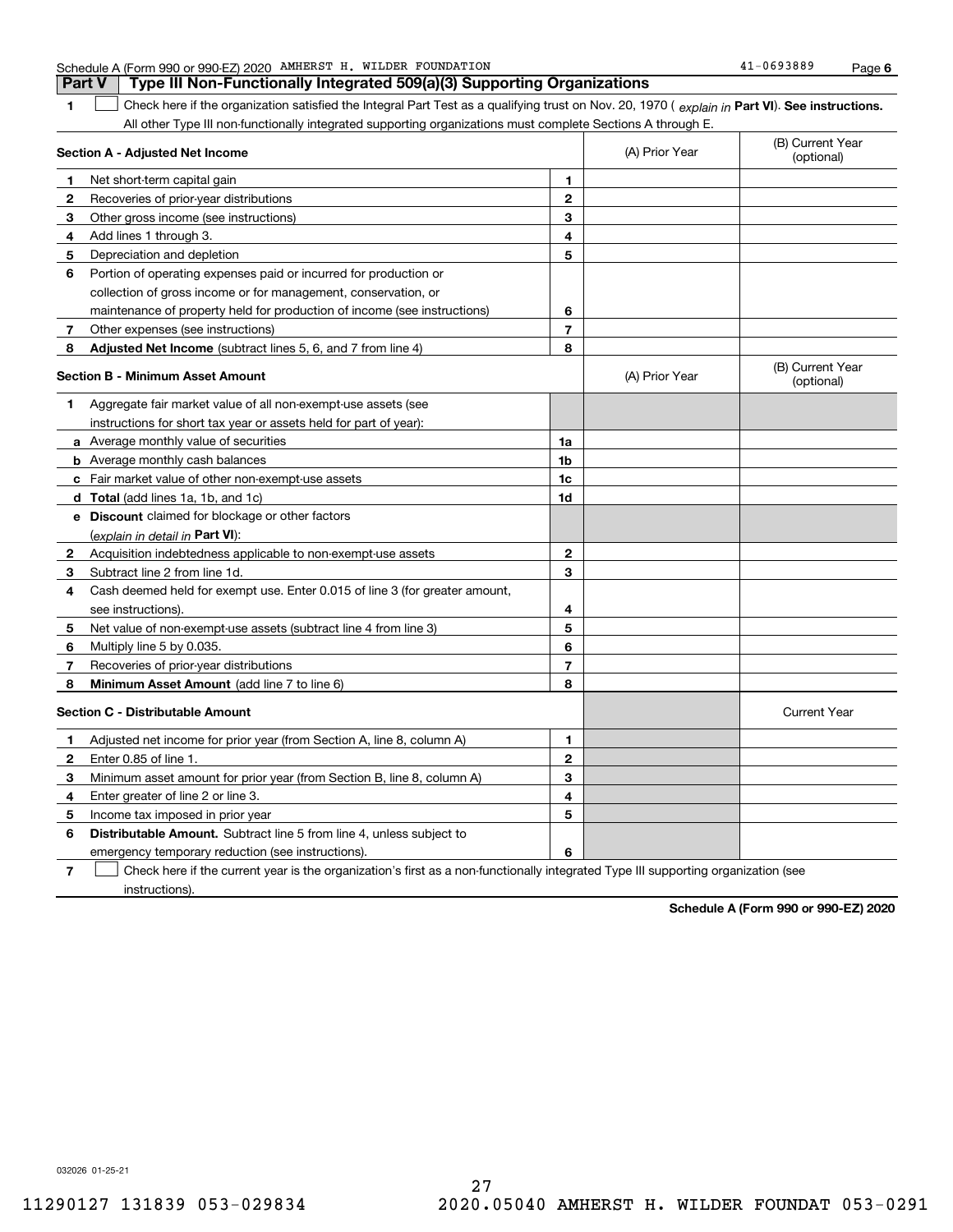Schedule A (Form 990 or 990-EZ) 2020 AMHERST H. WILDER FOUNDATION 41-0693889

## Part V Type III Non-Functionally Integrated 509(a)(3) Supporting Organizations

**1** ☐ Check here if the organization satisfied the Integral Part Test as a qualifying trust on Nov. 20, 1970 ( *explain in* **Part VI**). **See instructions.** All other Type III non-functionally integrated supporting organizations must complete Sections A through E.

| **Section A - Adjusted Net Income** | | | (A) Prior Year | (B) Current Year (optional) |
|---|---|---|---|---|
| **1** | Net short-term capital gain | **1** | | |
| **2** | Recoveries of prior-year distributions | **2** | | |
| **3** | Other gross income (see instructions) | **3** | | |
| **4** | Add lines 1 through 3. | **4** | | |
| **5** | Depreciation and depletion | **5** | | |
| **6** | Portion of operating expenses paid or incurred for production or collection of gross income or for management, conservation, or maintenance of property held for production of income (see instructions) | **6** | | |
| **7** | Other expenses (see instructions) | **7** | | |
| **8** | **Adjusted Net Income** (subtract lines 5, 6, and 7 from line 4) | **8** | | |

| **Section B - Minimum Asset Amount** | | | (A) Prior Year | (B) Current Year (optional) |
|---|---|---|---|---|
| **1** | Aggregate fair market value of all non-exempt-use assets (see instructions for short tax year or assets held for part of year): | | | |
| **a** | Average monthly value of securities | **1a** | | |
| **b** | Average monthly cash balances | **1b** | | |
| **c** | Fair market value of other non-exempt-use assets | **1c** | | |
| **d** | **Total** (add lines 1a, 1b, and 1c) | **1d** | | |
| **e** | **Discount** claimed for blockage or other factors (*explain in detail in* **Part VI**): | | | |
| **2** | Acquisition indebtedness applicable to non-exempt-use assets | **2** | | |
| **3** | Subtract line 2 from line 1d. | **3** | | |
| **4** | Cash deemed held for exempt use. Enter 0.015 of line 3 (for greater amount, see instructions). | **4** | | |
| **5** | Net value of non-exempt-use assets (subtract line 4 from line 3) | **5** | | |
| **6** | Multiply line 5 by 0.035. | **6** | | |
| **7** | Recoveries of prior-year distributions | **7** | | |
| **8** | **Minimum Asset Amount** (add line 7 to line 6) | **8** | | |

| **Section C - Distributable Amount** | | | | Current Year |
|---|---|---|---|---|
| **1** | Adjusted net income for prior year (from Section A, line 8, column A) | **1** | | |
| **2** | Enter 0.85 of line 1. | **2** | | |
| **3** | Minimum asset amount for prior year (from Section B, line 8, column A) | **3** | | |
| **4** | Enter greater of line 2 or line 3. | **4** | | |
| **5** | Income tax imposed in prior year | **5** | | |
| **6** | **Distributable Amount.** Subtract line 5 from line 4, unless subject to emergency temporary reduction (see instructions). | **6** | | |

**7** ☐ Check here if the current year is the organization's first as a non-functionally integrated Type III supporting organization (see instructions).

**Schedule A (Form 990 or 990-EZ) 2020**

032026 01-25-21

11290127 131839 053-029834 2020.05040 AMHERST H. WILDER FOUNDAT 053-0291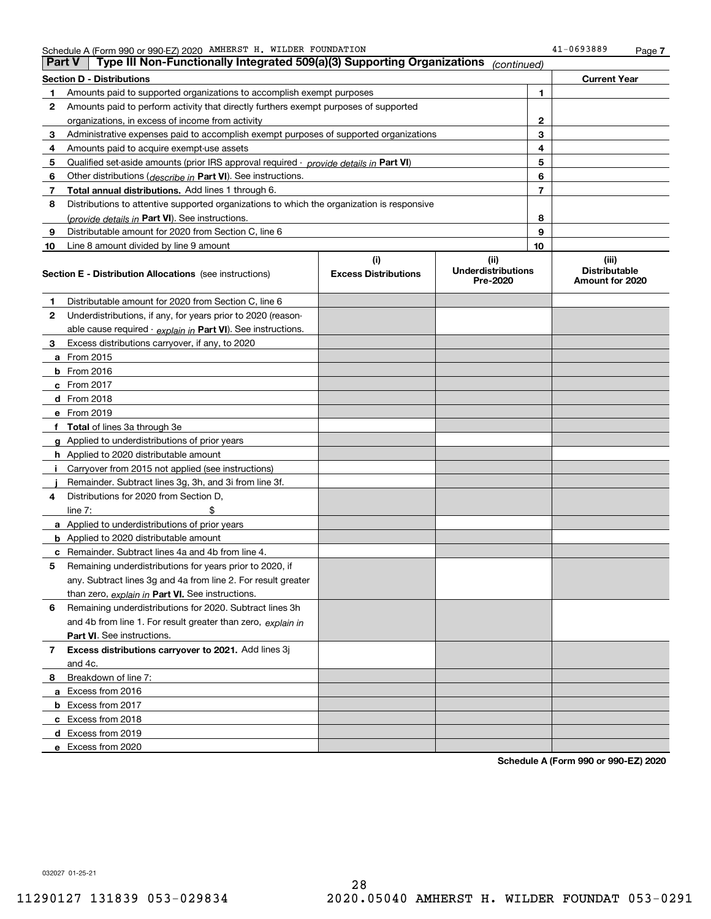Schedule A (Form 990 or 990-EZ) 2020 AMHERST H. WILDER FOUNDATION 41-0693889

## Part V Type III Non-Functionally Integrated 509(a)(3) Supporting Organizations *(continued)*

| Section D - Distributions | | | Current Year |
|---|---|---|---|
| 1 | Amounts paid to supported organizations to accomplish exempt purposes | 1 | |
| 2 | Amounts paid to perform activity that directly furthers exempt purposes of supported organizations, in excess of income from activity | 2 | |
| 3 | Administrative expenses paid to accomplish exempt purposes of supported organizations | 3 | |
| 4 | Amounts paid to acquire exempt-use assets | 4 | |
| 5 | Qualified set-aside amounts (prior IRS approval required - *provide details in* **Part VI**) | 5 | |
| 6 | Other distributions (*describe in* **Part VI**). See instructions. | 6 | |
| 7 | **Total annual distributions.** Add lines 1 through 6. | 7 | |
| 8 | Distributions to attentive supported organizations to which the organization is responsive (*provide details in* **Part VI**). See instructions. | 8 | |
| 9 | Distributable amount for 2020 from Section C, line 6 | 9 | |
| 10 | Line 8 amount divided by line 9 amount | 10 | |

| Section E - Distribution Allocations (see instructions) | (i) Excess Distributions | (ii) Underdistributions Pre-2020 | (iii) Distributable Amount for 2020 |
|---|---|---|---|
| **1** Distributable amount for 2020 from Section C, line 6 | | | |
| **2** Underdistributions, if any, for years prior to 2020 (reasonable cause required - *explain in* **Part VI**). See instructions. | | | |
| **3** Excess distributions carryover, if any, to 2020 | | | |
| **a** From 2015 | | | |
| **b** From 2016 | | | |
| **c** From 2017 | | | |
| **d** From 2018 | | | |
| **e** From 2019 | | | |
| **f** **Total** of lines 3a through 3e | | | |
| **g** Applied to underdistributions of prior years | | | |
| **h** Applied to 2020 distributable amount | | | |
| **i** Carryover from 2015 not applied (see instructions) | | | |
| **j** Remainder. Subtract lines 3g, 3h, and 3i from line 3f. | | | |
| **4** Distributions for 2020 from Section D, line 7: $ | | | |
| **a** Applied to underdistributions of prior years | | | |
| **b** Applied to 2020 distributable amount | | | |
| **c** Remainder. Subtract lines 4a and 4b from line 4. | | | |
| **5** Remaining underdistributions for years prior to 2020, if any. Subtract lines 3g and 4a from line 2. For result greater than zero, *explain in* **Part VI.** See instructions. | | | |
| **6** Remaining underdistributions for 2020. Subtract lines 3h and 4b from line 1. For result greater than zero, *explain in* **Part VI**. See instructions. | | | |
| **7** **Excess distributions carryover to 2021.** Add lines 3j and 4c. | | | |
| **8** Breakdown of line 7: | | | |
| **a** Excess from 2016 | | | |
| **b** Excess from 2017 | | | |
| **c** Excess from 2018 | | | |
| **d** Excess from 2019 | | | |
| **e** Excess from 2020 | | | |

**Schedule A (Form 990 or 990-EZ) 2020**

032027 01-25-21

11290127 131839 053-029834 2020.05040 AMHERST H. WILDER FOUNDAT 053-0291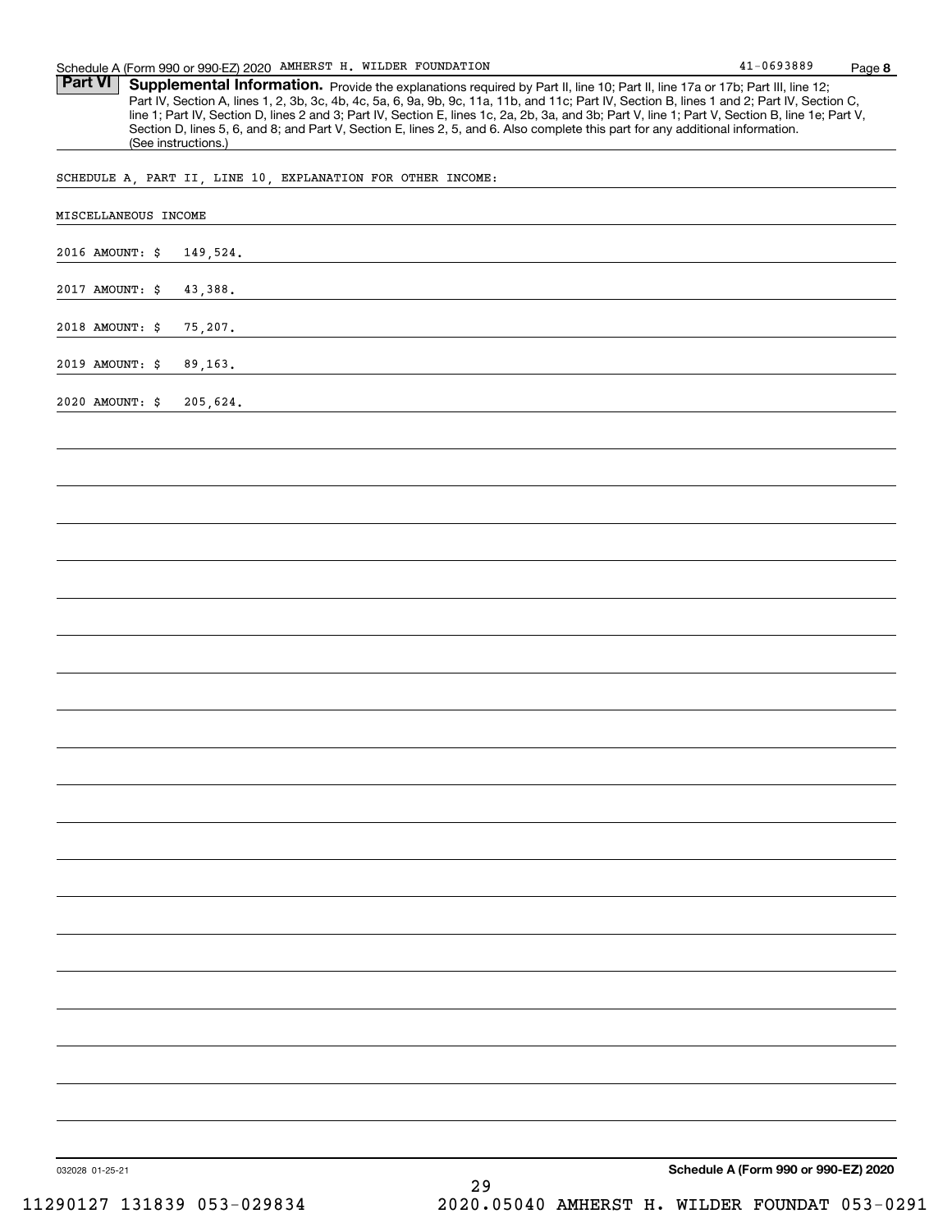## Part VI Supplemental Information.

Provide the explanations required by Part II, line 10; Part II, line 17a or 17b; Part III, line 12; Part IV, Section A, lines 1, 2, 3b, 3c, 4b, 4c, 5a, 6, 9a, 9b, 9c, 11a, 11b, and 11c; Part IV, Section B, lines 1 and 2; Part IV, Section C, line 1; Part IV, Section D, lines 2 and 3; Part IV, Section E, lines 1c, 2a, 2b, 3a, and 3b; Part V, line 1; Part V, Section B, line 1e; Part V, Section D, lines 5, 6, and 8; and Part V, Section E, lines 2, 5, and 6. Also complete this part for any additional information. (See instructions.)

SCHEDULE A, PART II, LINE 10, EXPLANATION FOR OTHER INCOME:

MISCELLANEOUS INCOME

2016 AMOUNT: $ 149,524.

2017 AMOUNT: $ 43,388.

2018 AMOUNT: $ 75,207.

2019 AMOUNT: $ 89,163.

2020 AMOUNT: $ 205,624.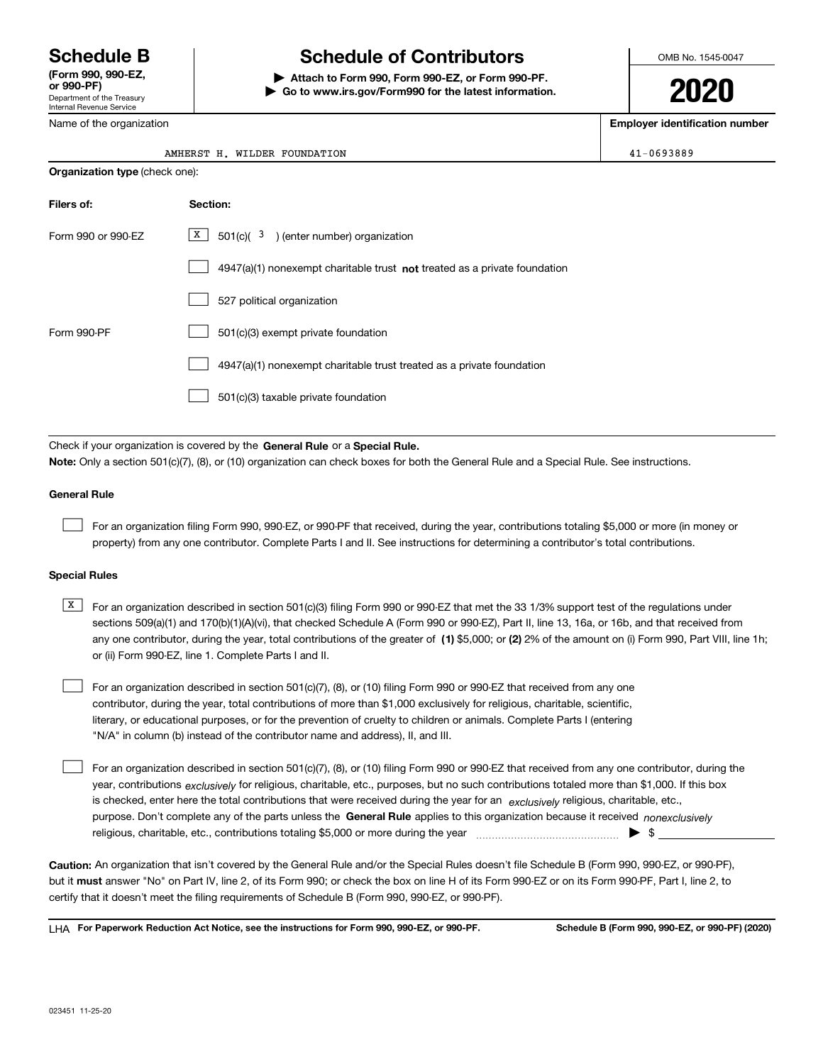# Schedule B

**(Form 990, 990-EZ, or 990-PF)**

Department of the Treasury
Internal Revenue Service

# Schedule of Contributors

▶ **Attach to Form 990, Form 990-EZ, or Form 990-PF.**

▶ **Go to www.irs.gov/Form990 for the latest information.**

OMB No. 1545-0047

**2020**

| Name of the organization | Employer identification number |
|---|---|
| AMHERST H. WILDER FOUNDATION | 41-0693889 |

**Organization type** (check one):

| Filers of: | Section: |
|---|---|
| Form 990 or 990-EZ | [X] 501(c)( 3 ) (enter number) organization |
| | [ ] 4947(a)(1) nonexempt charitable trust **not** treated as a private foundation |
| | [ ] 527 political organization |
| Form 990-PF | [ ] 501(c)(3) exempt private foundation |
| | [ ] 4947(a)(1) nonexempt charitable trust treated as a private foundation |
| | [ ] 501(c)(3) taxable private foundation |

Check if your organization is covered by the **General Rule** or a **Special Rule.**

**Note:** Only a section 501(c)(7), (8), or (10) organization can check boxes for both the General Rule and a Special Rule. See instructions.

### General Rule

[ ] For an organization filing Form 990, 990-EZ, or 990-PF that received, during the year, contributions totaling $5,000 or more (in money or property) from any one contributor. Complete Parts I and II. See instructions for determining a contributor's total contributions.

### Special Rules

[X] For an organization described in section 501(c)(3) filing Form 990 or 990-EZ that met the 33 1/3% support test of the regulations under sections 509(a)(1) and 170(b)(1)(A)(vi), that checked Schedule A (Form 990 or 990-EZ), Part II, line 13, 16a, or 16b, and that received from any one contributor, during the year, total contributions of the greater of **(1)** $5,000; or **(2)** 2% of the amount on (i) Form 990, Part VIII, line 1h; or (ii) Form 990-EZ, line 1. Complete Parts I and II.

[ ] For an organization described in section 501(c)(7), (8), or (10) filing Form 990 or 990-EZ that received from any one contributor, during the year, total contributions of more than $1,000 exclusively for religious, charitable, scientific, literary, or educational purposes, or for the prevention of cruelty to children or animals. Complete Parts I (entering "N/A" in column (b) instead of the contributor name and address), II, and III.

[ ] For an organization described in section 501(c)(7), (8), or (10) filing Form 990 or 990-EZ that received from any one contributor, during the year, contributions *exclusively* for religious, charitable, etc., purposes, but no such contributions totaled more than $1,000. If this box is checked, enter here the total contributions that were received during the year for an *exclusively* religious, charitable, etc., purpose. Don't complete any of the parts unless the **General Rule** applies to this organization because it received *nonexclusively* religious, charitable, etc., contributions totaling $5,000 or more during the year ▶ $ ____________

**Caution:** An organization that isn't covered by the General Rule and/or the Special Rules doesn't file Schedule B (Form 990, 990-EZ, or 990-PF), but it **must** answer "No" on Part IV, line 2, of its Form 990; or check the box on line H of its Form 990-EZ or on its Form 990-PF, Part I, line 2, to certify that it doesn't meet the filing requirements of Schedule B (Form 990, 990-EZ, or 990-PF).

LHA **For Paperwork Reduction Act Notice, see the instructions for Form 990, 990-EZ, or 990-PF.** **Schedule B (Form 990, 990-EZ, or 990-PF) (2020)**

023451 11-25-20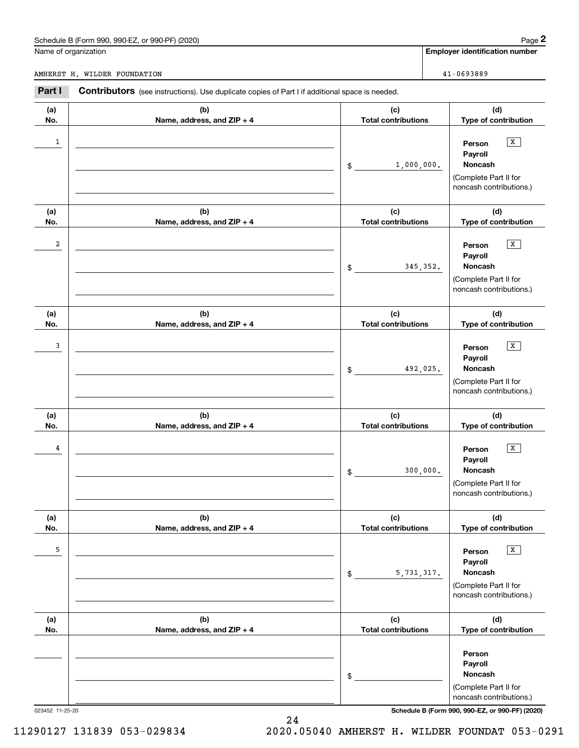Schedule B (Form 990, 990-EZ, or 990-PF) (2020)

Name of organization: AMHERST H. WILDER FOUNDATION

Employer identification number: 41-0693889

## Part I Contributors (see instructions). Use duplicate copies of Part I if additional space is needed.

| (a) No. | (b) Name, address, and ZIP + 4 | (c) Total contributions | (d) Type of contribution |
|---|---|---|---|
| 1 | | $ 1,000,000. | Person X<br>Payroll<br>Noncash<br>(Complete Part II for noncash contributions.) |
| 2 | | $ 345,352. | Person X<br>Payroll<br>Noncash<br>(Complete Part II for noncash contributions.) |
| 3 | | $ 492,025. | Person X<br>Payroll<br>Noncash<br>(Complete Part II for noncash contributions.) |
| 4 | | $ 300,000. | Person X<br>Payroll<br>Noncash<br>(Complete Part II for noncash contributions.) |
| 5 | | $ 5,731,317. | Person X<br>Payroll<br>Noncash<br>(Complete Part II for noncash contributions.) |
| | | $ | Person<br>Payroll<br>Noncash<br>(Complete Part II for noncash contributions.) |

023452 11-25-20

11290127 131839 053-029834 2020.05040 AMHERST H. WILDER FOUNDAT 053-0291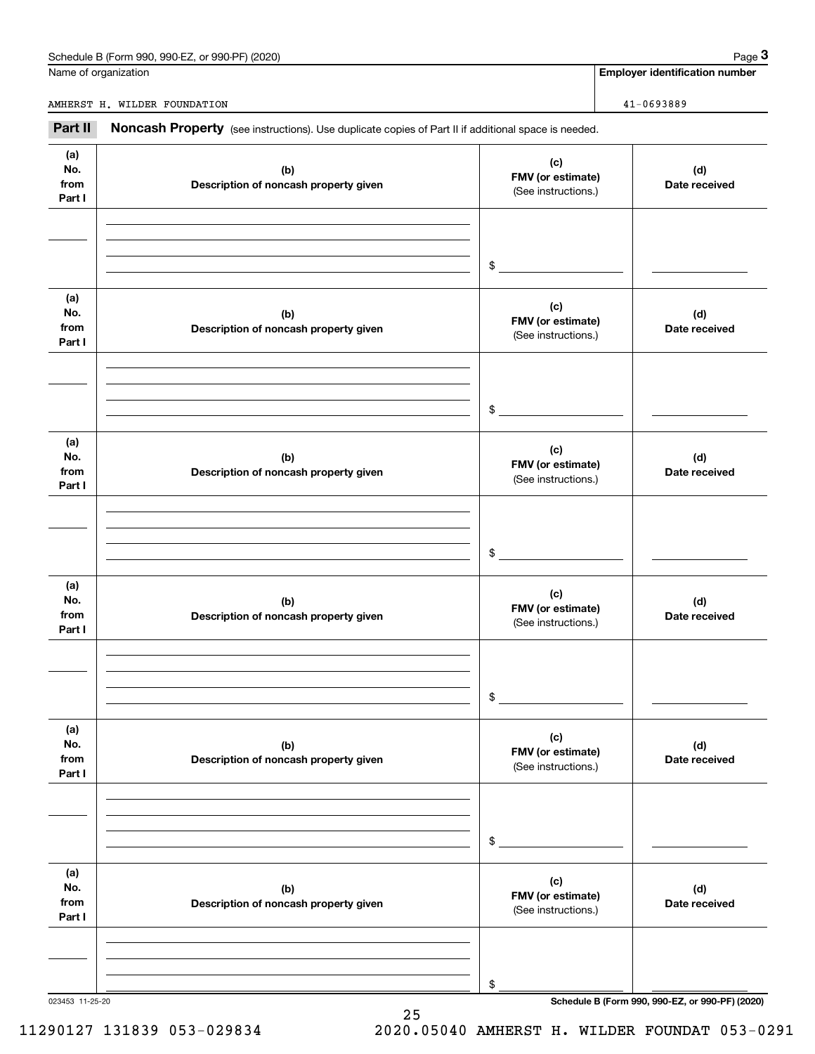Name of organization: AMHERST H. WILDER FOUNDATION

Employer identification number: 41-0693889

## Part II Noncash Property

(see instructions). Use duplicate copies of Part II if additional space is needed.

| (a) No. from Part I | (b) Description of noncash property given | (c) FMV (or estimate) (See instructions.) | (d) Date received |
|---|---|---|---|
| | | $ | |

| (a) No. from Part I | (b) Description of noncash property given | (c) FMV (or estimate) (See instructions.) | (d) Date received |
|---|---|---|---|
| | | $ | |

| (a) No. from Part I | (b) Description of noncash property given | (c) FMV (or estimate) (See instructions.) | (d) Date received |
|---|---|---|---|
| | | $ | |

| (a) No. from Part I | (b) Description of noncash property given | (c) FMV (or estimate) (See instructions.) | (d) Date received |
|---|---|---|---|
| | | $ | |

| (a) No. from Part I | (b) Description of noncash property given | (c) FMV (or estimate) (See instructions.) | (d) Date received |
|---|---|---|---|
| | | $ | |

| (a) No. from Part I | (b) Description of noncash property given | (c) FMV (or estimate) (See instructions.) | (d) Date received |
|---|---|---|---|
| | | $ | |

023453 11-25-20

Schedule B (Form 990, 990-EZ, or 990-PF) (2020)

11290127 131839 053-029834 2020.05040 AMHERST H. WILDER FOUNDAT 053-0291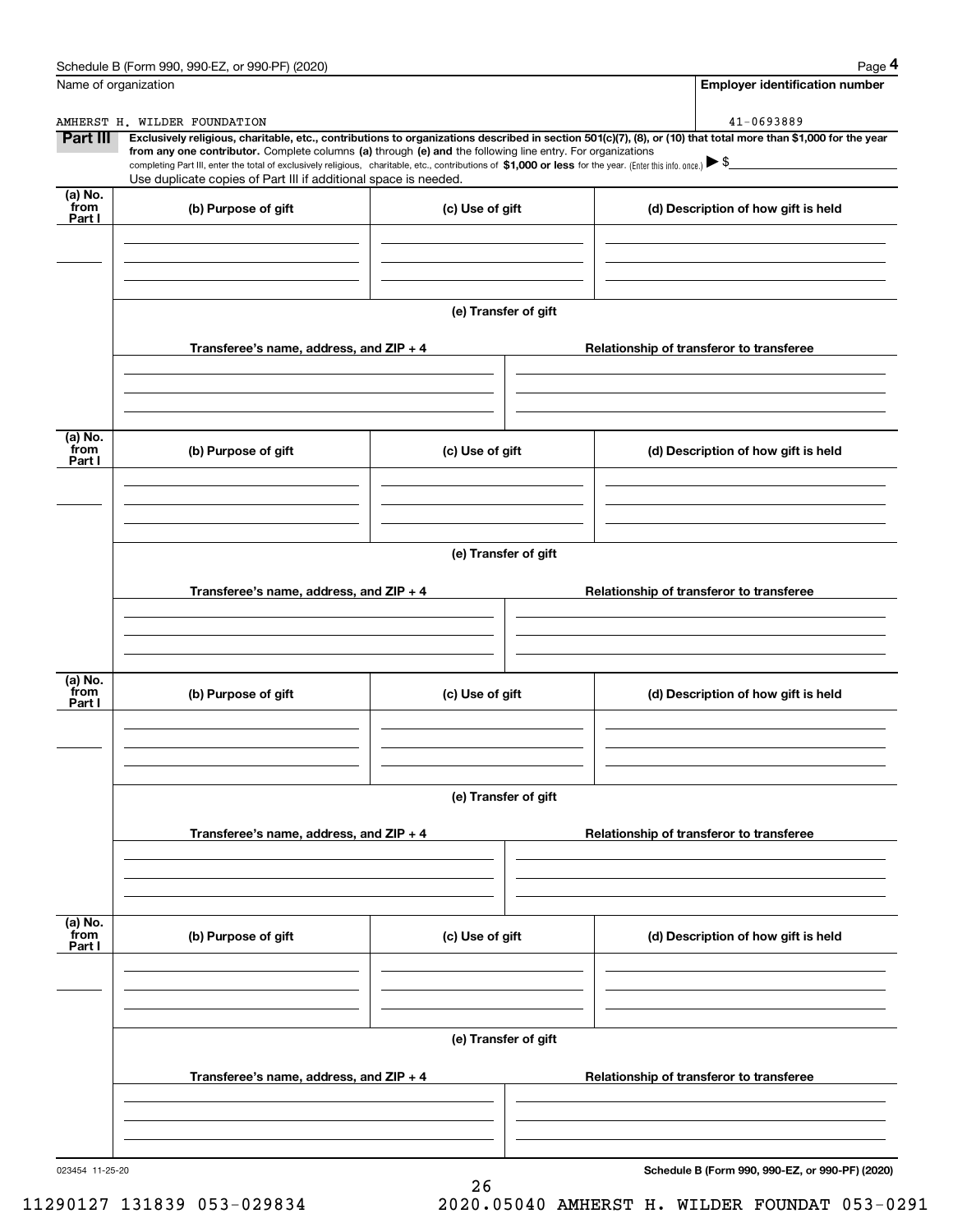Schedule B (Form 990, 990-EZ, or 990-PF) (2020)

| Name of organization | Employer identification number |
| --- | --- |
| AMHERST H. WILDER FOUNDATION | 41-0693889 |

**Part III** **Exclusively religious, charitable, etc., contributions to organizations described in section 501(c)(7), (8), or (10) that total more than $1,000 for the year from any one contributor.** Complete columns **(a)** through **(e) and** the following line entry. For organizations completing Part III, enter the total of exclusively religious, charitable, etc., contributions of **$1,000 or less** for the year. (Enter this info. once.) ▶ $

Use duplicate copies of Part III if additional space is needed.

| (a) No. from Part I | (b) Purpose of gift | (c) Use of gift | (d) Description of how gift is held |
| --- | --- | --- | --- |
| | | | |

**(e) Transfer of gift**

| Transferee's name, address, and ZIP + 4 | Relationship of transferor to transferee |
| --- | --- |
| | |

| (a) No. from Part I | (b) Purpose of gift | (c) Use of gift | (d) Description of how gift is held |
| --- | --- | --- | --- |
| | | | |

**(e) Transfer of gift**

| Transferee's name, address, and ZIP + 4 | Relationship of transferor to transferee |
| --- | --- |
| | |

| (a) No. from Part I | (b) Purpose of gift | (c) Use of gift | (d) Description of how gift is held |
| --- | --- | --- | --- |
| | | | |

**(e) Transfer of gift**

| Transferee's name, address, and ZIP + 4 | Relationship of transferor to transferee |
| --- | --- |
| | |

| (a) No. from Part I | (b) Purpose of gift | (c) Use of gift | (d) Description of how gift is held |
| --- | --- | --- | --- |
| | | | |

**(e) Transfer of gift**

| Transferee's name, address, and ZIP + 4 | Relationship of transferor to transferee |
| --- | --- |
| | |

023454 11-25-20

**Schedule B (Form 990, 990-EZ, or 990-PF) (2020)**

11290127 131839 053-029834 2020.05040 AMHERST H. WILDER FOUNDAT 053-0291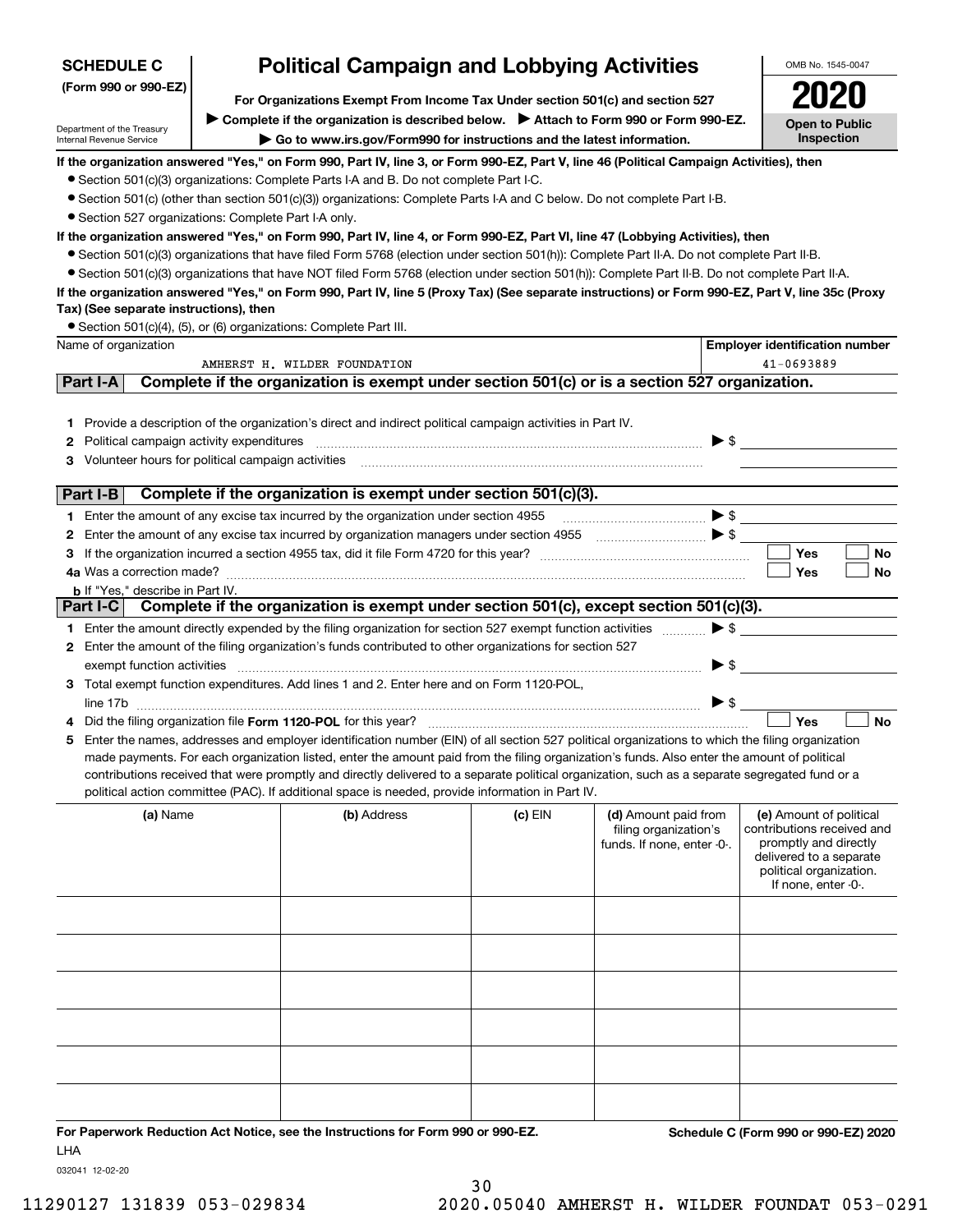**SCHEDULE C**
**(Form 990 or 990-EZ)**

Department of the Treasury
Internal Revenue Service

# Political Campaign and Lobbying Activities

**For Organizations Exempt From Income Tax Under section 501(c) and section 527**

▶ **Complete if the organization is described below.** ▶ **Attach to Form 990 or Form 990-EZ.**

▶ **Go to www.irs.gov/Form990 for instructions and the latest information.**

OMB No. 1545-0047

**2020**

**Open to Public Inspection**

**If the organization answered "Yes," on Form 990, Part IV, line 3, or Form 990-EZ, Part V, line 46 (Political Campaign Activities), then**

- Section 501(c)(3) organizations: Complete Parts I-A and B. Do not complete Part I-C.
- Section 501(c) (other than section 501(c)(3)) organizations: Complete Parts I-A and C below. Do not complete Part I-B.
- Section 527 organizations: Complete Part I-A only.

**If the organization answered "Yes," on Form 990, Part IV, line 4, or Form 990-EZ, Part VI, line 47 (Lobbying Activities), then**

- Section 501(c)(3) organizations that have filed Form 5768 (election under section 501(h)): Complete Part II-A. Do not complete Part II-B.
- Section 501(c)(3) organizations that have NOT filed Form 5768 (election under section 501(h)): Complete Part II-B. Do not complete Part II-A.

**If the organization answered "Yes," on Form 990, Part IV, line 5 (Proxy Tax) (See separate instructions) or Form 990-EZ, Part V, line 35c (Proxy Tax) (See separate instructions), then**

- Section 501(c)(4), (5), or (6) organizations: Complete Part III.

| Name of organization | Employer identification number |
|---|---|
| AMHERST H. WILDER FOUNDATION | 41-0693889 |

## Part I-A Complete if the organization is exempt under section 501(c) or is a section 527 organization.

1 Provide a description of the organization's direct and indirect political campaign activities in Part IV.

2 Political campaign activity expenditures ▶ $

3 Volunteer hours for political campaign activities

## Part I-B Complete if the organization is exempt under section 501(c)(3).

1 Enter the amount of any excise tax incurred by the organization under section 4955 ▶ $

2 Enter the amount of any excise tax incurred by organization managers under section 4955 ▶ $

3 If the organization incurred a section 4955 tax, did it file Form 4720 for this year? ☐ Yes ☐ No

4a Was a correction made? ☐ Yes ☐ No

b If "Yes," describe in Part IV.

## Part I-C Complete if the organization is exempt under section 501(c), except section 501(c)(3).

1 Enter the amount directly expended by the filing organization for section 527 exempt function activities ▶ $

2 Enter the amount of the filing organization's funds contributed to other organizations for section 527 exempt function activities ▶ $

3 Total exempt function expenditures. Add lines 1 and 2. Enter here and on Form 1120-POL, line 17b ▶ $

4 Did the filing organization file **Form 1120-POL** for this year? ☐ Yes ☐ No

5 Enter the names, addresses and employer identification number (EIN) of all section 527 political organizations to which the filing organization made payments. For each organization listed, enter the amount paid from the filing organization's funds. Also enter the amount of political contributions received that were promptly and directly delivered to a separate political organization, such as a separate segregated fund or a political action committee (PAC). If additional space is needed, provide information in Part IV.

| (a) Name | (b) Address | (c) EIN | (d) Amount paid from filing organization's funds. If none, enter -0-. | (e) Amount of political contributions received and promptly and directly delivered to a separate political organization. If none, enter -0-. |
|---|---|---|---|---|
| | | | | |
| | | | | |
| | | | | |
| | | | | |
| | | | | |
| | | | | |

**For Paperwork Reduction Act Notice, see the Instructions for Form 990 or 990-EZ.** **Schedule C (Form 990 or 990-EZ) 2020**

LHA

032041 12-02-20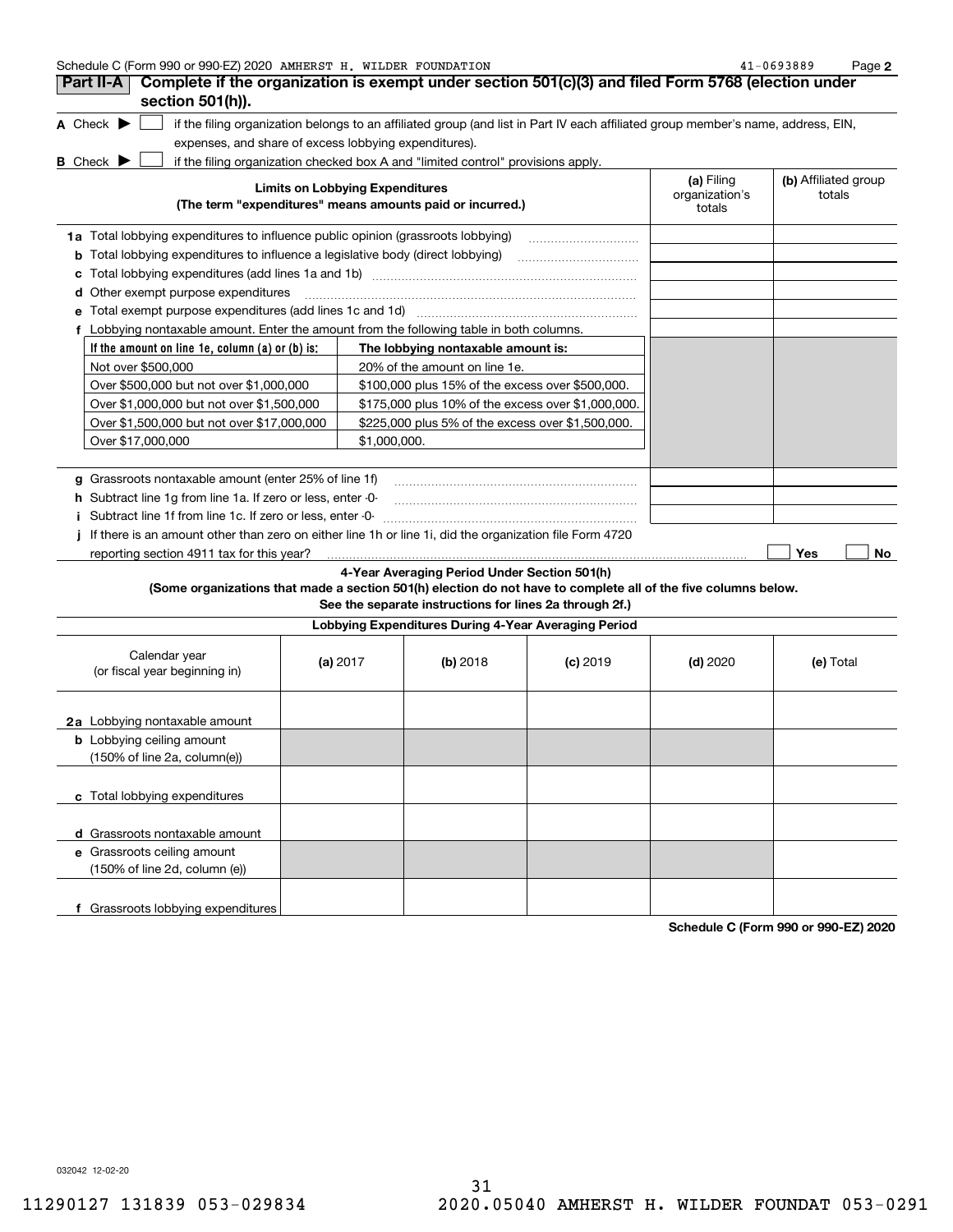Schedule C (Form 990 or 990-EZ) 2020 AMHERST H. WILDER FOUNDATION 41-0693889 Page 2

## Part II-A Complete if the organization is exempt under section 501(c)(3) and filed Form 5768 (election under section 501(h)).

**A** Check ▶ ☐ if the filing organization belongs to an affiliated group (and list in Part IV each affiliated group member's name, address, EIN, expenses, and share of excess lobbying expenditures).

**B** Check ▶ ☐ if the filing organization checked box A and "limited control" provisions apply.

| Limits on Lobbying Expenditures (The term "expenditures" means amounts paid or incurred.) | (a) Filing organization's totals | (b) Affiliated group totals |
|---|---|---|
| **1a** Total lobbying expenditures to influence public opinion (grassroots lobbying) | | |
| **b** Total lobbying expenditures to influence a legislative body (direct lobbying) | | |
| **c** Total lobbying expenditures (add lines 1a and 1b) | | |
| **d** Other exempt purpose expenditures | | |
| **e** Total exempt purpose expenditures (add lines 1c and 1d) | | |
| **f** Lobbying nontaxable amount. Enter the amount from the following table in both columns. | | |

| If the amount on line 1e, column (a) or (b) is: | The lobbying nontaxable amount is: |
|---|---|
| Not over $500,000 | 20% of the amount on line 1e. |
| Over $500,000 but not over $1,000,000 | $100,000 plus 15% of the excess over $500,000. |
| Over $1,000,000 but not over $1,500,000 | $175,000 plus 10% of the excess over $1,000,000. |
| Over $1,500,000 but not over $17,000,000 | $225,000 plus 5% of the excess over $1,500,000. |
| Over $17,000,000 | $1,000,000. |

| | (a) Filing organization's totals | (b) Affiliated group totals |
|---|---|---|
| **g** Grassroots nontaxable amount (enter 25% of line 1f) | | |
| **h** Subtract line 1g from line 1a. If zero or less, enter -0- | | |
| **i** Subtract line 1f from line 1c. If zero or less, enter -0- | | |

**j** If there is an amount other than zero on either line 1h or line 1i, did the organization file Form 4720 reporting section 4911 tax for this year? ☐ Yes ☐ No

### 4-Year Averaging Period Under Section 501(h)

**(Some organizations that made a section 501(h) election do not have to complete all of the five columns below. See the separate instructions for lines 2a through 2f.)**

| Lobbying Expenditures During 4-Year Averaging Period | | | | | |
|---|---|---|---|---|---|
| Calendar year (or fiscal year beginning in) | (a) 2017 | (b) 2018 | (c) 2019 | (d) 2020 | (e) Total |
| **2a** Lobbying nontaxable amount | | | | | |
| **b** Lobbying ceiling amount (150% of line 2a, column(e)) | | | | | |
| **c** Total lobbying expenditures | | | | | |
| **d** Grassroots nontaxable amount | | | | | |
| **e** Grassroots ceiling amount (150% of line 2d, column (e)) | | | | | |
| **f** Grassroots lobbying expenditures | | | | | |

**Schedule C (Form 990 or 990-EZ) 2020**

032042 12-02-20

11290127 131839 053-029834 2020.05040 AMHERST H. WILDER FOUNDAT 053-0291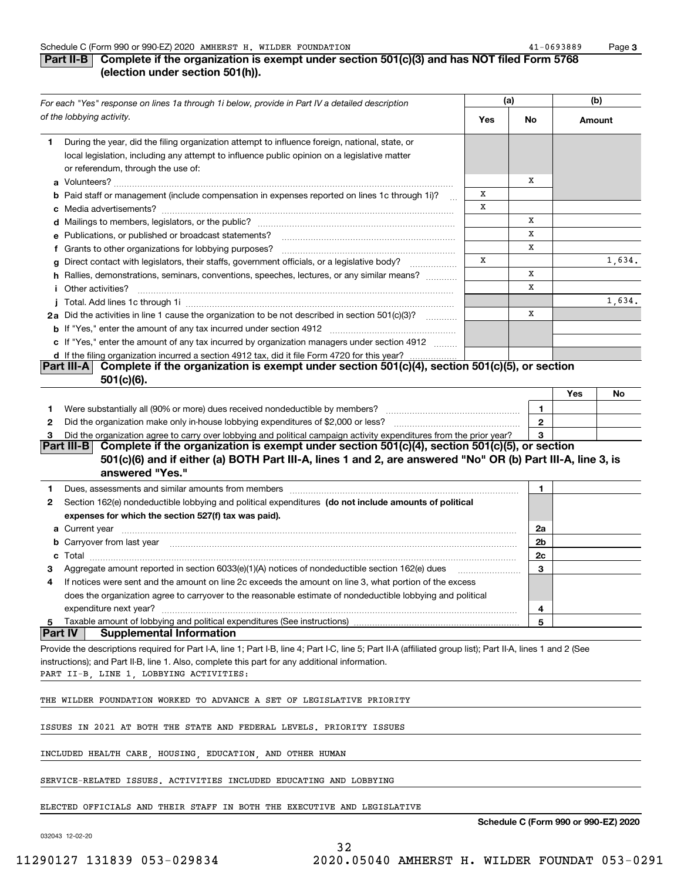Schedule C (Form 990 or 990-EZ) 2020 AMHERST H. WILDER FOUNDATION 41-0693889 Page 3

## Part II-B Complete if the organization is exempt under section 501(c)(3) and has NOT filed Form 5768 (election under section 501(h)).

| *For each "Yes" response on lines 1a through 1i below, provide in Part IV a detailed description of the lobbying activity.* | (a) Yes | (a) No | (b) Amount |
|---|---|---|---|
| **1** During the year, did the filing organization attempt to influence foreign, national, state, or local legislation, including any attempt to influence public opinion on a legislative matter or referendum, through the use of: | | | |
| **a** Volunteers? | | X | |
| **b** Paid staff or management (include compensation in expenses reported on lines 1c through 1i)? | X | | |
| **c** Media advertisements? | X | | |
| **d** Mailings to members, legislators, or the public? | | X | |
| **e** Publications, or published or broadcast statements? | | X | |
| **f** Grants to other organizations for lobbying purposes? | | X | |
| **g** Direct contact with legislators, their staffs, government officials, or a legislative body? | X | | 1,634. |
| **h** Rallies, demonstrations, seminars, conventions, speeches, lectures, or any similar means? | | X | |
| **i** Other activities? | | X | |
| **j** Total. Add lines 1c through 1i | | | 1,634. |
| **2a** Did the activities in line 1 cause the organization to be not described in section 501(c)(3)? | | X | |
| **b** If "Yes," enter the amount of any tax incurred under section 4912 | | | |
| **c** If "Yes," enter the amount of any tax incurred by organization managers under section 4912 | | | |
| **d** If the filing organization incurred a section 4912 tax, did it file Form 4720 for this year? | | | |

## Part III-A Complete if the organization is exempt under section 501(c)(4), section 501(c)(5), or section 501(c)(6).

| | | Yes | No |
|---|---|---|---|
| **1** Were substantially all (90% or more) dues received nondeductible by members? | 1 | | |
| **2** Did the organization make only in-house lobbying expenditures of $2,000 or less? | 2 | | |
| **3** Did the organization agree to carry over lobbying and political campaign activity expenditures from the prior year? | 3 | | |

## Part III-B Complete if the organization is exempt under section 501(c)(4), section 501(c)(5), or section 501(c)(6) and if either (a) BOTH Part III-A, lines 1 and 2, are answered "No" OR (b) Part III-A, line 3, is answered "Yes."

| | | |
|---|---|---|
| **1** Dues, assessments and similar amounts from members | 1 | |
| **2** Section 162(e) nondeductible lobbying and political expenditures **(do not include amounts of political expenses for which the section 527(f) tax was paid).** | | |
| **a** Current year | 2a | |
| **b** Carryover from last year | 2b | |
| **c** Total | 2c | |
| **3** Aggregate amount reported in section 6033(e)(1)(A) notices of nondeductible section 162(e) dues | 3 | |
| **4** If notices were sent and the amount on line 2c exceeds the amount on line 3, what portion of the excess does the organization agree to carryover to the reasonable estimate of nondeductible lobbying and political expenditure next year? | 4 | |
| **5** Taxable amount of lobbying and political expenditures (See instructions) | 5 | |

## Part IV Supplemental Information

Provide the descriptions required for Part I-A, line 1; Part I-B, line 4; Part I-C, line 5; Part II-A (affiliated group list); Part II-A, lines 1 and 2 (See instructions); and Part II-B, line 1. Also, complete this part for any additional information.

PART II-B, LINE 1, LOBBYING ACTIVITIES:

THE WILDER FOUNDATION WORKED TO ADVANCE A SET OF LEGISLATIVE PRIORITY ISSUES IN 2021 AT BOTH THE STATE AND FEDERAL LEVELS. PRIORITY ISSUES INCLUDED HEALTH CARE, HOUSING, EDUCATION, AND OTHER HUMAN SERVICE-RELATED ISSUES. ACTIVITIES INCLUDED EDUCATING AND LOBBYING ELECTED OFFICIALS AND THEIR STAFF IN BOTH THE EXECUTIVE AND LEGISLATIVE

Schedule C (Form 990 or 990-EZ) 2020

032043 12-02-20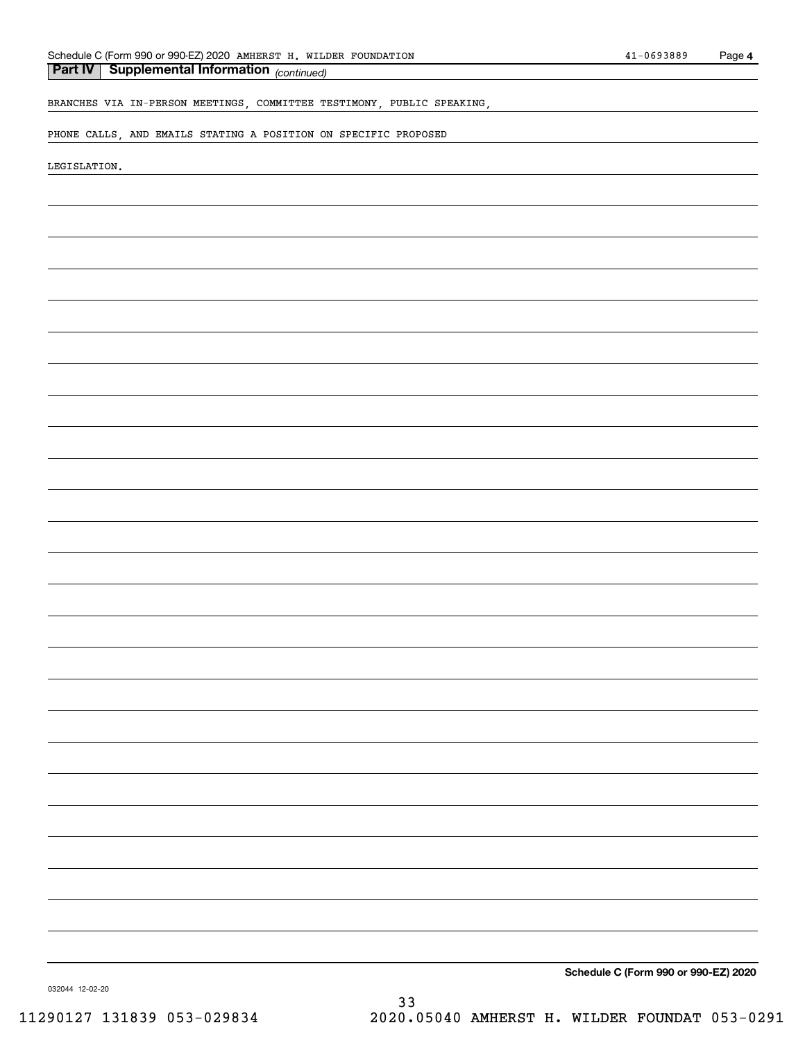## Part IV Supplemental Information *(continued)*

BRANCHES VIA IN-PERSON MEETINGS, COMMITTEE TESTIMONY, PUBLIC SPEAKING,

PHONE CALLS, AND EMAILS STATING A POSITION ON SPECIFIC PROPOSED

LEGISLATION.

**Schedule C (Form 990 or 990-EZ) 2020**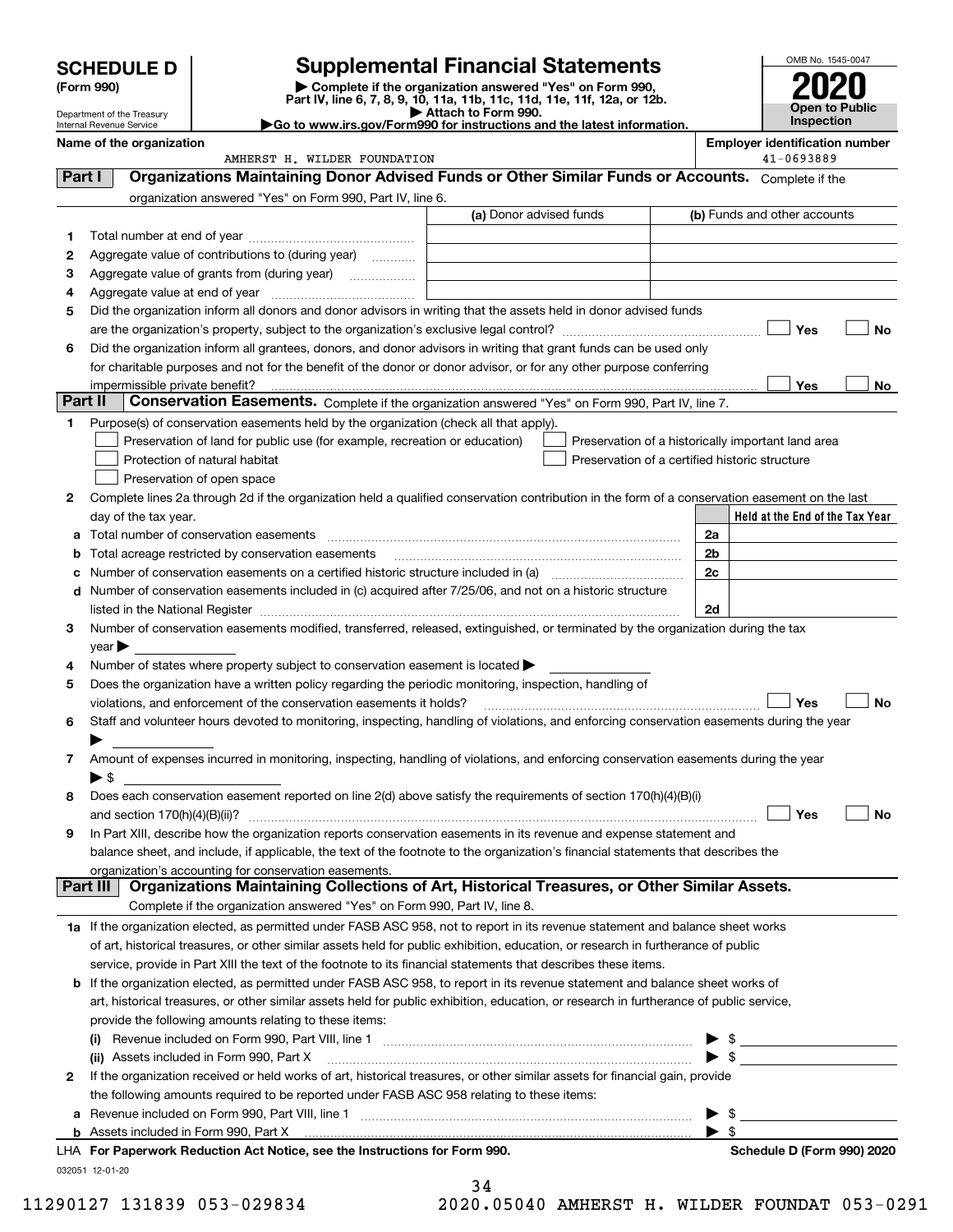# SCHEDULE D (Form 990)

Department of the Treasury
Internal Revenue Service

# Supplemental Financial Statements

▶ Complete if the organization answered "Yes" on Form 990, Part IV, line 6, 7, 8, 9, 10, 11a, 11b, 11c, 11d, 11e, 11f, 12a, or 12b.
▶ Attach to Form 990.
▶Go to www.irs.gov/Form990 for instructions and the latest information.

OMB No. 1545-0047

**2020**

**Open to Public Inspection**

**Name of the organization**
AMHERST H. WILDER FOUNDATION

**Employer identification number**
41-0693889

## Part I Organizations Maintaining Donor Advised Funds or Other Similar Funds or Accounts.

Complete if the organization answered "Yes" on Form 990, Part IV, line 6.

| | | (a) Donor advised funds | (b) Funds and other accounts |
|---|---|---|---|
| 1 | Total number at end of year | | |
| 2 | Aggregate value of contributions to (during year) | | |
| 3 | Aggregate value of grants from (during year) | | |
| 4 | Aggregate value at end of year | | |

5 Did the organization inform all donors and donor advisors in writing that the assets held in donor advised funds are the organization's property, subject to the organization's exclusive legal control? ☐ Yes ☐ No

6 Did the organization inform all grantees, donors, and donor advisors in writing that grant funds can be used only for charitable purposes and not for the benefit of the donor or donor advisor, or for any other purpose conferring impermissible private benefit? ☐ Yes ☐ No

## Part II Conservation Easements.

Complete if the organization answered "Yes" on Form 990, Part IV, line 7.

1 Purpose(s) of conservation easements held by the organization (check all that apply).

- ☐ Preservation of land for public use (for example, recreation or education)
- ☐ Protection of natural habitat
- ☐ Preservation of open space
- ☐ Preservation of a historically important land area
- ☐ Preservation of a certified historic structure

2 Complete lines 2a through 2d if the organization held a qualified conservation contribution in the form of a conservation easement on the last day of the tax year.

| | | | Held at the End of the Tax Year |
|---|---|---|---|
| a | Total number of conservation easements | 2a | |
| b | Total acreage restricted by conservation easements | 2b | |
| c | Number of conservation easements on a certified historic structure included in (a) | 2c | |
| d | Number of conservation easements included in (c) acquired after 7/25/06, and not on a historic structure listed in the National Register | 2d | |

3 Number of conservation easements modified, transferred, released, extinguished, or terminated by the organization during the tax year ▶

4 Number of states where property subject to conservation easement is located ▶

5 Does the organization have a written policy regarding the periodic monitoring, inspection, handling of violations, and enforcement of the conservation easements it holds? ☐ Yes ☐ No

6 Staff and volunteer hours devoted to monitoring, inspecting, handling of violations, and enforcing conservation easements during the year ▶

7 Amount of expenses incurred in monitoring, inspecting, handling of violations, and enforcing conservation easements during the year ▶ $

8 Does each conservation easement reported on line 2(d) above satisfy the requirements of section 170(h)(4)(B)(i) and section 170(h)(4)(B)(ii)? ☐ Yes ☐ No

9 In Part XIII, describe how the organization reports conservation easements in its revenue and expense statement and balance sheet, and include, if applicable, the text of the footnote to the organization's financial statements that describes the organization's accounting for conservation easements.

## Part III Organizations Maintaining Collections of Art, Historical Treasures, or Other Similar Assets.

Complete if the organization answered "Yes" on Form 990, Part IV, line 8.

1a If the organization elected, as permitted under FASB ASC 958, not to report in its revenue statement and balance sheet works of art, historical treasures, or other similar assets held for public exhibition, education, or research in furtherance of public service, provide in Part XIII the text of the footnote to its financial statements that describes these items.

b If the organization elected, as permitted under FASB ASC 958, to report in its revenue statement and balance sheet works of art, historical treasures, or other similar assets held for public exhibition, education, or research in furtherance of public service, provide the following amounts relating to these items:

(i) Revenue included on Form 990, Part VIII, line 1 ▶ $

(ii) Assets included in Form 990, Part X ▶ $

2 If the organization received or held works of art, historical treasures, or other similar assets for financial gain, provide the following amounts required to be reported under FASB ASC 958 relating to these items:

a Revenue included on Form 990, Part VIII, line 1 ▶ $

b Assets included in Form 990, Part X ▶ $

LHA **For Paperwork Reduction Act Notice, see the Instructions for Form 990.** **Schedule D (Form 990) 2020**

032051 12-01-20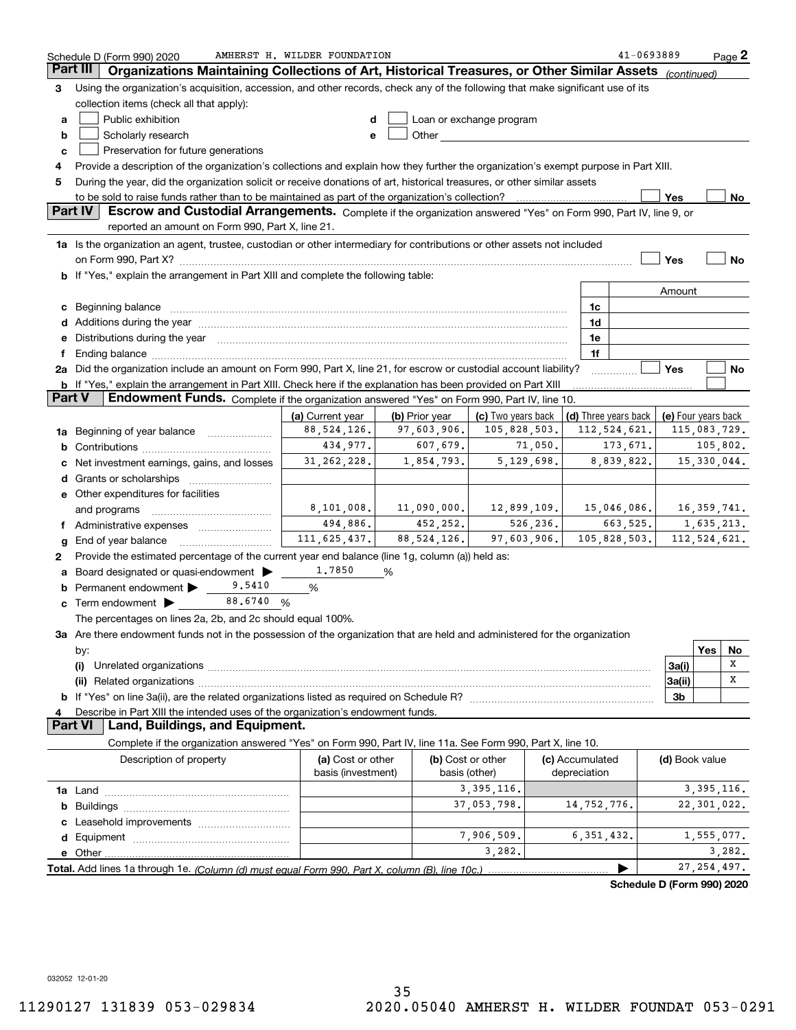Schedule D (Form 990) 2020 AMHERST H. WILDER FOUNDATION 41-0693889 Page 2

## Part III Organizations Maintaining Collections of Art, Historical Treasures, or Other Similar Assets *(continued)*

3 Using the organization's acquisition, accession, and other records, check any of the following that make significant use of its collection items (check all that apply):

- a ☐ Public exhibition
- b ☐ Scholarly research
- c ☐ Preservation for future generations
- d ☐ Loan or exchange program
- e ☐ Other

4 Provide a description of the organization's collections and explain how they further the organization's exempt purpose in Part XIII.

5 During the year, did the organization solicit or receive donations of art, historical treasures, or other similar assets to be sold to raise funds rather than to be maintained as part of the organization's collection? ☐ Yes ☐ No

## Part IV Escrow and Custodial Arrangements.

Complete if the organization answered "Yes" on Form 990, Part IV, line 9, or reported an amount on Form 990, Part X, line 21.

1a Is the organization an agent, trustee, custodian or other intermediary for contributions or other assets not included on Form 990, Part X? ☐ Yes ☐ No

b If "Yes," explain the arrangement in Part XIII and complete the following table:

| | | Amount |
|---|---|---|
| c Beginning balance | 1c | |
| d Additions during the year | 1d | |
| e Distributions during the year | 1e | |
| f Ending balance | 1f | |

2a Did the organization include an amount on Form 990, Part X, line 21, for escrow or custodial account liability? ☐ Yes ☐ No

b If "Yes," explain the arrangement in Part XIII. Check here if the explanation has been provided on Part XIII ☐

## Part V Endowment Funds.

Complete if the organization answered "Yes" on Form 990, Part IV, line 10.

| | (a) Current year | (b) Prior year | (c) Two years back | (d) Three years back | (e) Four years back |
|---|---|---|---|---|---|
| 1a Beginning of year balance | 88,524,126. | 97,603,906. | 105,828,503. | 112,524,621. | 115,083,729. |
| b Contributions | 434,977. | 607,679. | 71,050. | 173,671. | 105,802. |
| c Net investment earnings, gains, and losses | 31,262,228. | 1,854,793. | 5,129,698. | 8,839,822. | 15,330,044. |
| d Grants or scholarships | | | | | |
| e Other expenditures for facilities and programs | 8,101,008. | 11,090,000. | 12,899,109. | 15,046,086. | 16,359,741. |
| f Administrative expenses | 494,886. | 452,252. | 526,236. | 663,525. | 1,635,213. |
| g End of year balance | 111,625,437. | 88,524,126. | 97,603,906. | 105,828,503. | 112,524,621. |

2 Provide the estimated percentage of the current year end balance (line 1g, column (a)) held as:

- a Board designated or quasi-endowment ▶ 1.7850 %
- b Permanent endowment ▶ 9.5410 %
- c Term endowment ▶ 88.6740 %

The percentages on lines 2a, 2b, and 2c should equal 100%.

3a Are there endowment funds not in the possession of the organization that are held and administered for the organization by:

| | | Yes | No |
|---|---|---|---|
| (i) Unrelated organizations | 3a(i) | | X |
| (ii) Related organizations | 3a(ii) | | X |
| b If "Yes" on line 3a(ii), are the related organizations listed as required on Schedule R? | 3b | | |

4 Describe in Part XIII the intended uses of the organization's endowment funds.

## Part VI Land, Buildings, and Equipment.

Complete if the organization answered "Yes" on Form 990, Part IV, line 11a. See Form 990, Part X, line 10.

| Description of property | (a) Cost or other basis (investment) | (b) Cost or other basis (other) | (c) Accumulated depreciation | (d) Book value |
|---|---|---|---|---|
| 1a Land | | 3,395,116. | | 3,395,116. |
| b Buildings | | 37,053,798. | 14,752,776. | 22,301,022. |
| c Leasehold improvements | | | | |
| d Equipment | | 7,906,509. | 6,351,432. | 1,555,077. |
| e Other | | 3,282. | | 3,282. |
| **Total.** Add lines 1a through 1e. *(Column (d) must equal Form 990, Part X, column (B), line 10c.)* | | | ▶ | 27,254,497. |

**Schedule D (Form 990) 2020**

032052 12-01-20

11290127 131839 053-029834 2020.05040 AMHERST H. WILDER FOUNDAT 053-0291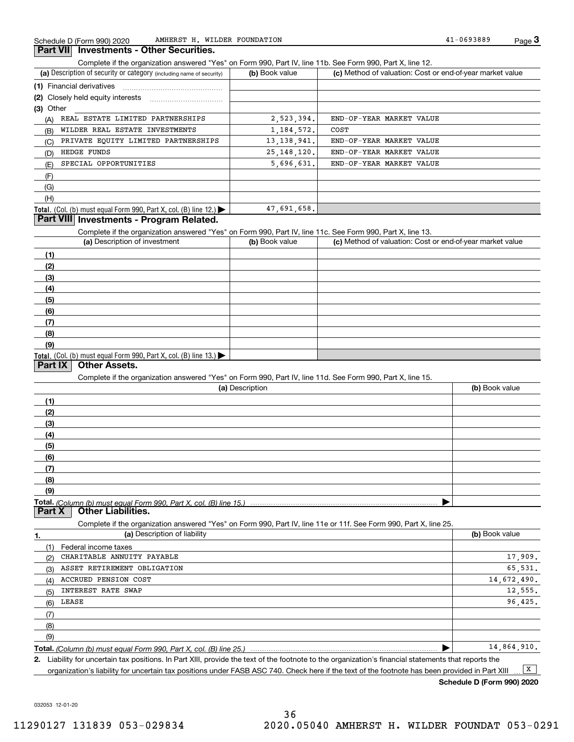Schedule D (Form 990) 2020 AMHERST H. WILDER FOUNDATION 41-0693889 Page 3

## Part VII Investments - Other Securities.

Complete if the organization answered "Yes" on Form 990, Part IV, line 11b. See Form 990, Part X, line 12.

| (a) Description of security or category (including name of security) | (b) Book value | (c) Method of valuation: Cost or end-of-year market value |
|---|---|---|
| (1) Financial derivatives | | |
| (2) Closely held equity interests | | |
| (3) Other | | |
| (A) REAL ESTATE LIMITED PARTNERSHIPS | 2,523,394. | END-OF-YEAR MARKET VALUE |
| (B) WILDER REAL ESTATE INVESTMENTS | 1,184,572. | COST |
| (C) PRIVATE EQUITY LIMITED PARTNERSHIPS | 13,138,941. | END-OF-YEAR MARKET VALUE |
| (D) HEDGE FUNDS | 25,148,120. | END-OF-YEAR MARKET VALUE |
| (E) SPECIAL OPPORTUNITIES | 5,696,631. | END-OF-YEAR MARKET VALUE |
| (F) | | |
| (G) | | |
| (H) | | |
| **Total.** (Col. (b) must equal Form 990, Part X, col. (B) line 12.) | 47,691,658. | |

## Part VIII Investments - Program Related.

Complete if the organization answered "Yes" on Form 990, Part IV, line 11c. See Form 990, Part X, line 13.

| (a) Description of investment | (b) Book value | (c) Method of valuation: Cost or end-of-year market value |
|---|---|---|
| (1) | | |
| (2) | | |
| (3) | | |
| (4) | | |
| (5) | | |
| (6) | | |
| (7) | | |
| (8) | | |
| (9) | | |
| **Total.** (Col. (b) must equal Form 990, Part X, col. (B) line 13.) | | |

## Part IX Other Assets.

Complete if the organization answered "Yes" on Form 990, Part IV, line 11d. See Form 990, Part X, line 15.

| (a) Description | (b) Book value |
|---|---|
| (1) | |
| (2) | |
| (3) | |
| (4) | |
| (5) | |
| (6) | |
| (7) | |
| (8) | |
| (9) | |
| **Total.** *(Column (b) must equal Form 990, Part X, col. (B) line 15.)* | |

## Part X Other Liabilities.

Complete if the organization answered "Yes" on Form 990, Part IV, line 11e or 11f. See Form 990, Part X, line 25.

| 1. (a) Description of liability | (b) Book value |
|---|---|
| (1) Federal income taxes | |
| (2) CHARITABLE ANNUITY PAYABLE | 17,909. |
| (3) ASSET RETIREMENT OBLIGATION | 65,531. |
| (4) ACCRUED PENSION COST | 14,672,490. |
| (5) INTEREST RATE SWAP | 12,555. |
| (6) LEASE | 96,425. |
| (7) | |
| (8) | |
| (9) | |
| **Total.** *(Column (b) must equal Form 990, Part X, col. (B) line 25.)* | 14,864,910. |

2. Liability for uncertain tax positions. In Part XIII, provide the text of the footnote to the organization's financial statements that reports the organization's liability for uncertain tax positions under FASB ASC 740. Check here if the text of the footnote has been provided in Part XIII ... [X]

**Schedule D (Form 990) 2020**

032053 12-01-20

11290127 131839 053-029834 2020.05040 AMHERST H. WILDER FOUNDAT 053-0291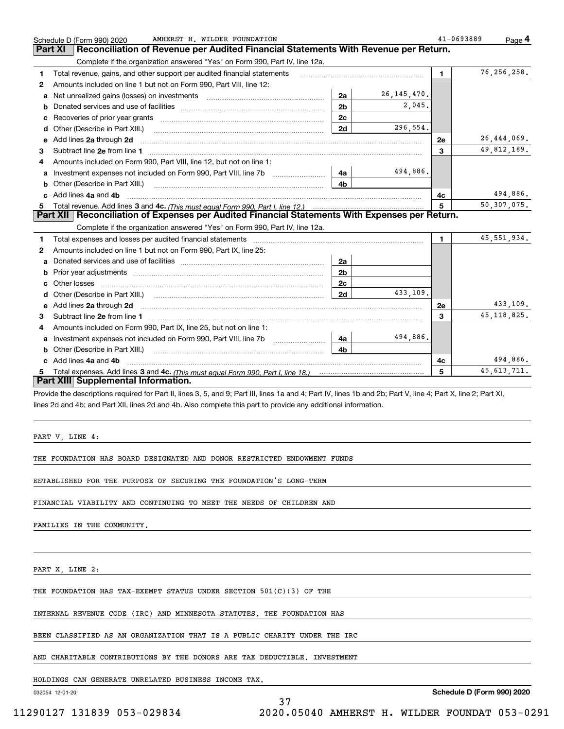Schedule D (Form 990) 2020 AMHERST H. WILDER FOUNDATION 41-0693889

## Part XI Reconciliation of Revenue per Audited Financial Statements With Revenue per Return.

Complete if the organization answered "Yes" on Form 990, Part IV, line 12a.

| | | | | | |
|---|---|---|---|---|---|
| 1 | Total revenue, gains, and other support per audited financial statements | | | 1 | 76,256,258. |
| 2 | Amounts included on line 1 but not on Form 990, Part VIII, line 12: | | | | |
| a | Net unrealized gains (losses) on investments | 2a | 26,145,470. | | |
| b | Donated services and use of facilities | 2b | 2,045. | | |
| c | Recoveries of prior year grants | 2c | | | |
| d | Other (Describe in Part XIII.) | 2d | 296,554. | | |
| e | Add lines 2a through 2d | | | 2e | 26,444,069. |
| 3 | Subtract line 2e from line 1 | | | 3 | 49,812,189. |
| 4 | Amounts included on Form 990, Part VIII, line 12, but not on line 1: | | | | |
| a | Investment expenses not included on Form 990, Part VIII, line 7b | 4a | 494,886. | | |
| b | Other (Describe in Part XIII.) | 4b | | | |
| c | Add lines 4a and 4b | | | 4c | 494,886. |
| 5 | Total revenue. Add lines 3 and 4c. *(This must equal Form 990, Part I, line 12.)* | | | 5 | 50,307,075. |

## Part XII Reconciliation of Expenses per Audited Financial Statements With Expenses per Return.

Complete if the organization answered "Yes" on Form 990, Part IV, line 12a.

| | | | | | |
|---|---|---|---|---|---|
| 1 | Total expenses and losses per audited financial statements | | | 1 | 45,551,934. |
| 2 | Amounts included on line 1 but not on Form 990, Part IX, line 25: | | | | |
| a | Donated services and use of facilities | 2a | | | |
| b | Prior year adjustments | 2b | | | |
| c | Other losses | 2c | | | |
| d | Other (Describe in Part XIII.) | 2d | 433,109. | | |
| e | Add lines 2a through 2d | | | 2e | 433,109. |
| 3 | Subtract line 2e from line 1 | | | 3 | 45,118,825. |
| 4 | Amounts included on Form 990, Part IX, line 25, but not on line 1: | | | | |
| a | Investment expenses not included on Form 990, Part VIII, line 7b | 4a | 494,886. | | |
| b | Other (Describe in Part XIII.) | 4b | | | |
| c | Add lines 4a and 4b | | | 4c | 494,886. |
| 5 | Total expenses. Add lines 3 and 4c. *(This must equal Form 990, Part I, line 18.)* | | | 5 | 45,613,711. |

## Part XIII Supplemental Information.

Provide the descriptions required for Part II, lines 3, 5, and 9; Part III, lines 1a and 4; Part IV, lines 1b and 2b; Part V, line 4; Part X, line 2; Part XI, lines 2d and 4b; and Part XII, lines 2d and 4b. Also complete this part to provide any additional information.

PART V, LINE 4:

THE FOUNDATION HAS BOARD DESIGNATED AND DONOR RESTRICTED ENDOWMENT FUNDS ESTABLISHED FOR THE PURPOSE OF SECURING THE FOUNDATION'S LONG-TERM FINANCIAL VIABILITY AND CONTINUING TO MEET THE NEEDS OF CHILDREN AND FAMILIES IN THE COMMUNITY.

PART X, LINE 2:

THE FOUNDATION HAS TAX-EXEMPT STATUS UNDER SECTION 501(C)(3) OF THE INTERNAL REVENUE CODE (IRC) AND MINNESOTA STATUTES. THE FOUNDATION HAS BEEN CLASSIFIED AS AN ORGANIZATION THAT IS A PUBLIC CHARITY UNDER THE IRC AND CHARITABLE CONTRIBUTIONS BY THE DONORS ARE TAX DEDUCTIBLE. INVESTMENT HOLDINGS CAN GENERATE UNRELATED BUSINESS INCOME TAX.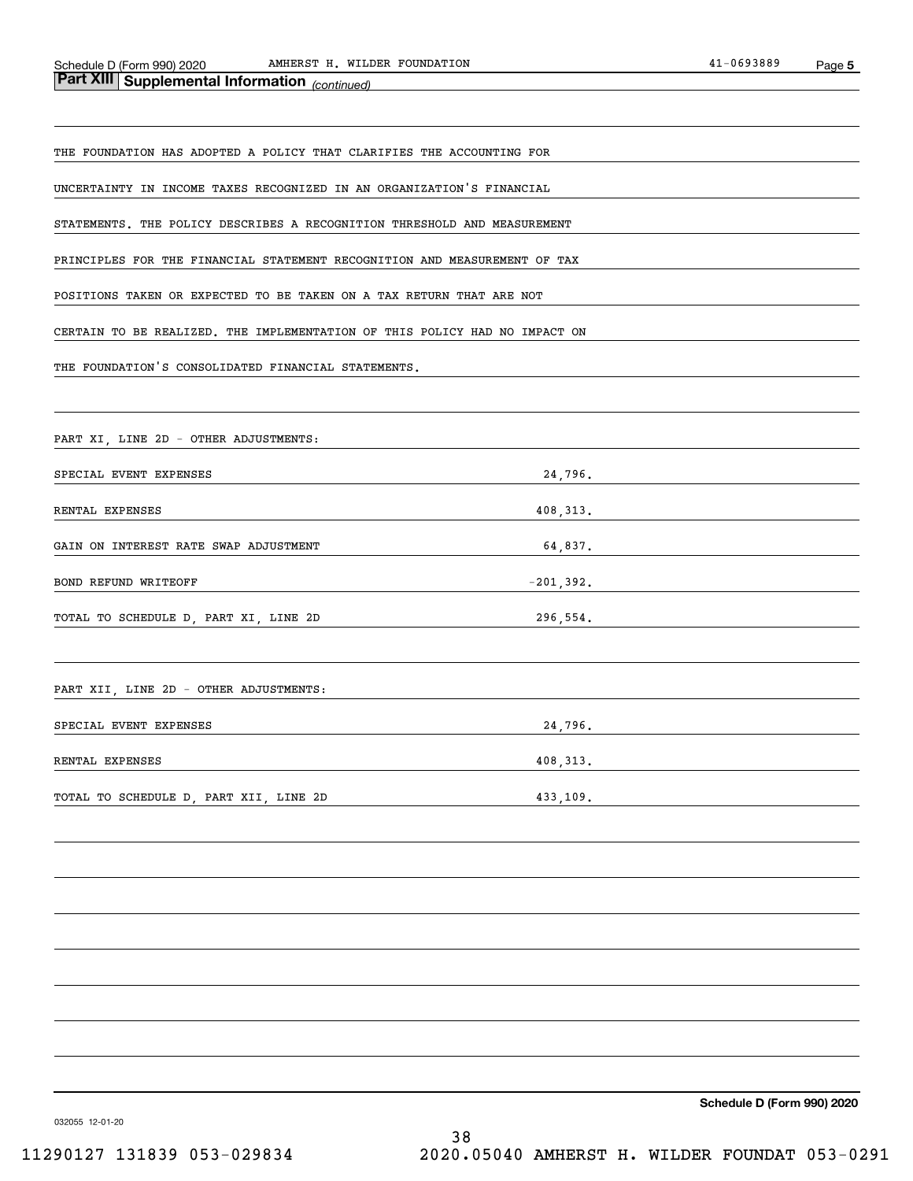## Part XIII Supplemental Information *(continued)*

THE FOUNDATION HAS ADOPTED A POLICY THAT CLARIFIES THE ACCOUNTING FOR UNCERTAINTY IN INCOME TAXES RECOGNIZED IN AN ORGANIZATION'S FINANCIAL STATEMENTS. THE POLICY DESCRIBES A RECOGNITION THRESHOLD AND MEASUREMENT PRINCIPLES FOR THE FINANCIAL STATEMENT RECOGNITION AND MEASUREMENT OF TAX POSITIONS TAKEN OR EXPECTED TO BE TAKEN ON A TAX RETURN THAT ARE NOT CERTAIN TO BE REALIZED. THE IMPLEMENTATION OF THIS POLICY HAD NO IMPACT ON THE FOUNDATION'S CONSOLIDATED FINANCIAL STATEMENTS.

PART XI, LINE 2D - OTHER ADJUSTMENTS:

| | |
|---|---|
| SPECIAL EVENT EXPENSES | 24,796. |
| RENTAL EXPENSES | 408,313. |
| GAIN ON INTEREST RATE SWAP ADJUSTMENT | 64,837. |
| BOND REFUND WRITEOFF | -201,392. |
| TOTAL TO SCHEDULE D, PART XI, LINE 2D | 296,554. |

PART XII, LINE 2D - OTHER ADJUSTMENTS:

| | |
|---|---|
| SPECIAL EVENT EXPENSES | 24,796. |
| RENTAL EXPENSES | 408,313. |
| TOTAL TO SCHEDULE D, PART XII, LINE 2D | 433,109. |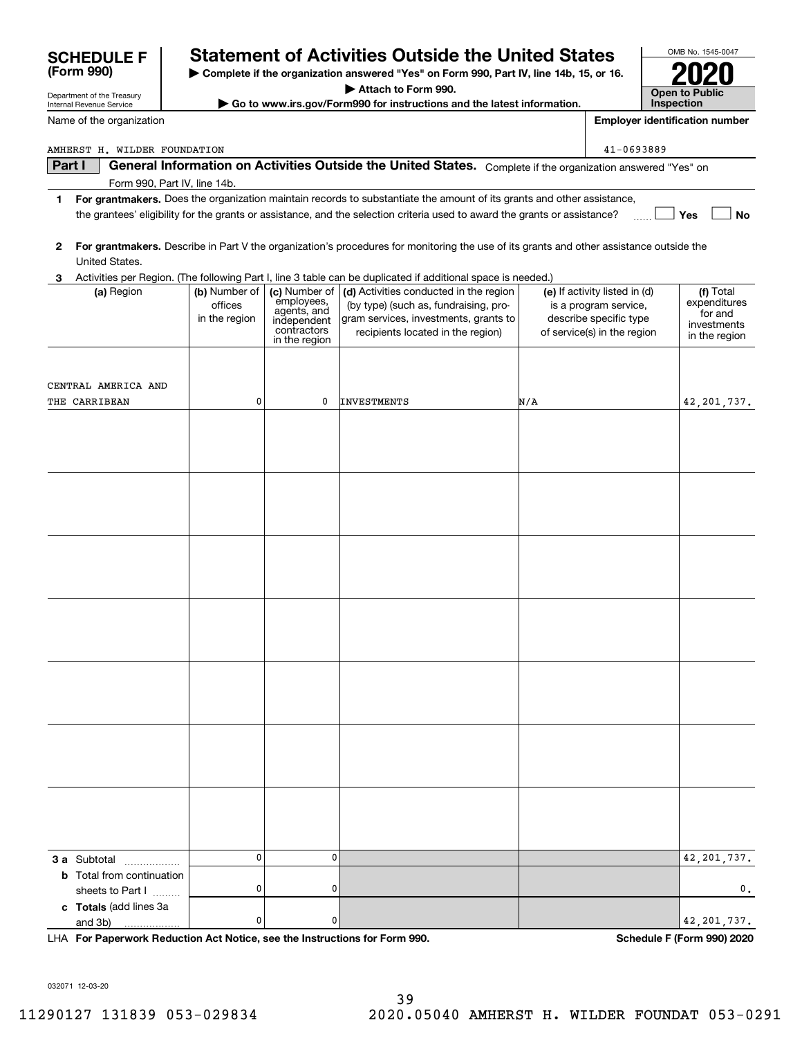**SCHEDULE F (Form 990)**

Department of the Treasury
Internal Revenue Service

# Statement of Activities Outside the United States

▶ Complete if the organization answered "Yes" on Form 990, Part IV, line 14b, 15, or 16.
▶ Attach to Form 990.
▶ Go to www.irs.gov/Form990 for instructions and the latest information.

OMB No. 1545-0047

**2020**

**Open to Public Inspection**

Name of the organization: AMHERST H. WILDER FOUNDATION

Employer identification number: 41-0693889

**Part I — General Information on Activities Outside the United States.** Complete if the organization answered "Yes" on Form 990, Part IV, line 14b.

1 **For grantmakers.** Does the organization maintain records to substantiate the amount of its grants and other assistance, the grantees' eligibility for the grants or assistance, and the selection criteria used to award the grants or assistance? ☐ Yes ☐ No

2 **For grantmakers.** Describe in Part V the organization's procedures for monitoring the use of its grants and other assistance outside the United States.

3 Activities per Region. (The following Part I, line 3 table can be duplicated if additional space is needed.)

| (a) Region | (b) Number of offices in the region | (c) Number of employees, agents, and independent contractors in the region | (d) Activities conducted in the region (by type) (such as, fundraising, program services, investments, grants to recipients located in the region) | (e) If activity listed in (d) is a program service, describe specific type of service(s) in the region | (f) Total expenditures for and investments in the region |
|---|---|---|---|---|---|
| CENTRAL AMERICA AND THE CARRIBEAN | 0 | 0 | INVESTMENTS | N/A | 42,201,737. |
| | | | | | |
| | | | | | |
| | | | | | |
| | | | | | |
| | | | | | |
| | | | | | |
| | | | | | |
| **3a** Subtotal | 0 | 0 | | | 42,201,737. |
| **b** Total from continuation sheets to Part I | 0 | 0 | | | 0. |
| **c** Totals (add lines 3a and 3b) | 0 | 0 | | | 42,201,737. |

LHA **For Paperwork Reduction Act Notice, see the Instructions for Form 990.** **Schedule F (Form 990) 2020**

032071 12-03-20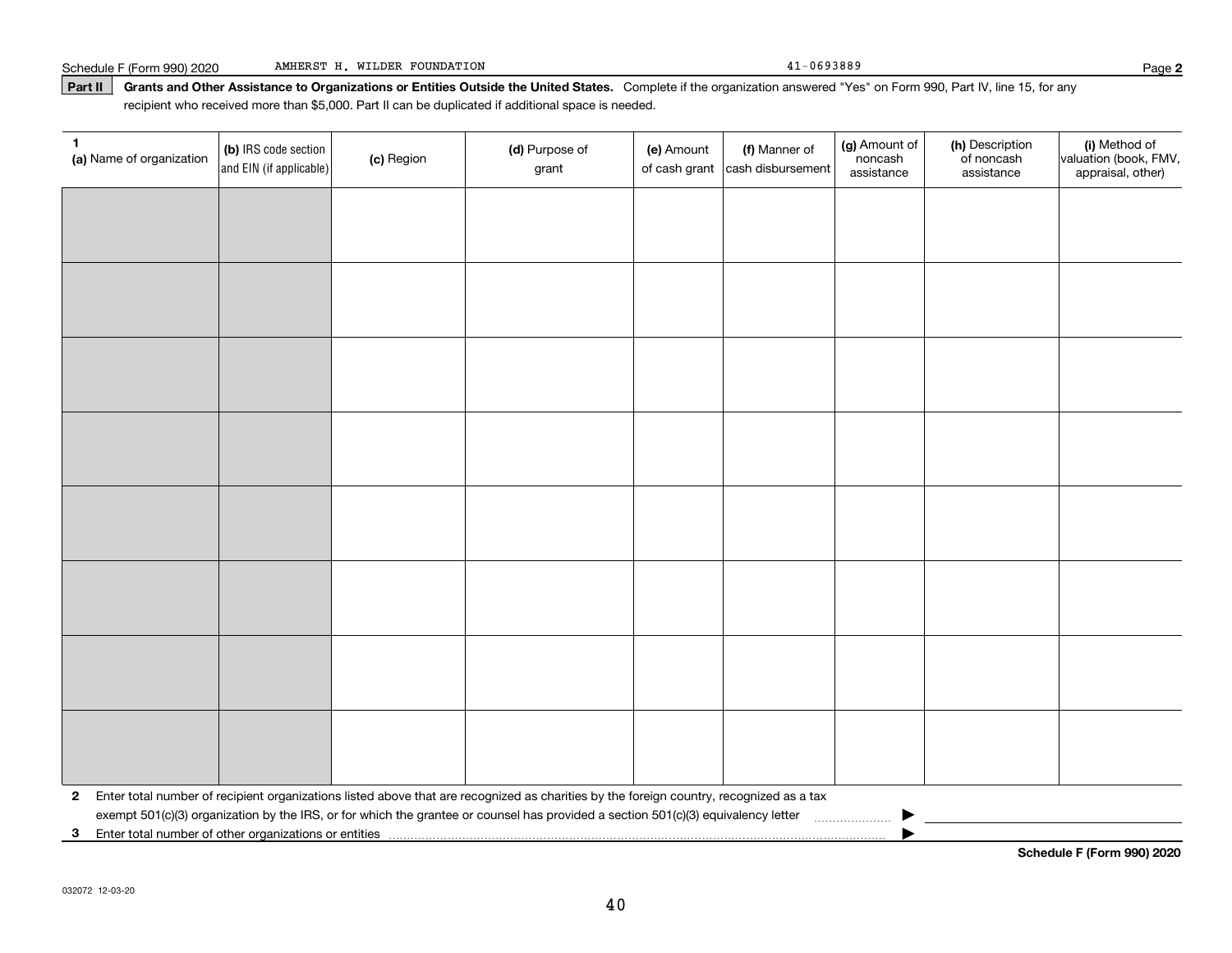Schedule F (Form 990) 2020 AMHERST H. WILDER FOUNDATION 41-0693889 Page **2**

**Part II** **Grants and Other Assistance to Organizations or Entities Outside the United States.** Complete if the organization answered "Yes" on Form 990, Part IV, line 15, for any recipient who received more than $5,000. Part II can be duplicated if additional space is needed.

| 1 (a) Name of organization | (b) IRS code section and EIN (if applicable) | (c) Region | (d) Purpose of grant | (e) Amount of cash grant | (f) Manner of cash disbursement | (g) Amount of noncash assistance | (h) Description of noncash assistance | (i) Method of valuation (book, FMV, appraisal, other) |
|---|---|---|---|---|---|---|---|---|
| | | | | | | | | |
| | | | | | | | | |
| | | | | | | | | |
| | | | | | | | | |
| | | | | | | | | |
| | | | | | | | | |
| | | | | | | | | |
| | | | | | | | | |

**2** Enter total number of recipient organizations listed above that are recognized as charities by the foreign country, recognized as a tax exempt 501(c)(3) organization by the IRS, or for which the grantee or counsel has provided a section 501(c)(3) equivalency letter ▶

**3** Enter total number of other organizations or entities ▶

**Schedule F (Form 990) 2020**

032072 12-03-20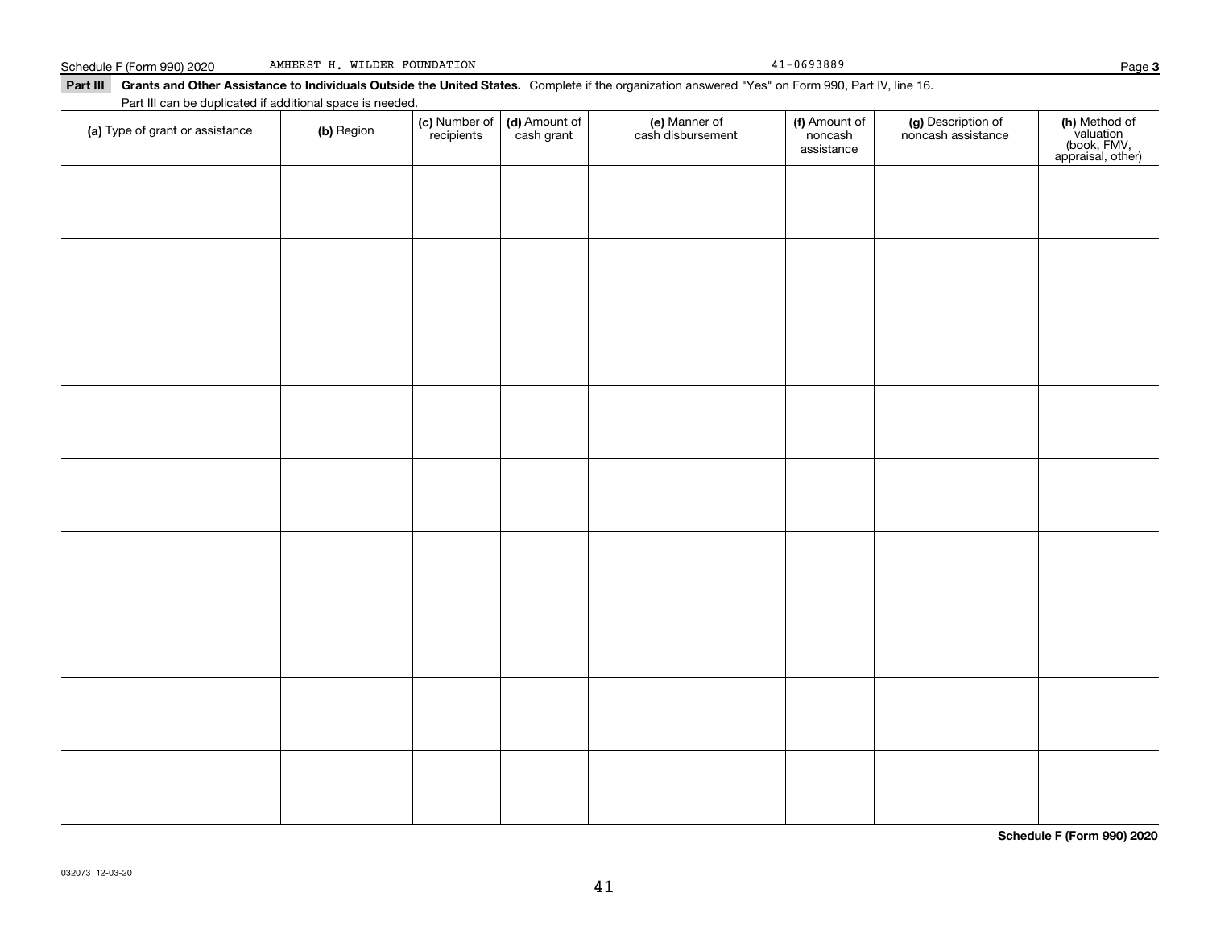Schedule F (Form 990) 2020 AMHERST H. WILDER FOUNDATION 41-0693889 Page **3**

**Part III Grants and Other Assistance to Individuals Outside the United States.** Complete if the organization answered "Yes" on Form 990, Part IV, line 16.

Part III can be duplicated if additional space is needed.

| **(a)** Type of grant or assistance | **(b)** Region | **(c)** Number of recipients | **(d)** Amount of cash grant | **(e)** Manner of cash disbursement | **(f)** Amount of noncash assistance | **(g)** Description of noncash assistance | **(h)** Method of valuation (book, FMV, appraisal, other) |
|---|---|---|---|---|---|---|---|
| | | | | | | | |
| | | | | | | | |
| | | | | | | | |
| | | | | | | | |
| | | | | | | | |
| | | | | | | | |
| | | | | | | | |
| | | | | | | | |
| | | | | | | | |

**Schedule F (Form 990) 2020**

032073 12-03-20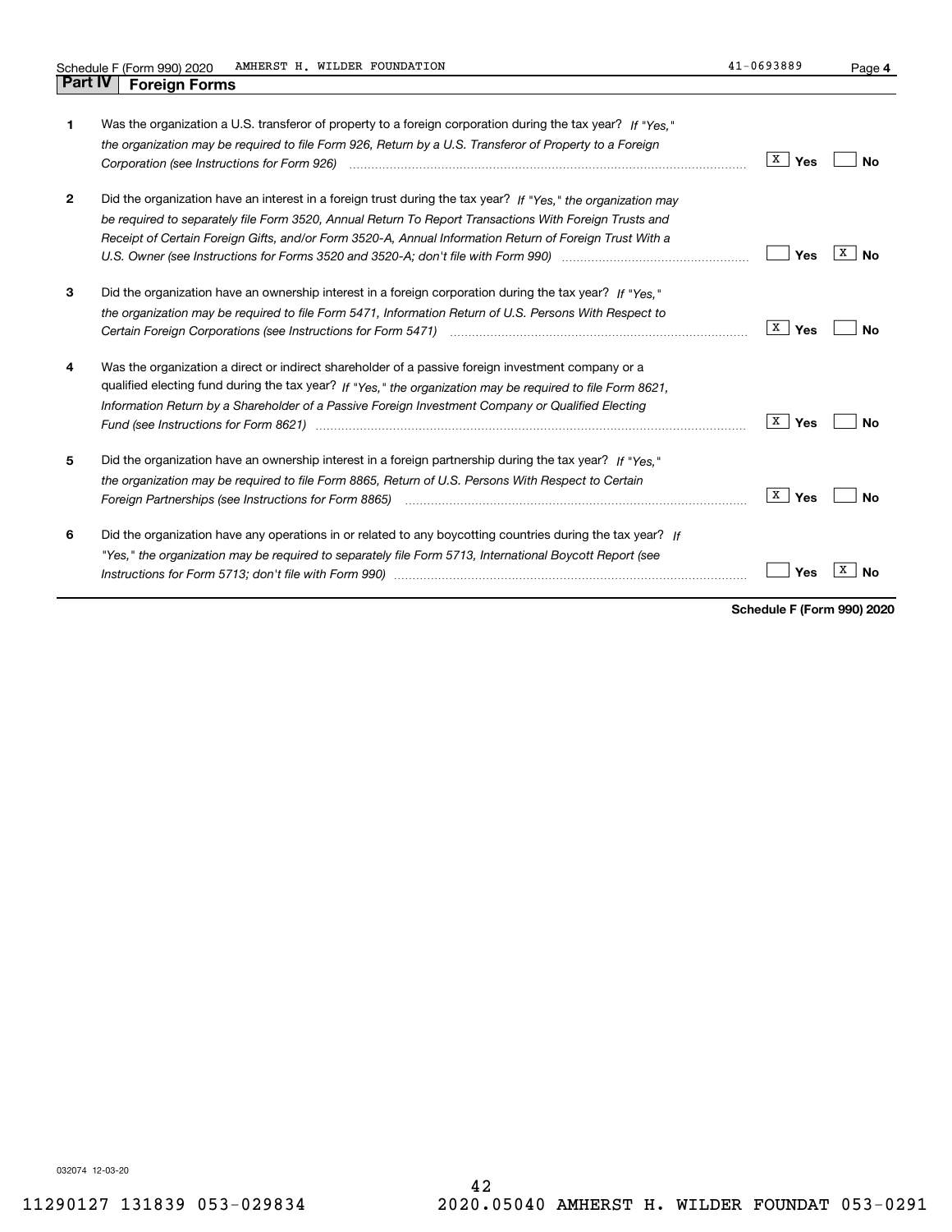Schedule F (Form 990) 2020 AMHERST H. WILDER FOUNDATION 41-0693889 Page **4**

## Part IV Foreign Forms

| | | | |
|---|---|---|---|
| **1** | Was the organization a U.S. transferor of property to a foreign corporation during the tax year? *If "Yes," the organization may be required to file Form 926, Return by a U.S. Transferor of Property to a Foreign Corporation (see Instructions for Form 926)* | X **Yes** | **No** |
| **2** | Did the organization have an interest in a foreign trust during the tax year? *If "Yes," the organization may be required to separately file Form 3520, Annual Return To Report Transactions With Foreign Trusts and Receipt of Certain Foreign Gifts, and/or Form 3520-A, Annual Information Return of Foreign Trust With a U.S. Owner (see Instructions for Forms 3520 and 3520-A; don't file with Form 990)* | **Yes** | X **No** |
| **3** | Did the organization have an ownership interest in a foreign corporation during the tax year? *If "Yes," the organization may be required to file Form 5471, Information Return of U.S. Persons With Respect to Certain Foreign Corporations (see Instructions for Form 5471)* | X **Yes** | **No** |
| **4** | Was the organization a direct or indirect shareholder of a passive foreign investment company or a qualified electing fund during the tax year? *If "Yes," the organization may be required to file Form 8621, Information Return by a Shareholder of a Passive Foreign Investment Company or Qualified Electing Fund (see Instructions for Form 8621)* | X **Yes** | **No** |
| **5** | Did the organization have an ownership interest in a foreign partnership during the tax year? *If "Yes," the organization may be required to file Form 8865, Return of U.S. Persons With Respect to Certain Foreign Partnerships (see Instructions for Form 8865)* | X **Yes** | **No** |
| **6** | Did the organization have any operations in or related to any boycotting countries during the tax year? *If "Yes," the organization may be required to separately file Form 5713, International Boycott Report (see Instructions for Form 5713; don't file with Form 990)* | **Yes** | X **No** |

**Schedule F (Form 990) 2020**

032074 12-03-20

11290127 131839 053-029834 2020.05040 AMHERST H. WILDER FOUNDAT 053-0291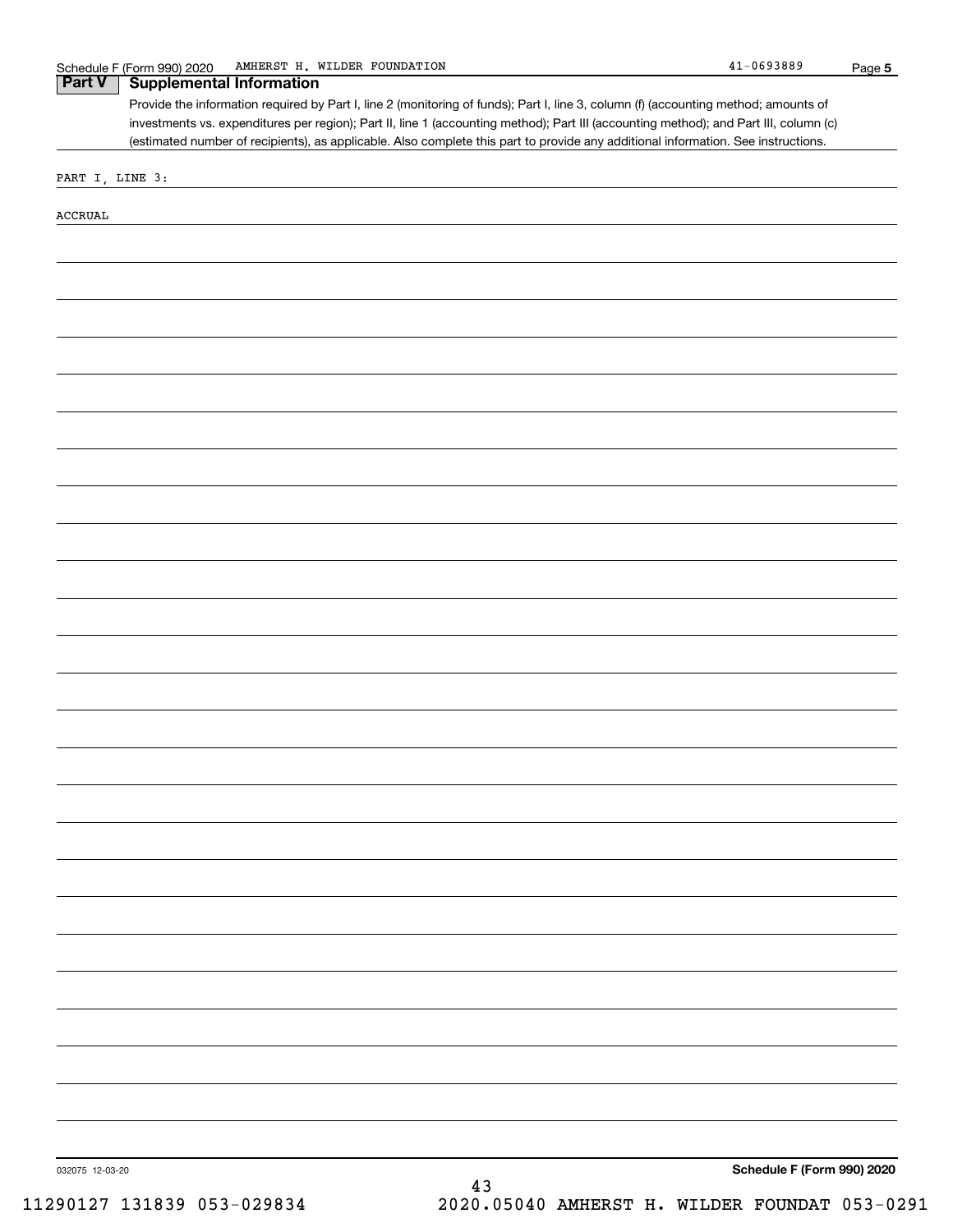## Part V Supplemental Information

Provide the information required by Part I, line 2 (monitoring of funds); Part I, line 3, column (f) (accounting method; amounts of investments vs. expenditures per region); Part II, line 1 (accounting method); Part III (accounting method); and Part III, column (c) (estimated number of recipients), as applicable. Also complete this part to provide any additional information. See instructions.

PART I, LINE 3:

ACCRUAL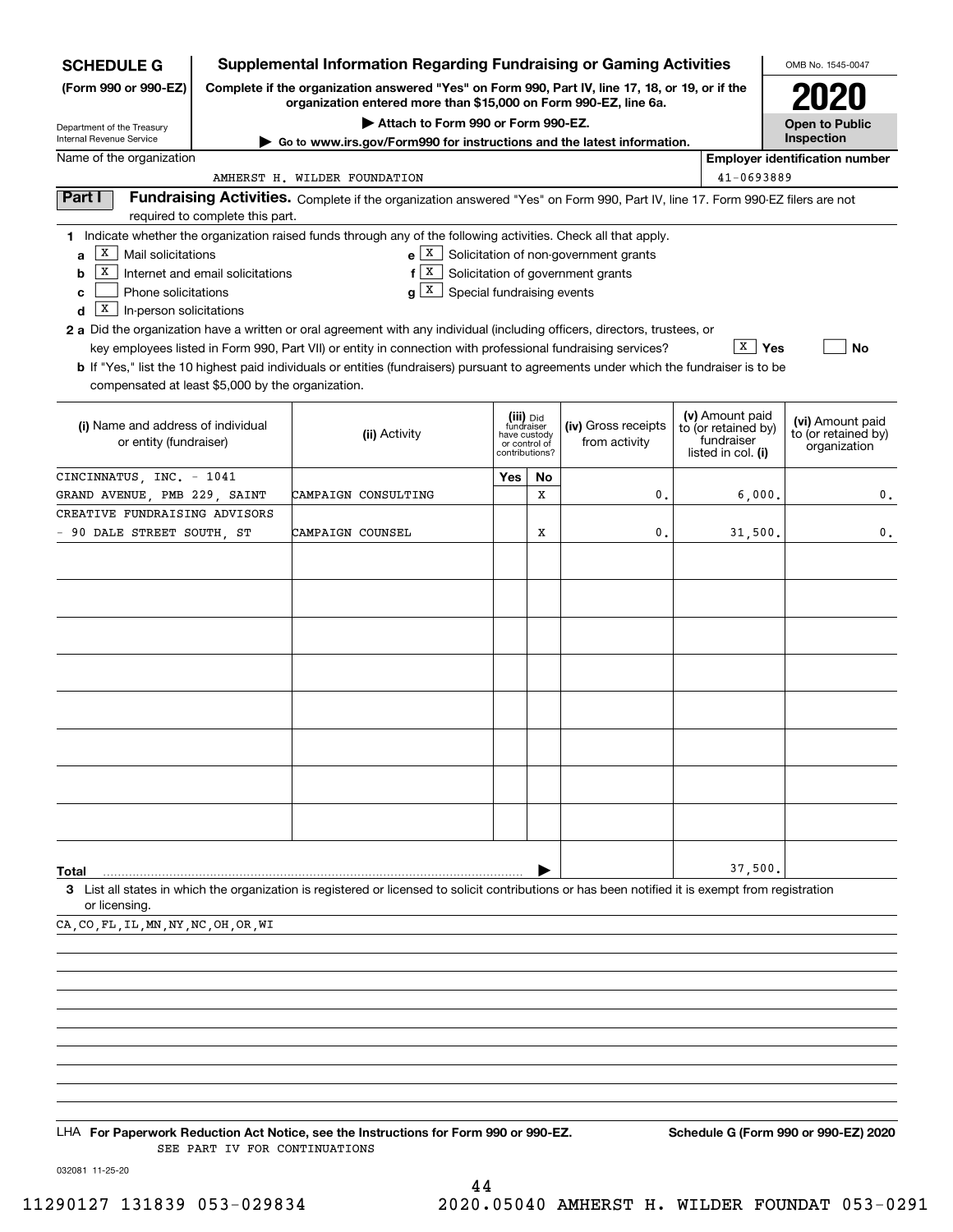**SCHEDULE G**
**(Form 990 or 990-EZ)**

Department of the Treasury
Internal Revenue Service

# Supplemental Information Regarding Fundraising or Gaming Activities

**Complete if the organization answered "Yes" on Form 990, Part IV, line 17, 18, or 19, or if the organization entered more than $15,000 on Form 990-EZ, line 6a.**

**▶ Attach to Form 990 or Form 990-EZ.**

**▶ Go to www.irs.gov/Form990 for instructions and the latest information.**

OMB No. 1545-0047

**2020**

**Open to Public Inspection**

Name of the organization: AMHERST H. WILDER FOUNDATION

**Employer identification number:** 41-0693889

## Part I Fundraising Activities.

Complete if the organization answered "Yes" on Form 990, Part IV, line 17. Form 990-EZ filers are not required to complete this part.

**1** Indicate whether the organization raised funds through any of the following activities. Check all that apply.

- **a** [X] Mail solicitations
- **b** [X] Internet and email solicitations
- **c** [ ] Phone solicitations
- **d** [X] In-person solicitations
- **e** [X] Solicitation of non-government grants
- **f** [X] Solicitation of government grants
- **g** [X] Special fundraising events

**2 a** Did the organization have a written or oral agreement with any individual (including officers, directors, trustees, or key employees listed in Form 990, Part VII) or entity in connection with professional fundraising services? [X] Yes [ ] No

**b** If "Yes," list the 10 highest paid individuals or entities (fundraisers) pursuant to agreements under which the fundraiser is to be compensated at least $5,000 by the organization.

| (i) Name and address of individual or entity (fundraiser) | (ii) Activity | (iii) Did fundraiser have custody or control of contributions? Yes | No | (iv) Gross receipts from activity | (v) Amount paid to (or retained by) fundraiser listed in col. (i) | (vi) Amount paid to (or retained by) organization |
|---|---|---|---|---|---|---|
| CINCINNATUS, INC. - 1041 GRAND AVENUE, PMB 229, SAINT | CAMPAIGN CONSULTING | | X | 0. | 6,000. | 0. |
| CREATIVE FUNDRAISING ADVISORS - 90 DALE STREET SOUTH, ST | CAMPAIGN COUNSEL | | X | 0. | 31,500. | 0. |
| | | | | | | |
| | | | | | | |
| | | | | | | |
| | | | | | | |
| | | | | | | |
| | | | | | | |
| | | | | | | |
| | | | | | | |
| **Total** ▶ | | | | | 37,500. | |

**3** List all states in which the organization is registered or licensed to solicit contributions or has been notified it is exempt from registration or licensing.

CA,CO,FL,IL,MN,NY,NC,OH,OR,WI

LHA **For Paperwork Reduction Act Notice, see the Instructions for Form 990 or 990-EZ.** **Schedule G (Form 990 or 990-EZ) 2020**

SEE PART IV FOR CONTINUATIONS

032081 11-25-20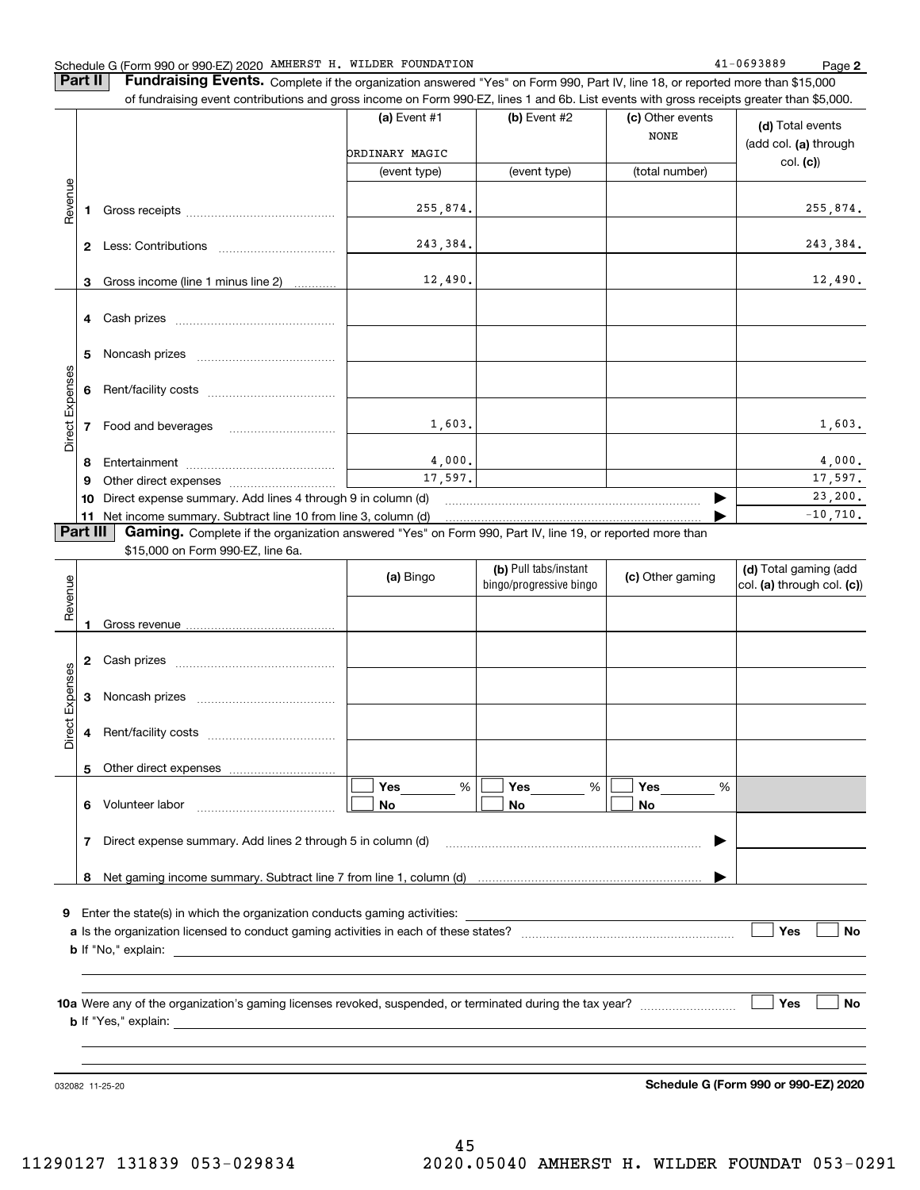Schedule G (Form 990 or 990-EZ) 2020 AMHERST H. WILDER FOUNDATION 41-0693889 Page 2

**Part II** **Fundraising Events.** Complete if the organization answered "Yes" on Form 990, Part IV, line 18, or reported more than $15,000 of fundraising event contributions and gross income on Form 990-EZ, lines 1 and 6b. List events with gross receipts greater than $5,000.

| | | (a) Event #1 ORDINARY MAGIC (event type) | (b) Event #2 (event type) | (c) Other events NONE (total number) | (d) Total events (add col. (a) through col. (c)) |
|---|---|---|---|---|---|
| Revenue | 1 Gross receipts | 255,874. | | | 255,874. |
| | 2 Less: Contributions | 243,384. | | | 243,384. |
| | 3 Gross income (line 1 minus line 2) | 12,490. | | | 12,490. |
| Direct Expenses | 4 Cash prizes | | | | |
| | 5 Noncash prizes | | | | |
| | 6 Rent/facility costs | | | | |
| | 7 Food and beverages | 1,603. | | | 1,603. |
| | 8 Entertainment | 4,000. | | | 4,000. |
| | 9 Other direct expenses | 17,597. | | | 17,597. |
| | 10 Direct expense summary. Add lines 4 through 9 in column (d) | | | ▶ | 23,200. |
| | 11 Net income summary. Subtract line 10 from line 3, column (d) | | | ▶ | -10,710. |

**Part III** **Gaming.** Complete if the organization answered "Yes" on Form 990, Part IV, line 19, or reported more than $15,000 on Form 990-EZ, line 6a.

| | | (a) Bingo | (b) Pull tabs/instant bingo/progressive bingo | (c) Other gaming | (d) Total gaming (add col. (a) through col. (c)) |
|---|---|---|---|---|---|
| Revenue | 1 Gross revenue | | | | |
| Direct Expenses | 2 Cash prizes | | | | |
| | 3 Noncash prizes | | | | |
| | 4 Rent/facility costs | | | | |
| | 5 Other direct expenses | | | | |
| | 6 Volunteer labor | ☐ Yes ___ % ☐ No | ☐ Yes ___ % ☐ No | ☐ Yes ___ % ☐ No | |
| | 7 Direct expense summary. Add lines 2 through 5 in column (d) | | | ▶ | |
| | 8 Net gaming income summary. Subtract line 7 from line 1, column (d) | | | ▶ | |

9 Enter the state(s) in which the organization conducts gaming activities:

a Is the organization licensed to conduct gaming activities in each of these states? ☐ Yes ☐ No

b If "No," explain:

10a Were any of the organization's gaming licenses revoked, suspended, or terminated during the tax year? ☐ Yes ☐ No

b If "Yes," explain:

032082 11-25-20 **Schedule G (Form 990 or 990-EZ) 2020**

45

11290127 131839 053-029834 2020.05040 AMHERST H. WILDER FOUNDAT 053-0291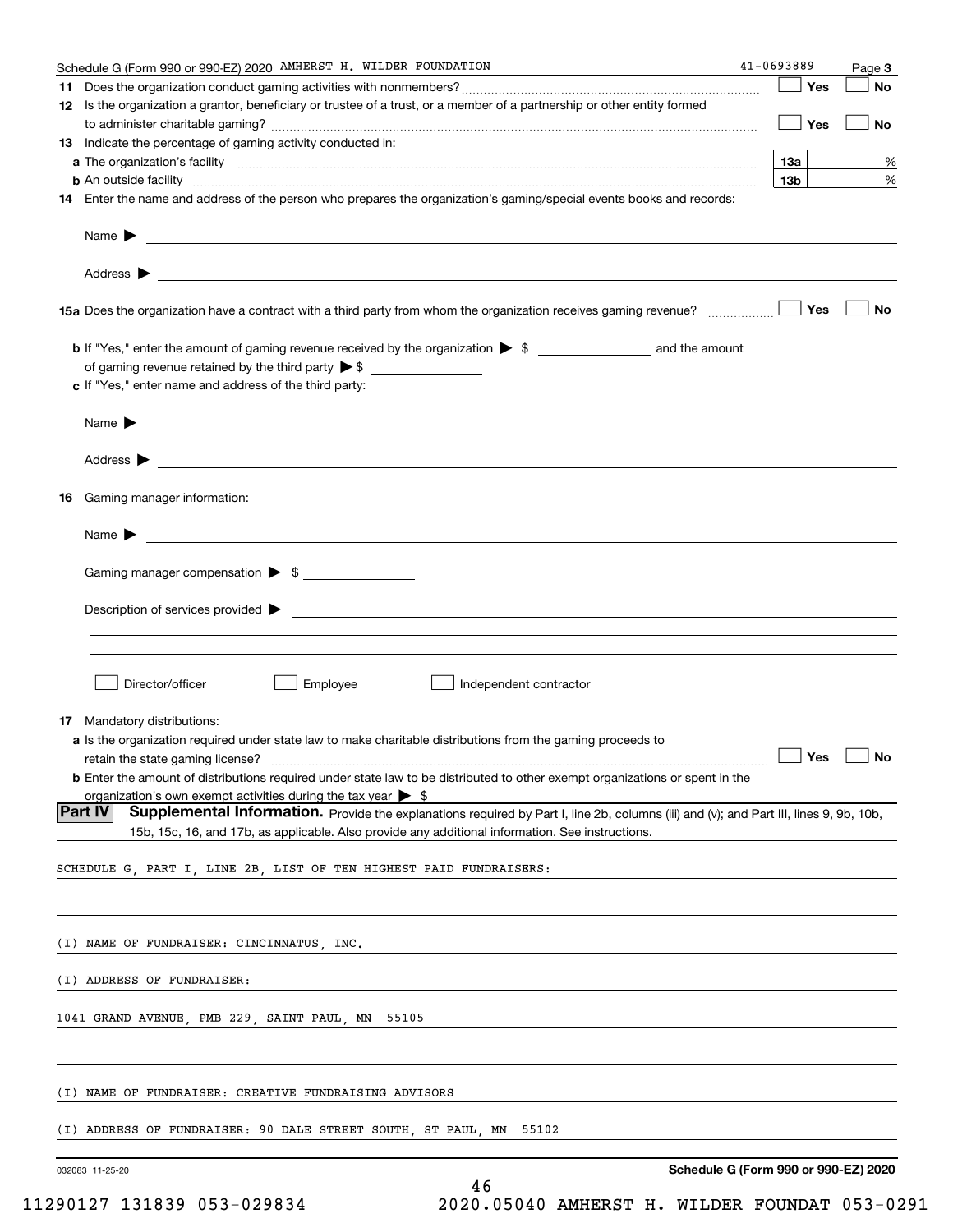Schedule G (Form 990 or 990-EZ) 2020 AMHERST H. WILDER FOUNDATION 41-0693889 Page **3**

**11** Does the organization conduct gaming activities with nonmembers? ☐ Yes ☐ No

**12** Is the organization a grantor, beneficiary or trustee of a trust, or a member of a partnership or other entity formed to administer charitable gaming? ☐ Yes ☐ No

**13** Indicate the percentage of gaming activity conducted in:

**a** The organization's facility **13a** %

**b** An outside facility **13b** %

**14** Enter the name and address of the person who prepares the organization's gaming/special events books and records:

Name ▶

Address ▶

**15a** Does the organization have a contract with a third party from whom the organization receives gaming revenue? ☐ Yes ☐ No

**b** If "Yes," enter the amount of gaming revenue received by the organization ▶ $ ______ and the amount of gaming revenue retained by the third party ▶ $ ______

**c** If "Yes," enter name and address of the third party:

Name ▶

Address ▶

**16** Gaming manager information:

Name ▶

Gaming manager compensation ▶ $

Description of services provided ▶

☐ Director/officer ☐ Employee ☐ Independent contractor

**17** Mandatory distributions:

**a** Is the organization required under state law to make charitable distributions from the gaming proceeds to retain the state gaming license? ☐ Yes ☐ No

**b** Enter the amount of distributions required under state law to be distributed to other exempt organizations or spent in the organization's own exempt activities during the tax year ▶ $

**Part IV** **Supplemental Information.** Provide the explanations required by Part I, line 2b, columns (iii) and (v); and Part III, lines 9, 9b, 10b, 15b, 15c, 16, and 17b, as applicable. Also provide any additional information. See instructions.

SCHEDULE G, PART I, LINE 2B, LIST OF TEN HIGHEST PAID FUNDRAISERS:

(I) NAME OF FUNDRAISER: CINCINNATUS, INC.

(I) ADDRESS OF FUNDRAISER:

1041 GRAND AVENUE, PMB 229, SAINT PAUL, MN 55105

(I) NAME OF FUNDRAISER: CREATIVE FUNDRAISING ADVISORS

(I) ADDRESS OF FUNDRAISER: 90 DALE STREET SOUTH, ST PAUL, MN 55102

032083 11-25-20 **Schedule G (Form 990 or 990-EZ) 2020**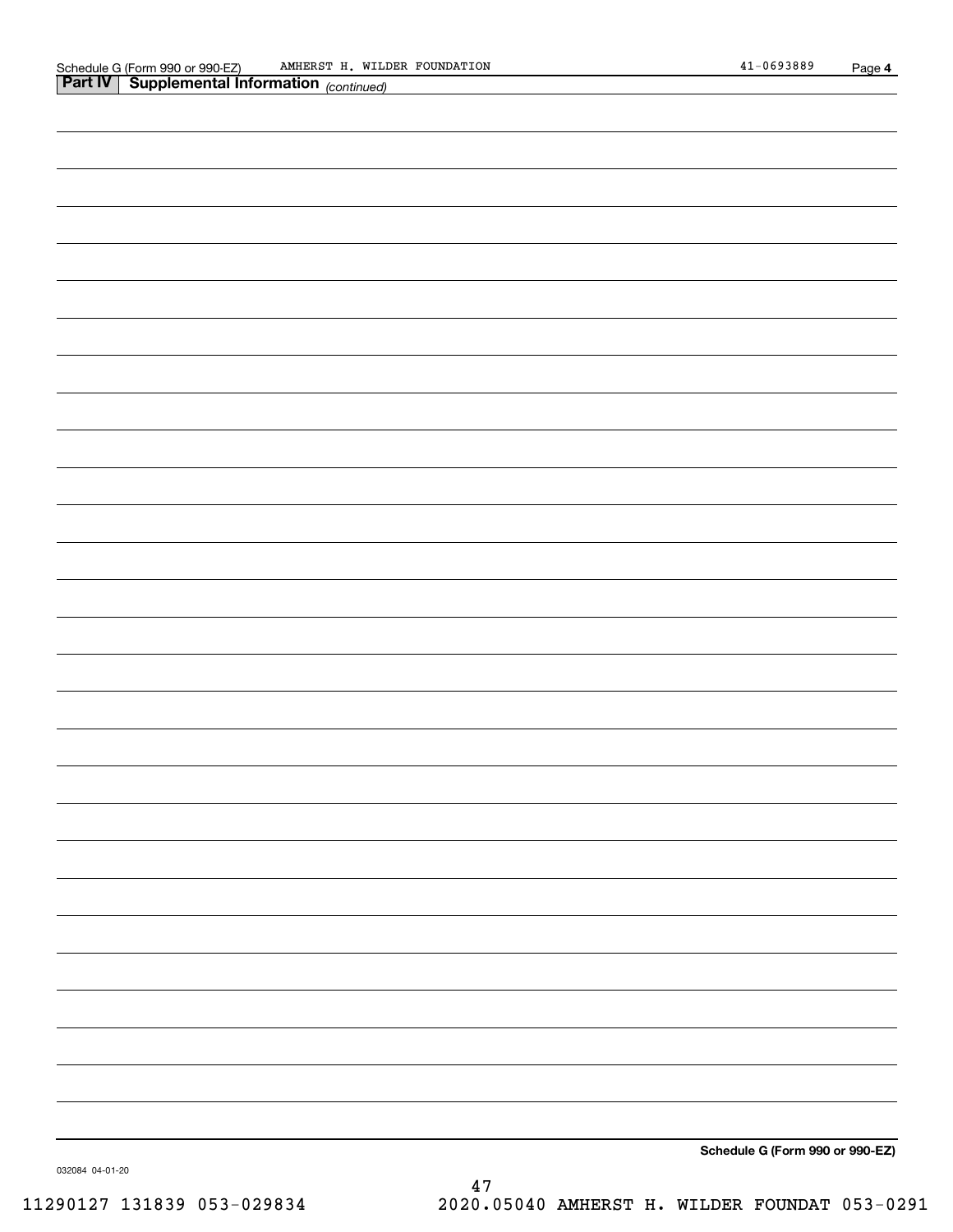Schedule G (Form 990 or 990-EZ) AMHERST H. WILDER FOUNDATION 41-0693889 Page 4

**Part IV** **Supplemental Information** *(continued)*

**Schedule G (Form 990 or 990-EZ)**

032084 04-01-20

11290127 131839 053-029834 2020.05040 AMHERST H. WILDER FOUNDAT 053-0291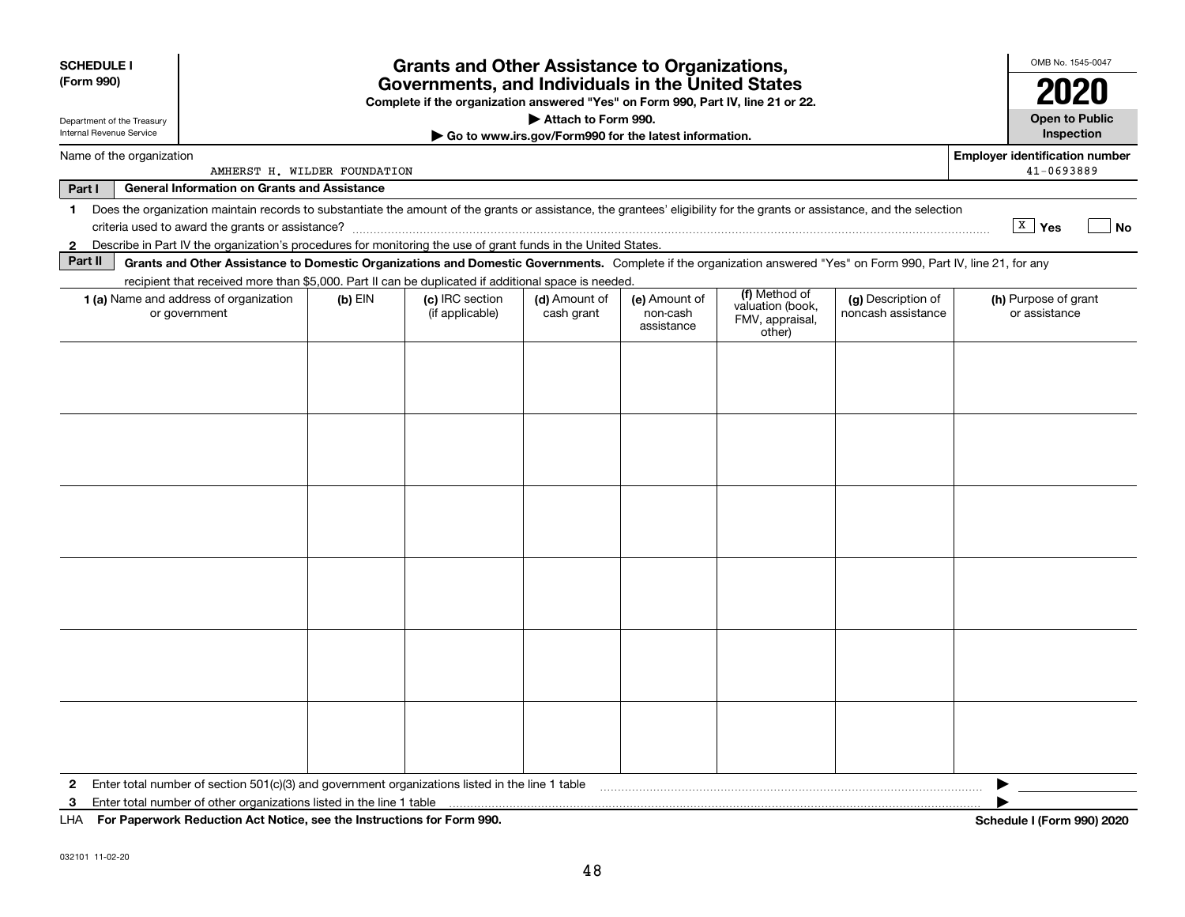**SCHEDULE I (Form 990)**

Department of the Treasury
Internal Revenue Service

# Grants and Other Assistance to Organizations, Governments, and Individuals in the United States

**Complete if the organization answered "Yes" on Form 990, Part IV, line 21 or 22.**

**▶ Attach to Form 990.**

**▶ Go to www.irs.gov/Form990 for the latest information.**

OMB No. 1545-0047

**2020**

**Open to Public Inspection**

Name of the organization: AMHERST H. WILDER FOUNDATION

**Employer identification number** 41-0693889

**Part I — General Information on Grants and Assistance**

1 Does the organization maintain records to substantiate the amount of the grants or assistance, the grantees' eligibility for the grants or assistance, and the selection criteria used to award the grants or assistance? [X] Yes [ ] No

2 Describe in Part IV the organization's procedures for monitoring the use of grant funds in the United States.

**Part II — Grants and Other Assistance to Domestic Organizations and Domestic Governments.** Complete if the organization answered "Yes" on Form 990, Part IV, line 21, for any recipient that received more than $5,000. Part II can be duplicated if additional space is needed.

| 1 (a) Name and address of organization or government | (b) EIN | (c) IRC section (if applicable) | (d) Amount of cash grant | (e) Amount of non-cash assistance | (f) Method of valuation (book, FMV, appraisal, other) | (g) Description of noncash assistance | (h) Purpose of grant or assistance |
|---|---|---|---|---|---|---|---|
| | | | | | | | |
| | | | | | | | |
| | | | | | | | |
| | | | | | | | |
| | | | | | | | |
| | | | | | | | |

2 Enter total number of section 501(c)(3) and government organizations listed in the line 1 table ▶

3 Enter total number of other organizations listed in the line 1 table ▶

LHA **For Paperwork Reduction Act Notice, see the Instructions for Form 990.** **Schedule I (Form 990) 2020**

032101 11-02-20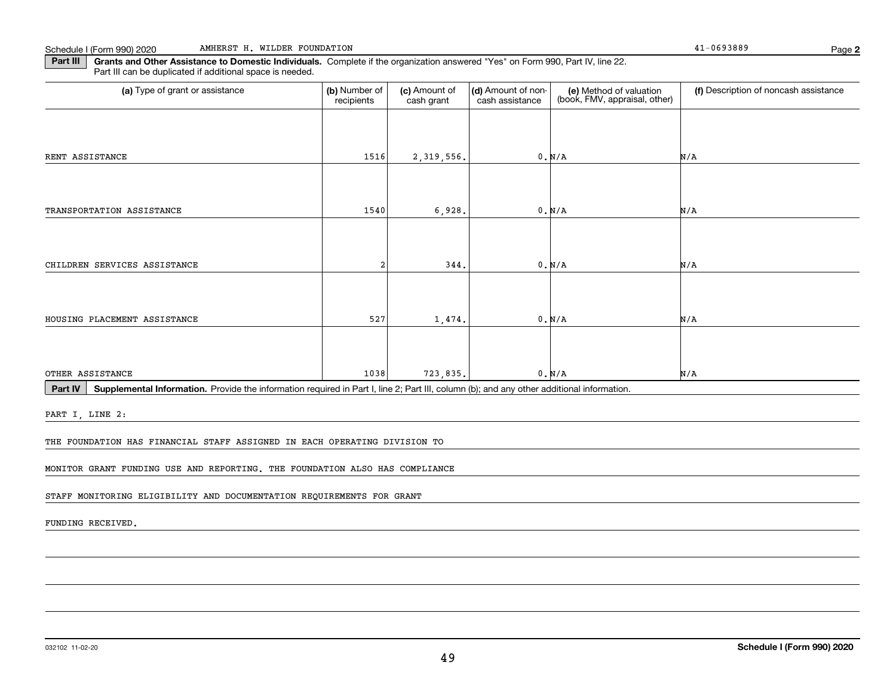Schedule I (Form 990) 2020 AMHERST H. WILDER FOUNDATION 41-0693889 Page **2**

**Part III** **Grants and Other Assistance to Domestic Individuals.** Complete if the organization answered "Yes" on Form 990, Part IV, line 22. Part III can be duplicated if additional space is needed.

| (a) Type of grant or assistance | (b) Number of recipients | (c) Amount of cash grant | (d) Amount of non-cash assistance | (e) Method of valuation (book, FMV, appraisal, other) | (f) Description of noncash assistance |
|---|---|---|---|---|---|
| RENT ASSISTANCE | 1516 | 2,319,556. | 0. | N/A | N/A |
| TRANSPORTATION ASSISTANCE | 1540 | 6,928. | 0. | N/A | N/A |
| CHILDREN SERVICES ASSISTANCE | 2 | 344. | 0. | N/A | N/A |
| HOUSING PLACEMENT ASSISTANCE | 527 | 1,474. | 0. | N/A | N/A |
| OTHER ASSISTANCE | 1038 | 723,835. | 0. | N/A | N/A |

**Part IV** **Supplemental Information.** Provide the information required in Part I, line 2; Part III, column (b); and any other additional information.

PART I, LINE 2:

THE FOUNDATION HAS FINANCIAL STAFF ASSIGNED IN EACH OPERATING DIVISION TO MONITOR GRANT FUNDING USE AND REPORTING. THE FOUNDATION ALSO HAS COMPLIANCE STAFF MONITORING ELIGIBILITY AND DOCUMENTATION REQUIREMENTS FOR GRANT FUNDING RECEIVED.

032102 11-02-20 **Schedule I (Form 990) 2020**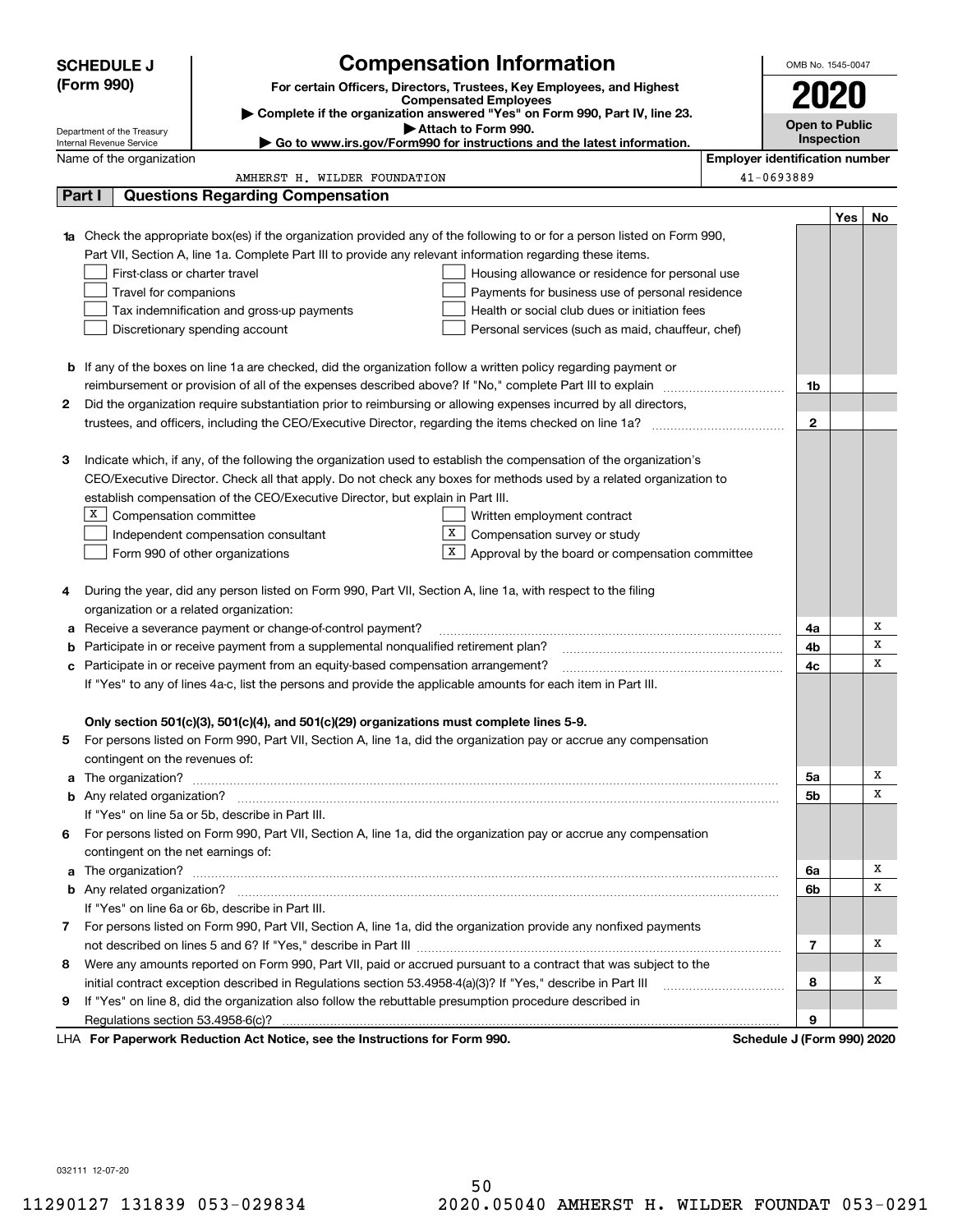# SCHEDULE J (Form 990)

## Compensation Information

**For certain Officers, Directors, Trustees, Key Employees, and Highest Compensated Employees**

▶ Complete if the organization answered "Yes" on Form 990, Part IV, line 23.

▶ Attach to Form 990.

▶ Go to www.irs.gov/Form990 for instructions and the latest information.

Department of the Treasury
Internal Revenue Service

OMB No. 1545-0047

**2020**

**Open to Public Inspection**

Name of the organization: AMHERST H. WILDER FOUNDATION

Employer identification number: 41-0693889

## Part I Questions Regarding Compensation

| | | | Yes | No |
|---|---|---|---|---|
| **1a** | Check the appropriate box(es) if the organization provided any of the following to or for a person listed on Form 990, Part VII, Section A, line 1a. Complete Part III to provide any relevant information regarding these items.<br>☐ First-class or charter travel ☐ Housing allowance or residence for personal use<br>☐ Travel for companions ☐ Payments for business use of personal residence<br>☐ Tax indemnification and gross-up payments ☐ Health or social club dues or initiation fees<br>☐ Discretionary spending account ☐ Personal services (such as maid, chauffeur, chef) | | | |
| **b** | If any of the boxes on line 1a are checked, did the organization follow a written policy regarding payment or reimbursement or provision of all of the expenses described above? If "No," complete Part III to explain | 1b | | |
| **2** | Did the organization require substantiation prior to reimbursing or allowing expenses incurred by all directors, trustees, and officers, including the CEO/Executive Director, regarding the items checked on line 1a? | 2 | | |
| **3** | Indicate which, if any, of the following the organization used to establish the compensation of the organization's CEO/Executive Director. Check all that apply. Do not check any boxes for methods used by a related organization to establish compensation of the CEO/Executive Director, but explain in Part III.<br>☒ Compensation committee ☐ Written employment contract<br>☐ Independent compensation consultant ☒ Compensation survey or study<br>☐ Form 990 of other organizations ☒ Approval by the board or compensation committee | | | |
| **4** | During the year, did any person listed on Form 990, Part VII, Section A, line 1a, with respect to the filing organization or a related organization: | | | |
| **a** | Receive a severance payment or change-of-control payment? | 4a | | X |
| **b** | Participate in or receive payment from a supplemental nonqualified retirement plan? | 4b | | X |
| **c** | Participate in or receive payment from an equity-based compensation arrangement? | 4c | | X |
| | If "Yes" to any of lines 4a-c, list the persons and provide the applicable amounts for each item in Part III. | | | |
| | **Only section 501(c)(3), 501(c)(4), and 501(c)(29) organizations must complete lines 5-9.** | | | |
| **5** | For persons listed on Form 990, Part VII, Section A, line 1a, did the organization pay or accrue any compensation contingent on the revenues of: | | | |
| **a** | The organization? | 5a | | X |
| **b** | Any related organization? | 5b | | X |
| | If "Yes" on line 5a or 5b, describe in Part III. | | | |
| **6** | For persons listed on Form 990, Part VII, Section A, line 1a, did the organization pay or accrue any compensation contingent on the net earnings of: | | | |
| **a** | The organization? | 6a | | X |
| **b** | Any related organization? | 6b | | X |
| | If "Yes" on line 6a or 6b, describe in Part III. | | | |
| **7** | For persons listed on Form 990, Part VII, Section A, line 1a, did the organization provide any nonfixed payments not described on lines 5 and 6? If "Yes," describe in Part III | 7 | | X |
| **8** | Were any amounts reported on Form 990, Part VII, paid or accrued pursuant to a contract that was subject to the initial contract exception described in Regulations section 53.4958-4(a)(3)? If "Yes," describe in Part III | 8 | | X |
| **9** | If "Yes" on line 8, did the organization also follow the rebuttable presumption procedure described in Regulations section 53.4958-6(c)? | 9 | | |

LHA **For Paperwork Reduction Act Notice, see the Instructions for Form 990.** **Schedule J (Form 990) 2020**

032111 12-07-20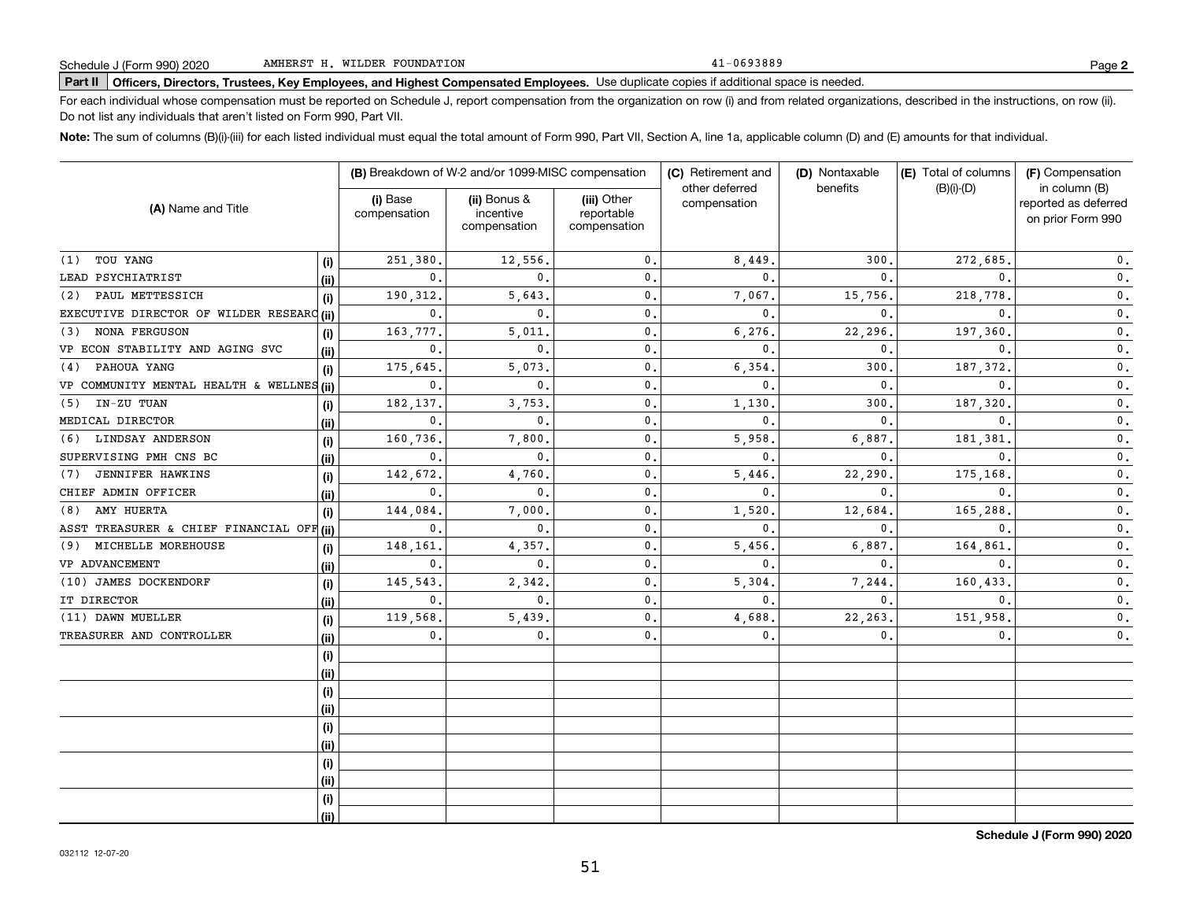Schedule J (Form 990) 2020 AMHERST H. WILDER FOUNDATION 41-0693889

**Part II** **Officers, Directors, Trustees, Key Employees, and Highest Compensated Employees.** Use duplicate copies if additional space is needed.

For each individual whose compensation must be reported on Schedule J, report compensation from the organization on row (i) and from related organizations, described in the instructions, on row (ii). Do not list any individuals that aren't listed on Form 990, Part VII.

**Note:** The sum of columns (B)(i)-(iii) for each listed individual must equal the total amount of Form 990, Part VII, Section A, line 1a, applicable column (D) and (E) amounts for that individual.

| (A) Name and Title | | (B) Breakdown of W-2 and/or 1099-MISC compensation | | | (C) Retirement and other deferred compensation | (D) Nontaxable benefits | (E) Total of columns (B)(i)-(D) | (F) Compensation in column (B) reported as deferred on prior Form 990 |
|---|---|---|---|---|---|---|---|---|
| | | (i) Base compensation | (ii) Bonus & incentive compensation | (iii) Other reportable compensation | | | | |
| (1) TOU YANG | (i) | 251,380. | 12,556. | 0. | 8,449. | 300. | 272,685. | 0. |
| LEAD PSYCHIATRIST | (ii) | 0. | 0. | 0. | 0. | 0. | 0. | 0. |
| (2) PAUL METTESSICH | (i) | 190,312. | 5,643. | 0. | 7,067. | 15,756. | 218,778. | 0. |
| EXECUTIVE DIRECTOR OF WILDER RESEARC | (ii) | 0. | 0. | 0. | 0. | 0. | 0. | 0. |
| (3) NONA FERGUSON | (i) | 163,777. | 5,011. | 0. | 6,276. | 22,296. | 197,360. | 0. |
| VP ECON STABILITY AND AGING SVC | (ii) | 0. | 0. | 0. | 0. | 0. | 0. | 0. |
| (4) PAHOUA YANG | (i) | 175,645. | 5,073. | 0. | 6,354. | 300. | 187,372. | 0. |
| VP COMMUNITY MENTAL HEALTH & WELLNES | (ii) | 0. | 0. | 0. | 0. | 0. | 0. | 0. |
| (5) IN-ZU TUAN | (i) | 182,137. | 3,753. | 0. | 1,130. | 300. | 187,320. | 0. |
| MEDICAL DIRECTOR | (ii) | 0. | 0. | 0. | 0. | 0. | 0. | 0. |
| (6) LINDSAY ANDERSON | (i) | 160,736. | 7,800. | 0. | 5,958. | 6,887. | 181,381. | 0. |
| SUPERVISING PMH CNS BC | (ii) | 0. | 0. | 0. | 0. | 0. | 0. | 0. |
| (7) JENNIFER HAWKINS | (i) | 142,672. | 4,760. | 0. | 5,446. | 22,290. | 175,168. | 0. |
| CHIEF ADMIN OFFICER | (ii) | 0. | 0. | 0. | 0. | 0. | 0. | 0. |
| (8) AMY HUERTA | (i) | 144,084. | 7,000. | 0. | 1,520. | 12,684. | 165,288. | 0. |
| ASST TREASURER & CHIEF FINANCIAL OFF | (ii) | 0. | 0. | 0. | 0. | 0. | 0. | 0. |
| (9) MICHELLE MOREHOUSE | (i) | 148,161. | 4,357. | 0. | 5,456. | 6,887. | 164,861. | 0. |
| VP ADVANCEMENT | (ii) | 0. | 0. | 0. | 0. | 0. | 0. | 0. |
| (10) JAMES DOCKENDORF | (i) | 145,543. | 2,342. | 0. | 5,304. | 7,244. | 160,433. | 0. |
| IT DIRECTOR | (ii) | 0. | 0. | 0. | 0. | 0. | 0. | 0. |
| (11) DAWN MUELLER | (i) | 119,568. | 5,439. | 0. | 4,688. | 22,263. | 151,958. | 0. |
| TREASURER AND CONTROLLER | (ii) | 0. | 0. | 0. | 0. | 0. | 0. | 0. |
| | (i) | | | | | | | |
| | (ii) | | | | | | | |
| | (i) | | | | | | | |
| | (ii) | | | | | | | |
| | (i) | | | | | | | |
| | (ii) | | | | | | | |
| | (i) | | | | | | | |
| | (ii) | | | | | | | |
| | (i) | | | | | | | |
| | (ii) | | | | | | | |

**Schedule J (Form 990) 2020**

032112 12-07-20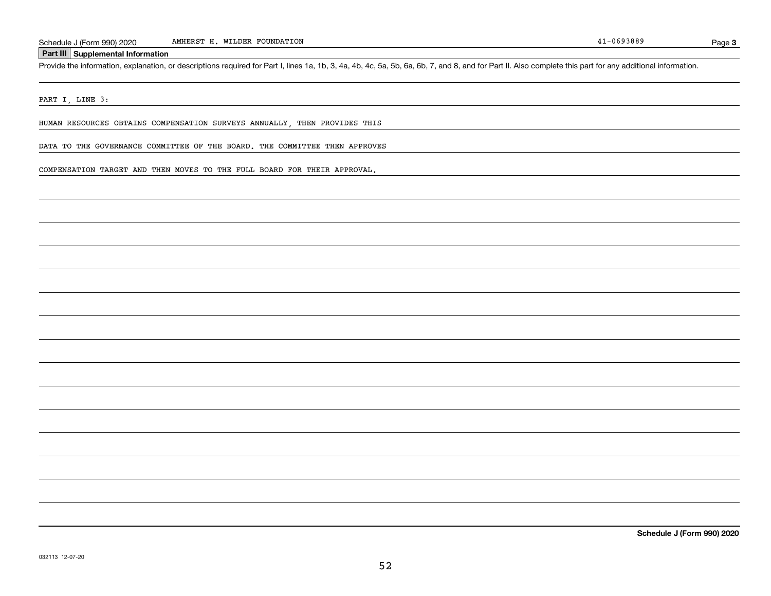## Part III Supplemental Information

Provide the information, explanation, or descriptions required for Part I, lines 1a, 1b, 3, 4a, 4b, 4c, 5a, 5b, 6a, 6b, 7, and 8, and for Part II. Also complete this part for any additional information.

PART I, LINE 3:

HUMAN RESOURCES OBTAINS COMPENSATION SURVEYS ANNUALLY, THEN PROVIDES THIS DATA TO THE GOVERNANCE COMMITTEE OF THE BOARD. THE COMMITTEE THEN APPROVES COMPENSATION TARGET AND THEN MOVES TO THE FULL BOARD FOR THEIR APPROVAL.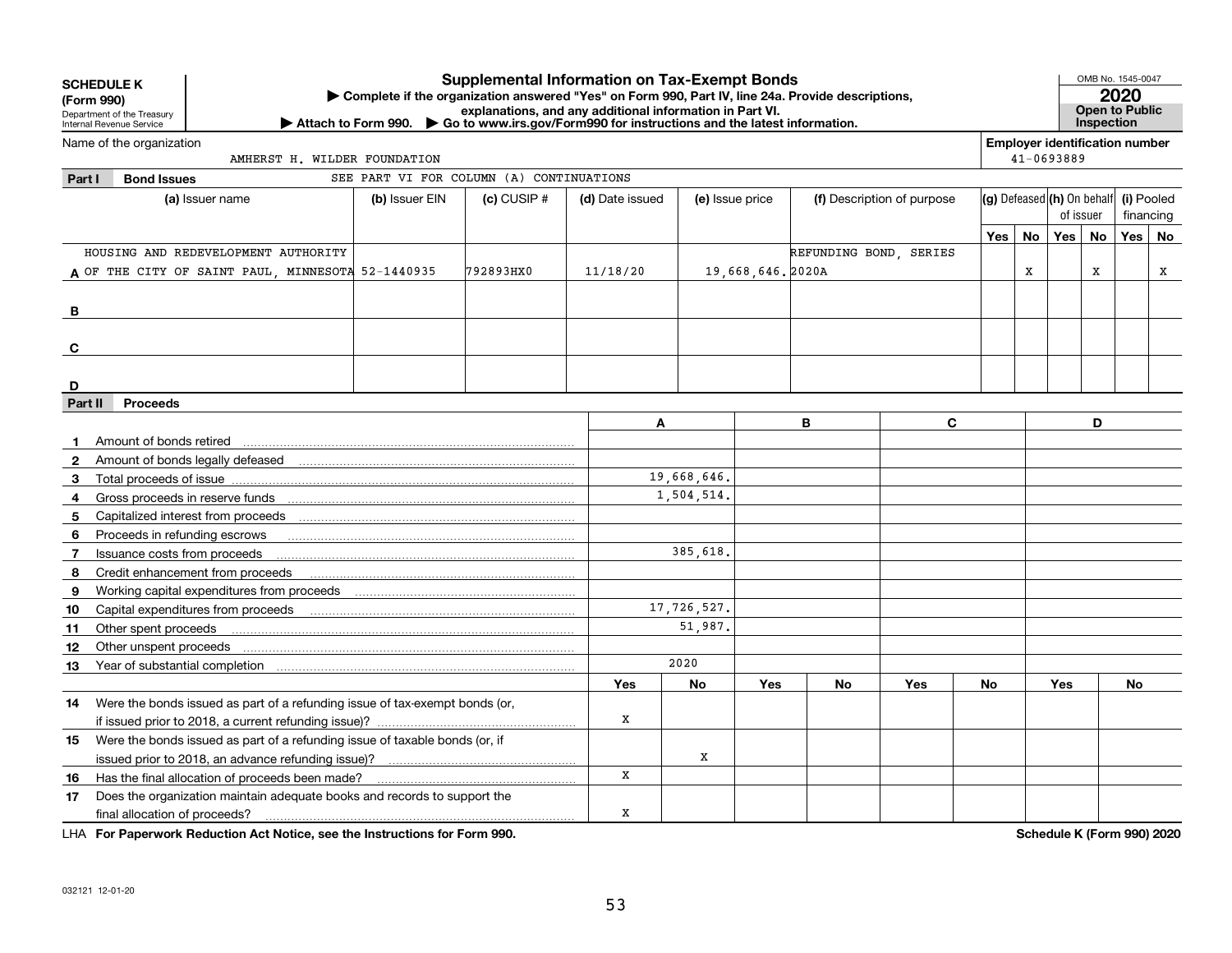**SCHEDULE K (Form 990)**
Department of the Treasury
Internal Revenue Service

# Supplemental Information on Tax-Exempt Bonds

▶ Complete if the organization answered "Yes" on Form 990, Part IV, line 24a. Provide descriptions, explanations, and any additional information in Part VI.
▶ Attach to Form 990. ▶ Go to www.irs.gov/Form990 for instructions and the latest information.

OMB No. 1545-0047
**2020**
**Open to Public Inspection**

Name of the organization: AMHERST H. WILDER FOUNDATION

Employer identification number: 41-0693889

## Part I Bond Issues

SEE PART VI FOR COLUMN (A) CONTINUATIONS

| | (a) Issuer name | (b) Issuer EIN | (c) CUSIP # | (d) Date issued | (e) Issue price | (f) Description of purpose | (g) Defeased Yes | (g) Defeased No | (h) On behalf of issuer Yes | (h) On behalf of issuer No | (i) Pooled financing Yes | (i) Pooled financing No |
|---|---|---|---|---|---|---|---|---|---|---|---|---|
| A | HOUSING AND REDEVELOPMENT AUTHORITY OF THE CITY OF SAINT PAUL, MINNESOTA | 52-1440935 | 792893HX0 | 11/18/20 | 19,668,646. | REFUNDING BOND, SERIES 2020A | | X | | X | | X |
| B | | | | | | | | | | | | |
| C | | | | | | | | | | | | |
| D | | | | | | | | | | | | |

## Part II Proceeds

| | | A | | B | | C | | D | |
|---|---|---|---|---|---|---|---|---|---|
| 1 | Amount of bonds retired | | | | | | | | |
| 2 | Amount of bonds legally defeased | | | | | | | | |
| 3 | Total proceeds of issue | 19,668,646. | | | | | | | |
| 4 | Gross proceeds in reserve funds | 1,504,514. | | | | | | | |
| 5 | Capitalized interest from proceeds | | | | | | | | |
| 6 | Proceeds in refunding escrows | | | | | | | | |
| 7 | Issuance costs from proceeds | 385,618. | | | | | | | |
| 8 | Credit enhancement from proceeds | | | | | | | | |
| 9 | Working capital expenditures from proceeds | | | | | | | | |
| 10 | Capital expenditures from proceeds | 17,726,527. | | | | | | | |
| 11 | Other spent proceeds | 51,987. | | | | | | | |
| 12 | Other unspent proceeds | | | | | | | | |
| 13 | Year of substantial completion | 2020 | | | | | | | |
| | | Yes | No | Yes | No | Yes | No | Yes | No |
| 14 | Were the bonds issued as part of a refunding issue of tax-exempt bonds (or, if issued prior to 2018, a current refunding issue)? | X | | | | | | | |
| 15 | Were the bonds issued as part of a refunding issue of taxable bonds (or, if issued prior to 2018, an advance refunding issue)? | | X | | | | | | |
| 16 | Has the final allocation of proceeds been made? | X | | | | | | | |
| 17 | Does the organization maintain adequate books and records to support the final allocation of proceeds? | X | | | | | | | |

LHA **For Paperwork Reduction Act Notice, see the Instructions for Form 990.**

**Schedule K (Form 990) 2020**

032121 12-01-20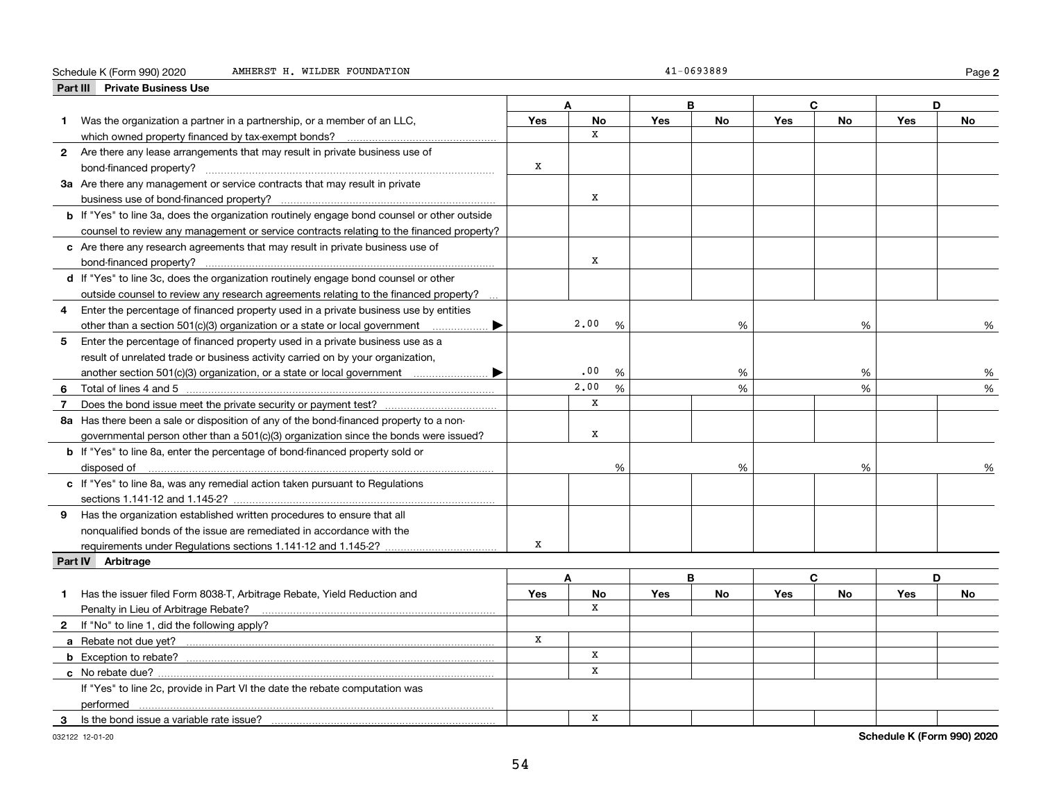Schedule K (Form 990) 2020 AMHERST H. WILDER FOUNDATION 41-0693889 Page **2**

## Part III Private Business Use

| | A Yes | A No | B Yes | B No | C Yes | C No | D Yes | D No |
|---|---|---|---|---|---|---|---|---|
| **1** Was the organization a partner in a partnership, or a member of an LLC, which owned property financed by tax-exempt bonds? | | X | | | | | | |
| **2** Are there any lease arrangements that may result in private business use of bond-financed property? | X | | | | | | | |
| **3a** Are there any management or service contracts that may result in private business use of bond-financed property? | | X | | | | | | |
| **b** If "Yes" to line 3a, does the organization routinely engage bond counsel or other outside counsel to review any management or service contracts relating to the financed property? | | | | | | | | |
| **c** Are there any research agreements that may result in private business use of bond-financed property? | | X | | | | | | |
| **d** If "Yes" to line 3c, does the organization routinely engage bond counsel or other outside counsel to review any research agreements relating to the financed property? | | | | | | | | |
| **4** Enter the percentage of financed property used in a private business use by entities other than a section 501(c)(3) organization or a state or local government ▶ | | 2.00 % | | % | | % | | % |
| **5** Enter the percentage of financed property used in a private business use as a result of unrelated trade or business activity carried on by your organization, another section 501(c)(3) organization, or a state or local government ▶ | | .00 % | | % | | % | | % |
| **6** Total of lines 4 and 5 | | 2.00 % | | % | | % | | % |
| **7** Does the bond issue meet the private security or payment test? | | X | | | | | | |
| **8a** Has there been a sale or disposition of any of the bond-financed property to a nongovernmental person other than a 501(c)(3) organization since the bonds were issued? | | X | | | | | | |
| **b** If "Yes" to line 8a, enter the percentage of bond-financed property sold or disposed of | | % | | % | | % | | % |
| **c** If "Yes" to line 8a, was any remedial action taken pursuant to Regulations sections 1.141-12 and 1.145-2? | | | | | | | | |
| **9** Has the organization established written procedures to ensure that all nonqualified bonds of the issue are remediated in accordance with the requirements under Regulations sections 1.141-12 and 1.145-2? | X | | | | | | | |

## Part IV Arbitrage

| | A Yes | A No | B Yes | B No | C Yes | C No | D Yes | D No |
|---|---|---|---|---|---|---|---|---|
| **1** Has the issuer filed Form 8038-T, Arbitrage Rebate, Yield Reduction and Penalty in Lieu of Arbitrage Rebate? | | X | | | | | | |
| **2** If "No" to line 1, did the following apply? | | | | | | | | |
| **a** Rebate not due yet? | X | | | | | | | |
| **b** Exception to rebate? | | X | | | | | | |
| **c** No rebate due? | | X | | | | | | |
| If "Yes" to line 2c, provide in Part VI the date the rebate computation was performed | | | | | | | | |
| **3** Is the bond issue a variable rate issue? | | X | | | | | | |

032122 12-01-20 **Schedule K (Form 990) 2020**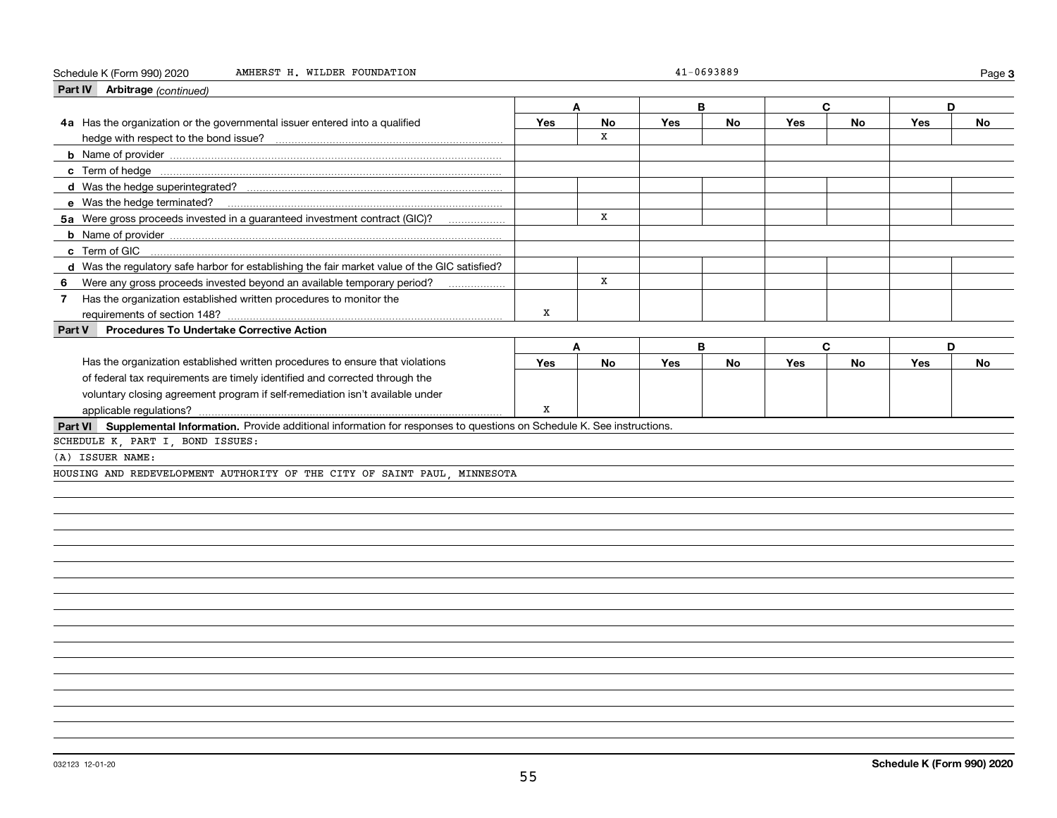Schedule K (Form 990) 2020 AMHERST H. WILDER FOUNDATION 41-0693889 Page **3**

**Part IV Arbitrage** *(continued)*

| | A | | B | | C | | D | |
|---|---|---|---|---|---|---|---|---|
| | Yes | No | Yes | No | Yes | No | Yes | No |
| **4a** Has the organization or the governmental issuer entered into a qualified hedge with respect to the bond issue? | | X | | | | | | |
| **b** Name of provider | | | | | | | | |
| **c** Term of hedge | | | | | | | | |
| **d** Was the hedge superintegrated? | | | | | | | | |
| **e** Was the hedge terminated? | | | | | | | | |
| **5a** Were gross proceeds invested in a guaranteed investment contract (GIC)? | | X | | | | | | |
| **b** Name of provider | | | | | | | | |
| **c** Term of GIC | | | | | | | | |
| **d** Was the regulatory safe harbor for establishing the fair market value of the GIC satisfied? | | | | | | | | |
| **6** Were any gross proceeds invested beyond an available temporary period? | | X | | | | | | |
| **7** Has the organization established written procedures to monitor the requirements of section 148? | X | | | | | | | |

**Part V Procedures To Undertake Corrective Action**

| | A | | B | | C | | D | |
|---|---|---|---|---|---|---|---|---|
| | Yes | No | Yes | No | Yes | No | Yes | No |
| Has the organization established written procedures to ensure that violations of federal tax requirements are timely identified and corrected through the voluntary closing agreement program if self-remediation isn't available under applicable regulations? | X | | | | | | | |

**Part VI Supplemental Information.** Provide additional information for responses to questions on Schedule K. See instructions.

SCHEDULE K, PART I, BOND ISSUES:

(A) ISSUER NAME:

HOUSING AND REDEVELOPMENT AUTHORITY OF THE CITY OF SAINT PAUL, MINNESOTA

032123 12-01-20 **Schedule K (Form 990) 2020**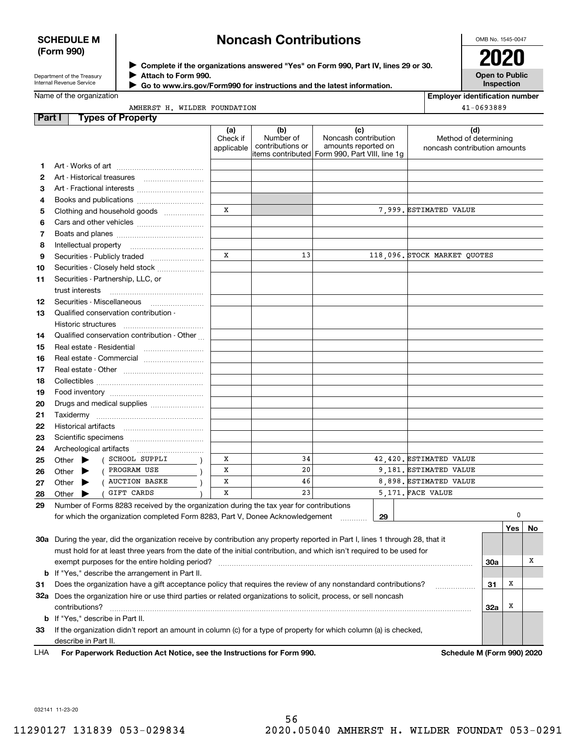**SCHEDULE M (Form 990)**

Department of the Treasury
Internal Revenue Service

# Noncash Contributions

▶ Complete if the organizations answered "Yes" on Form 990, Part IV, lines 29 or 30.
▶ Attach to Form 990.
▶ Go to www.irs.gov/Form990 for instructions and the latest information.

OMB No. 1545-0047

**2020**

**Open to Public Inspection**

Name of the organization: AMHERST H. WILDER FOUNDATION

Employer identification number: 41-0693889

## Part I Types of Property

| | | (a) Check if applicable | (b) Number of contributions or items contributed | (c) Noncash contribution amounts reported on Form 990, Part VIII, line 1g | (d) Method of determining noncash contribution amounts |
|---|---|---|---|---|---|
| 1 | Art - Works of art | | | | |
| 2 | Art - Historical treasures | | | | |
| 3 | Art - Fractional interests | | | | |
| 4 | Books and publications | | | | |
| 5 | Clothing and household goods | X | | 7,999. | ESTIMATED VALUE |
| 6 | Cars and other vehicles | | | | |
| 7 | Boats and planes | | | | |
| 8 | Intellectual property | | | | |
| 9 | Securities - Publicly traded | X | 13 | 118,096. | STOCK MARKET QUOTES |
| 10 | Securities - Closely held stock | | | | |
| 11 | Securities - Partnership, LLC, or trust interests | | | | |
| 12 | Securities - Miscellaneous | | | | |
| 13 | Qualified conservation contribution - Historic structures | | | | |
| 14 | Qualified conservation contribution - Other | | | | |
| 15 | Real estate - Residential | | | | |
| 16 | Real estate - Commercial | | | | |
| 17 | Real estate - Other | | | | |
| 18 | Collectibles | | | | |
| 19 | Food inventory | | | | |
| 20 | Drugs and medical supplies | | | | |
| 21 | Taxidermy | | | | |
| 22 | Historical artifacts | | | | |
| 23 | Scientific specimens | | | | |
| 24 | Archeological artifacts | | | | |
| 25 | Other ▶ ( SCHOOL SUPPLI ) | X | 34 | 42,420. | ESTIMATED VALUE |
| 26 | Other ▶ ( PROGRAM USE ) | X | 20 | 9,181. | ESTIMATED VALUE |
| 27 | Other ▶ ( AUCTION BASKE ) | X | 46 | 8,898. | ESTIMATED VALUE |
| 28 | Other ▶ ( GIFT CARDS ) | X | 23 | 5,171. | FACE VALUE |

29 Number of Forms 8283 received by the organization during the tax year for contributions for which the organization completed Form 8283, Part V, Donee Acknowledgement ..... **29** 0

| | | | Yes | No |
|---|---|---|---|---|
| 30a | During the year, did the organization receive by contribution any property reported in Part I, lines 1 through 28, that it must hold for at least three years from the date of the initial contribution, and which isn't required to be used for exempt purposes for the entire holding period? | 30a | | X |
| b | If "Yes," describe the arrangement in Part II. | | | |
| 31 | Does the organization have a gift acceptance policy that requires the review of any nonstandard contributions? | 31 | X | |
| 32a | Does the organization hire or use third parties or related organizations to solicit, process, or sell noncash contributions? | 32a | X | |
| b | If "Yes," describe in Part II. | | | |
| 33 | If the organization didn't report an amount in column (c) for a type of property for which column (a) is checked, describe in Part II. | | | |

LHA For Paperwork Reduction Act Notice, see the Instructions for Form 990. Schedule M (Form 990) 2020

032141 11-23-20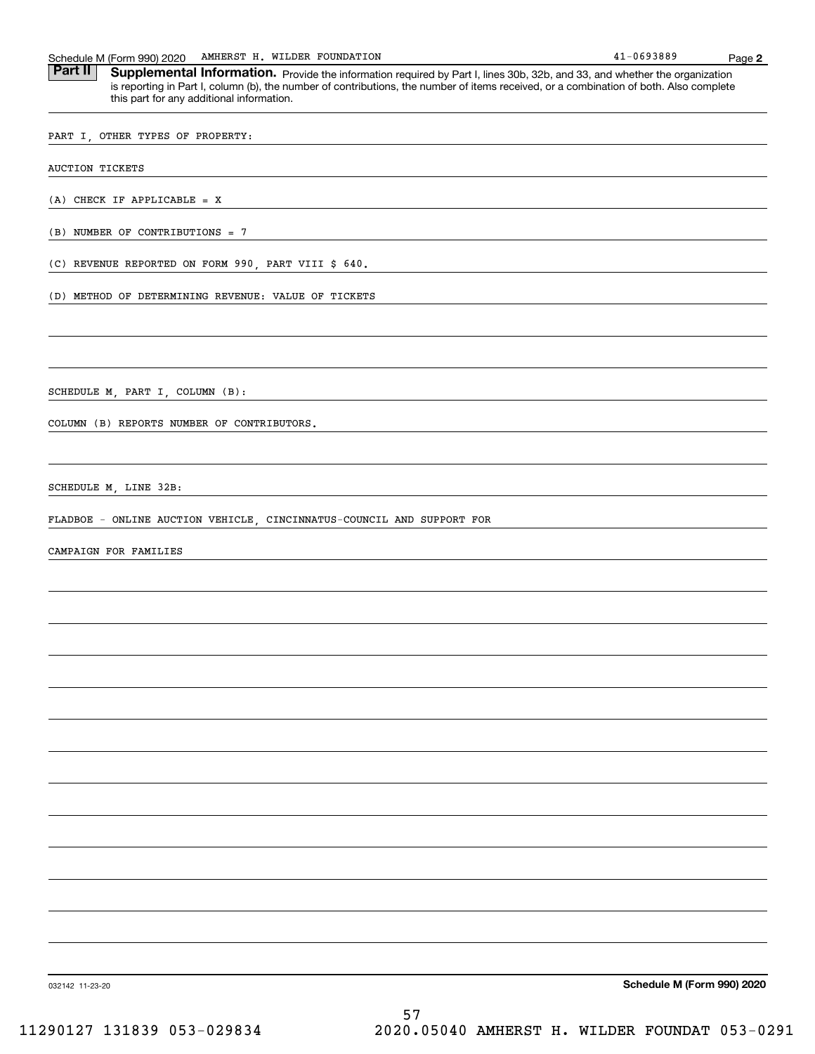Schedule M (Form 990) 2020 AMHERST H. WILDER FOUNDATION 41-0693889 Page 2

## Part II Supplemental Information.

Provide the information required by Part I, lines 30b, 32b, and 33, and whether the organization is reporting in Part I, column (b), the number of contributions, the number of items received, or a combination of both. Also complete this part for any additional information.

PART I, OTHER TYPES OF PROPERTY:

AUCTION TICKETS

(A) CHECK IF APPLICABLE = X

(B) NUMBER OF CONTRIBUTIONS = 7

(C) REVENUE REPORTED ON FORM 990, PART VIII $ 640.

(D) METHOD OF DETERMINING REVENUE: VALUE OF TICKETS

SCHEDULE M, PART I, COLUMN (B):

COLUMN (B) REPORTS NUMBER OF CONTRIBUTORS.

SCHEDULE M, LINE 32B:

FLADBOE - ONLINE AUCTION VEHICLE, CINCINNATUS-COUNCIL AND SUPPORT FOR

CAMPAIGN FOR FAMILIES

032142 11-23-20 **Schedule M (Form 990) 2020**

11290127 131839 053-029834 2020.05040 AMHERST H. WILDER FOUNDAT 053-0291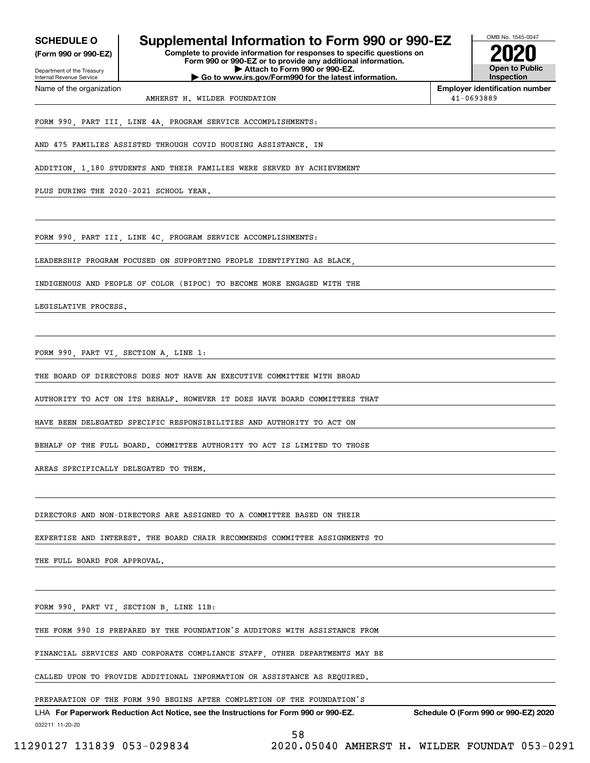**SCHEDULE O** (Form 990 or 990-EZ)

Department of the Treasury
Internal Revenue Service

# Supplemental Information to Form 990 or 990-EZ

**Complete to provide information for responses to specific questions on Form 990 or 990-EZ or to provide any additional information.**
**▶ Attach to Form 990 or 990-EZ.**
**▶ Go to www.irs.gov/Form990 for the latest information.**

OMB No. 1545-0047

**2020**

**Open to Public Inspection**

Name of the organization: AMHERST H. WILDER FOUNDATION

**Employer identification number** 41-0693889

FORM 990, PART III, LINE 4A, PROGRAM SERVICE ACCOMPLISHMENTS:

AND 475 FAMILIES ASSISTED THROUGH COVID HOUSING ASSISTANCE. IN ADDITION, 1,180 STUDENTS AND THEIR FAMILIES WERE SERVED BY ACHIEVEMENT PLUS DURING THE 2020-2021 SCHOOL YEAR.

FORM 990, PART III, LINE 4C, PROGRAM SERVICE ACCOMPLISHMENTS:

LEADERSHIP PROGRAM FOCUSED ON SUPPORTING PEOPLE IDENTIFYING AS BLACK, INDIGENOUS AND PEOPLE OF COLOR (BIPOC) TO BECOME MORE ENGAGED WITH THE LEGISLATIVE PROCESS.

FORM 990, PART VI, SECTION A, LINE 1:

THE BOARD OF DIRECTORS DOES NOT HAVE AN EXECUTIVE COMMITTEE WITH BROAD AUTHORITY TO ACT ON ITS BEHALF. HOWEVER IT DOES HAVE BOARD COMMITTEES THAT HAVE BEEN DELEGATED SPECIFIC RESPONSIBILITIES AND AUTHORITY TO ACT ON BEHALF OF THE FULL BOARD. COMMITTEE AUTHORITY TO ACT IS LIMITED TO THOSE AREAS SPECIFICALLY DELEGATED TO THEM.

DIRECTORS AND NON-DIRECTORS ARE ASSIGNED TO A COMMITTEE BASED ON THEIR EXPERTISE AND INTEREST. THE BOARD CHAIR RECOMMENDS COMMITTEE ASSIGNMENTS TO THE FULL BOARD FOR APPROVAL.

FORM 990, PART VI, SECTION B, LINE 11B:

THE FORM 990 IS PREPARED BY THE FOUNDATION'S AUDITORS WITH ASSISTANCE FROM FINANCIAL SERVICES AND CORPORATE COMPLIANCE STAFF, OTHER DEPARTMENTS MAY BE CALLED UPON TO PROVIDE ADDITIONAL INFORMATION OR ASSISTANCE AS REQUIRED.

PREPARATION OF THE FORM 990 BEGINS AFTER COMPLETION OF THE FOUNDATION'S

LHA **For Paperwork Reduction Act Notice, see the Instructions for Form 990 or 990-EZ.** **Schedule O (Form 990 or 990-EZ) 2020**

032211 11-20-20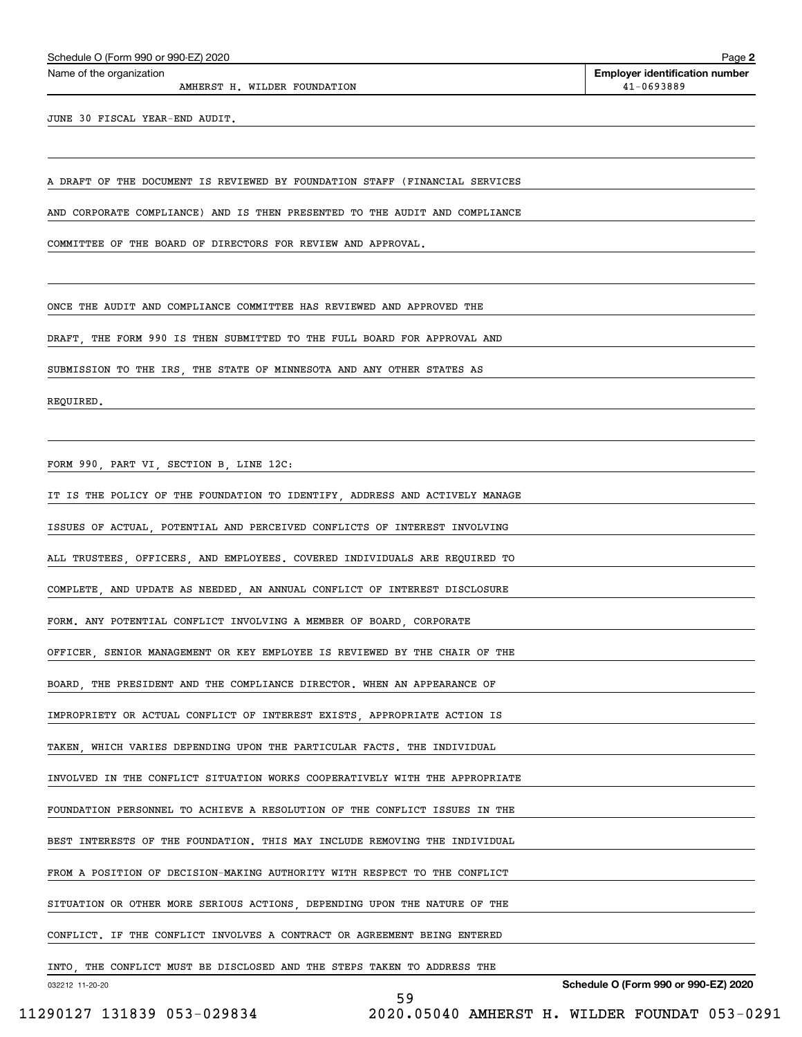Name of the organization: AMHERST H. WILDER FOUNDATION

Employer identification number: 41-0693889

JUNE 30 FISCAL YEAR-END AUDIT.

A DRAFT OF THE DOCUMENT IS REVIEWED BY FOUNDATION STAFF (FINANCIAL SERVICES AND CORPORATE COMPLIANCE) AND IS THEN PRESENTED TO THE AUDIT AND COMPLIANCE COMMITTEE OF THE BOARD OF DIRECTORS FOR REVIEW AND APPROVAL.

ONCE THE AUDIT AND COMPLIANCE COMMITTEE HAS REVIEWED AND APPROVED THE DRAFT, THE FORM 990 IS THEN SUBMITTED TO THE FULL BOARD FOR APPROVAL AND SUBMISSION TO THE IRS, THE STATE OF MINNESOTA AND ANY OTHER STATES AS REQUIRED.

FORM 990, PART VI, SECTION B, LINE 12C:

IT IS THE POLICY OF THE FOUNDATION TO IDENTIFY, ADDRESS AND ACTIVELY MANAGE ISSUES OF ACTUAL, POTENTIAL AND PERCEIVED CONFLICTS OF INTEREST INVOLVING ALL TRUSTEES, OFFICERS, AND EMPLOYEES. COVERED INDIVIDUALS ARE REQUIRED TO COMPLETE, AND UPDATE AS NEEDED, AN ANNUAL CONFLICT OF INTEREST DISCLOSURE FORM. ANY POTENTIAL CONFLICT INVOLVING A MEMBER OF BOARD, CORPORATE OFFICER, SENIOR MANAGEMENT OR KEY EMPLOYEE IS REVIEWED BY THE CHAIR OF THE BOARD, THE PRESIDENT AND THE COMPLIANCE DIRECTOR. WHEN AN APPEARANCE OF IMPROPRIETY OR ACTUAL CONFLICT OF INTEREST EXISTS, APPROPRIATE ACTION IS TAKEN, WHICH VARIES DEPENDING UPON THE PARTICULAR FACTS. THE INDIVIDUAL INVOLVED IN THE CONFLICT SITUATION WORKS COOPERATIVELY WITH THE APPROPRIATE FOUNDATION PERSONNEL TO ACHIEVE A RESOLUTION OF THE CONFLICT ISSUES IN THE BEST INTERESTS OF THE FOUNDATION. THIS MAY INCLUDE REMOVING THE INDIVIDUAL FROM A POSITION OF DECISION-MAKING AUTHORITY WITH RESPECT TO THE CONFLICT SITUATION OR OTHER MORE SERIOUS ACTIONS, DEPENDING UPON THE NATURE OF THE CONFLICT. IF THE CONFLICT INVOLVES A CONTRACT OR AGREEMENT BEING ENTERED INTO, THE CONFLICT MUST BE DISCLOSED AND THE STEPS TAKEN TO ADDRESS THE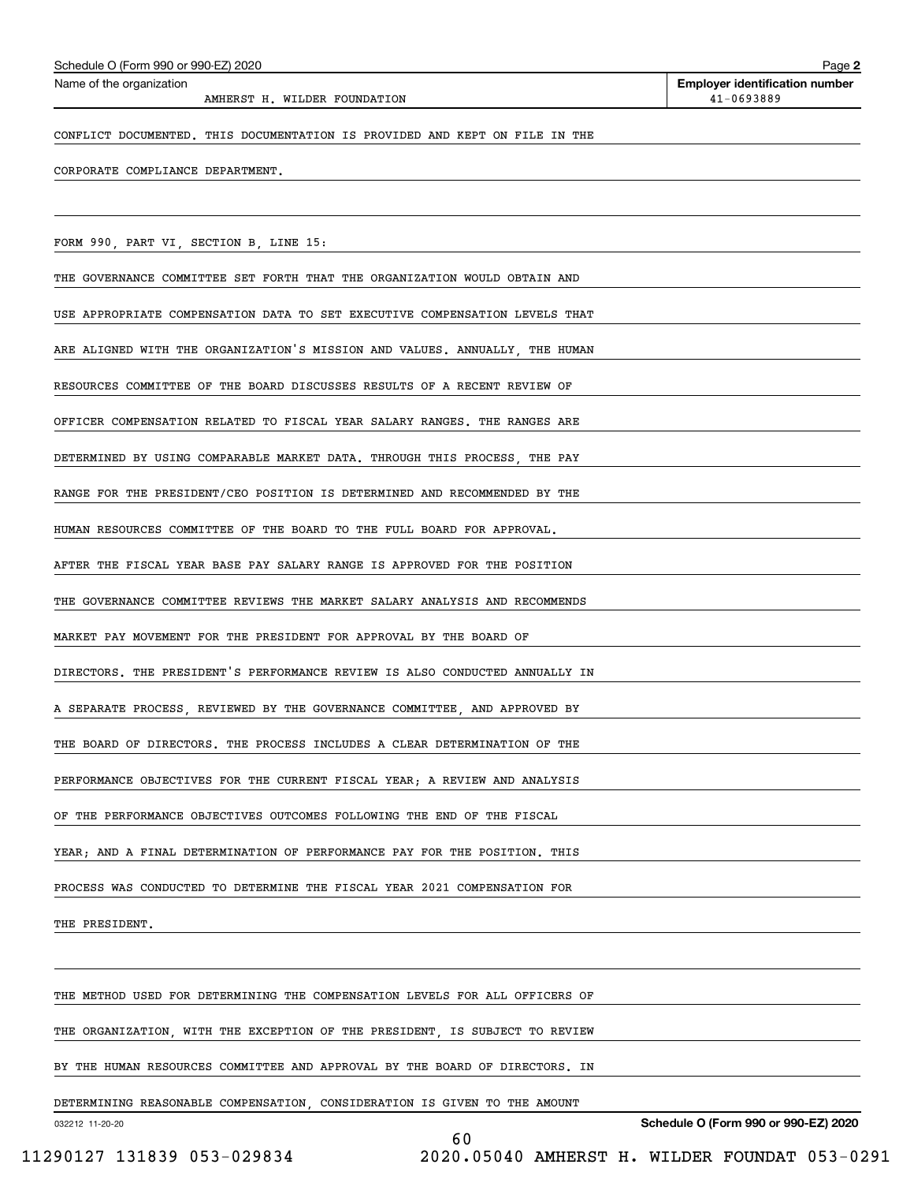Schedule O (Form 990 or 990-EZ) 2020

Name of the organization: AMHERST H. WILDER FOUNDATION

Employer identification number: 41-0693889

CONFLICT DOCUMENTED. THIS DOCUMENTATION IS PROVIDED AND KEPT ON FILE IN THE CORPORATE COMPLIANCE DEPARTMENT.

FORM 990, PART VI, SECTION B, LINE 15:

THE GOVERNANCE COMMITTEE SET FORTH THAT THE ORGANIZATION WOULD OBTAIN AND USE APPROPRIATE COMPENSATION DATA TO SET EXECUTIVE COMPENSATION LEVELS THAT ARE ALIGNED WITH THE ORGANIZATION'S MISSION AND VALUES. ANNUALLY, THE HUMAN RESOURCES COMMITTEE OF THE BOARD DISCUSSES RESULTS OF A RECENT REVIEW OF OFFICER COMPENSATION RELATED TO FISCAL YEAR SALARY RANGES. THE RANGES ARE DETERMINED BY USING COMPARABLE MARKET DATA. THROUGH THIS PROCESS, THE PAY RANGE FOR THE PRESIDENT/CEO POSITION IS DETERMINED AND RECOMMENDED BY THE HUMAN RESOURCES COMMITTEE OF THE BOARD TO THE FULL BOARD FOR APPROVAL. AFTER THE FISCAL YEAR BASE PAY SALARY RANGE IS APPROVED FOR THE POSITION THE GOVERNANCE COMMITTEE REVIEWS THE MARKET SALARY ANALYSIS AND RECOMMENDS MARKET PAY MOVEMENT FOR THE PRESIDENT FOR APPROVAL BY THE BOARD OF DIRECTORS. THE PRESIDENT'S PERFORMANCE REVIEW IS ALSO CONDUCTED ANNUALLY IN A SEPARATE PROCESS, REVIEWED BY THE GOVERNANCE COMMITTEE, AND APPROVED BY THE BOARD OF DIRECTORS. THE PROCESS INCLUDES A CLEAR DETERMINATION OF THE PERFORMANCE OBJECTIVES FOR THE CURRENT FISCAL YEAR; A REVIEW AND ANALYSIS OF THE PERFORMANCE OBJECTIVES OUTCOMES FOLLOWING THE END OF THE FISCAL YEAR; AND A FINAL DETERMINATION OF PERFORMANCE PAY FOR THE POSITION. THIS PROCESS WAS CONDUCTED TO DETERMINE THE FISCAL YEAR 2021 COMPENSATION FOR THE PRESIDENT.

THE METHOD USED FOR DETERMINING THE COMPENSATION LEVELS FOR ALL OFFICERS OF THE ORGANIZATION, WITH THE EXCEPTION OF THE PRESIDENT, IS SUBJECT TO REVIEW BY THE HUMAN RESOURCES COMMITTEE AND APPROVAL BY THE BOARD OF DIRECTORS. IN DETERMINING REASONABLE COMPENSATION, CONSIDERATION IS GIVEN TO THE AMOUNT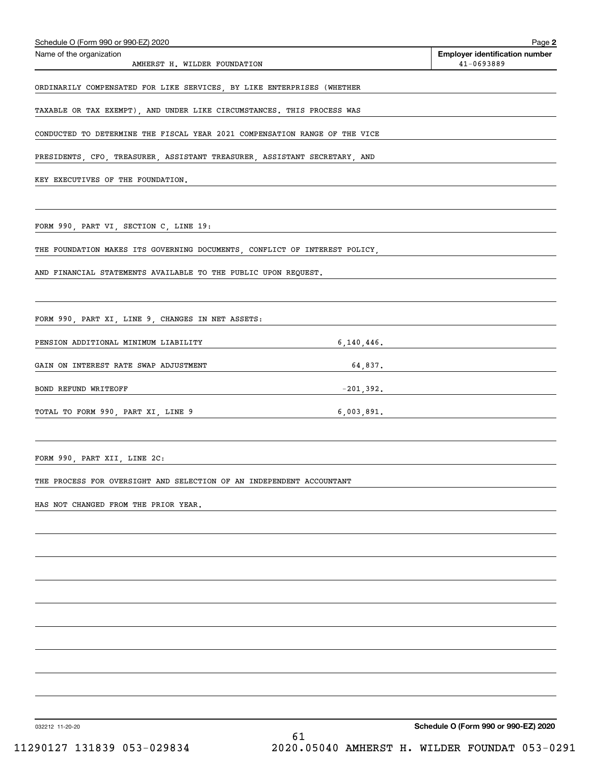Schedule O (Form 990 or 990-EZ) 2020 Page **2**

Name of the organization: AMHERST H. WILDER FOUNDATION

**Employer identification number**: 41-0693889

ORDINARILY COMPENSATED FOR LIKE SERVICES, BY LIKE ENTERPRISES (WHETHER TAXABLE OR TAX EXEMPT), AND UNDER LIKE CIRCUMSTANCES. THIS PROCESS WAS CONDUCTED TO DETERMINE THE FISCAL YEAR 2021 COMPENSATION RANGE OF THE VICE PRESIDENTS, CFO, TREASURER, ASSISTANT TREASURER, ASSISTANT SECRETARY, AND KEY EXECUTIVES OF THE FOUNDATION.

FORM 990, PART VI, SECTION C, LINE 19:

THE FOUNDATION MAKES ITS GOVERNING DOCUMENTS, CONFLICT OF INTEREST POLICY, AND FINANCIAL STATEMENTS AVAILABLE TO THE PUBLIC UPON REQUEST.

FORM 990, PART XI, LINE 9, CHANGES IN NET ASSETS:

| | |
|---|---|
| PENSION ADDITIONAL MINIMUM LIABILITY | 6,140,446. |
| GAIN ON INTEREST RATE SWAP ADJUSTMENT | 64,837. |
| BOND REFUND WRITEOFF | -201,392. |
| TOTAL TO FORM 990, PART XI, LINE 9 | 6,003,891. |

FORM 990, PART XII, LINE 2C:

THE PROCESS FOR OVERSIGHT AND SELECTION OF AN INDEPENDENT ACCOUNTANT HAS NOT CHANGED FROM THE PRIOR YEAR.

032212 11-20-20 **Schedule O (Form 990 or 990-EZ) 2020**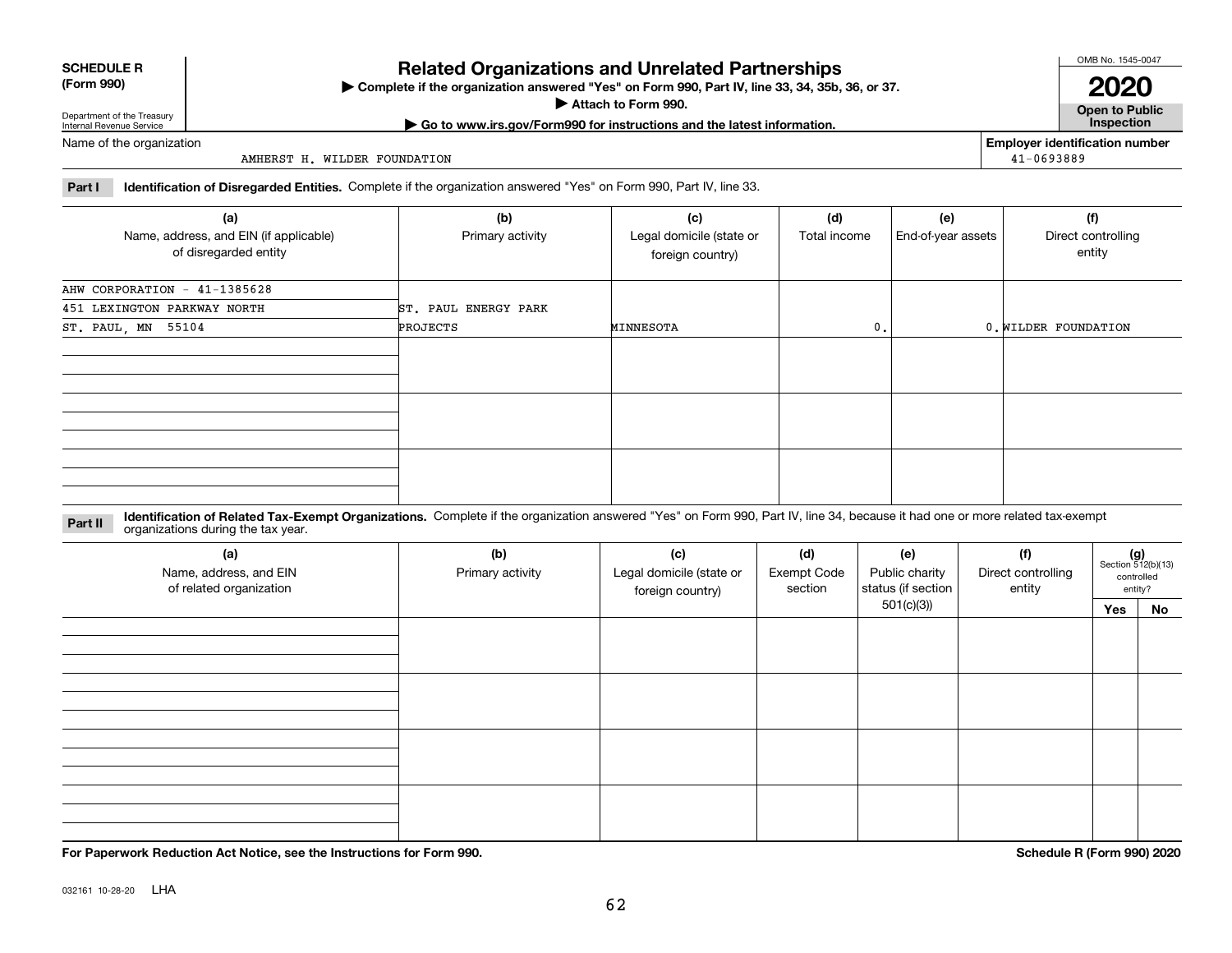**SCHEDULE R (Form 990)**

Department of the Treasury
Internal Revenue Service

# Related Organizations and Unrelated Partnerships

▶ Complete if the organization answered "Yes" on Form 990, Part IV, line 33, 34, 35b, 36, or 37.
▶ Attach to Form 990.
▶ Go to www.irs.gov/Form990 for instructions and the latest information.

OMB No. 1545-0047

**2020**

**Open to Public Inspection**

Name of the organization: AMHERST H. WILDER FOUNDATION

**Employer identification number** 41-0693889

**Part I** **Identification of Disregarded Entities.** Complete if the organization answered "Yes" on Form 990, Part IV, line 33.

| (a) Name, address, and EIN (if applicable) of disregarded entity | (b) Primary activity | (c) Legal domicile (state or foreign country) | (d) Total income | (e) End-of-year assets | (f) Direct controlling entity |
|---|---|---|---|---|---|
| AHW CORPORATION - 41-1385628<br>451 LEXINGTON PARKWAY NORTH<br>ST. PAUL, MN 55104 | ST. PAUL ENERGY PARK PROJECTS | MINNESOTA | 0. | 0. | WILDER FOUNDATION |
| | | | | | |
| | | | | | |
| | | | | | |

**Part II** **Identification of Related Tax-Exempt Organizations.** Complete if the organization answered "Yes" on Form 990, Part IV, line 34, because it had one or more related tax-exempt organizations during the tax year.

| (a) Name, address, and EIN of related organization | (b) Primary activity | (c) Legal domicile (state or foreign country) | (d) Exempt Code section | (e) Public charity status (if section 501(c)(3)) | (f) Direct controlling entity | (g) Section 512(b)(13) controlled entity? | |
|---|---|---|---|---|---|---|---|
| | | | | | | Yes | No |
| | | | | | | | |
| | | | | | | | |
| | | | | | | | |
| | | | | | | | |

**For Paperwork Reduction Act Notice, see the Instructions for Form 990.** **Schedule R (Form 990) 2020**

032161 10-28-20 LHA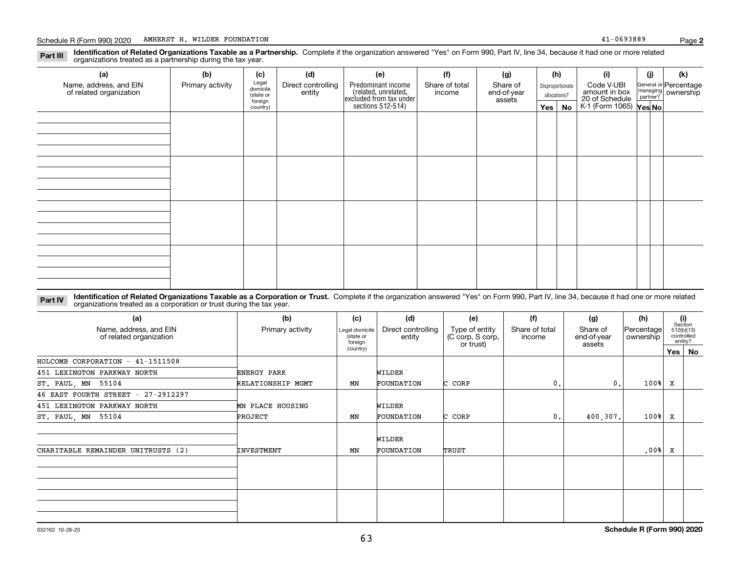Schedule R (Form 990) 2020 AMHERST H. WILDER FOUNDATION 41-0693889 Page **2**

**Part III** **Identification of Related Organizations Taxable as a Partnership.** Complete if the organization answered "Yes" on Form 990, Part IV, line 34, because it had one or more related organizations treated as a partnership during the tax year.

| (a) Name, address, and EIN of related organization | (b) Primary activity | (c) Legal domicile (state or foreign country) | (d) Direct controlling entity | (e) Predominant income (related, unrelated, excluded from tax under sections 512-514) | (f) Share of total income | (g) Share of end-of-year assets | (h) Disproportionate allocations? Yes | No | (i) Code V-UBI amount in box 20 of Schedule K-1 (Form 1065) | (j) General or managing partner? Yes | No | (k) Percentage ownership |
|---|---|---|---|---|---|---|---|---|---|---|---|---|
| | | | | | | | | | | | | |
| | | | | | | | | | | | | |
| | | | | | | | | | | | | |
| | | | | | | | | | | | | |

**Part IV** **Identification of Related Organizations Taxable as a Corporation or Trust.** Complete if the organization answered "Yes" on Form 990, Part IV, line 34, because it had one or more related organizations treated as a corporation or trust during the tax year.

| (a) Name, address, and EIN of related organization | (b) Primary activity | (c) Legal domicile (state or foreign country) | (d) Direct controlling entity | (e) Type of entity (C corp, S corp, or trust) | (f) Share of total income | (g) Share of end-of-year assets | (h) Percentage ownership | (i) Section 512(b)(13) controlled entity? Yes | No |
|---|---|---|---|---|---|---|---|---|---|
| HOLCOMB CORPORATION - 41-1511508<br>451 LEXINGTON PARKWAY NORTH<br>ST. PAUL, MN 55104 | ENERGY PARK RELATIONSHIP MGMT | MN | WILDER FOUNDATION | C CORP | 0. | 0. | 100% | X | |
| 46 EAST FOURTH STREET - 27-2912297<br>451 LEXINGTON PARKWAY NORTH<br>ST. PAUL, MN 55104 | MN PLACE HOUSING PROJECT | MN | WILDER FOUNDATION | C CORP | 0. | 400,307. | 100% | X | |
| CHARITABLE REMAINDER UNITRUSTS (2) | INVESTMENT | MN | WILDER FOUNDATION | TRUST | | | .00% | X | |
| | | | | | | | | | |
| | | | | | | | | | |

032162 10-28-20 **Schedule R (Form 990) 2020**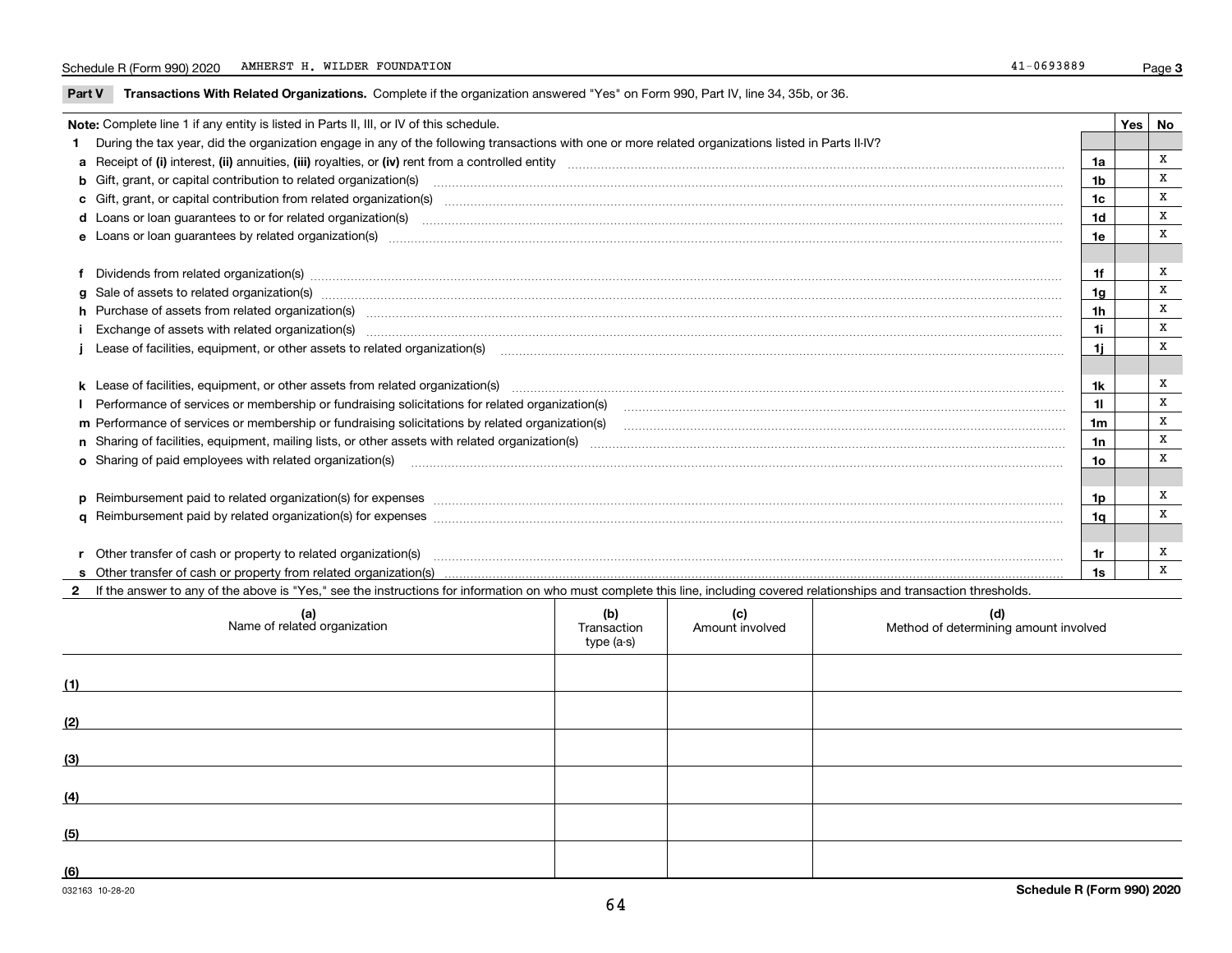Schedule R (Form 990) 2020 AMHERST H. WILDER FOUNDATION 41-0693889 Page 3

## Part V Transactions With Related Organizations.

Complete if the organization answered "Yes" on Form 990, Part IV, line 34, 35b, or 36.

| Note: Complete line 1 if any entity is listed in Parts II, III, or IV of this schedule. | | Yes | No |
|---|---|---|---|
| **1** During the tax year, did the organization engage in any of the following transactions with one or more related organizations listed in Parts II-IV? | | | |
| **a** Receipt of **(i)** interest, **(ii)** annuities, **(iii)** royalties, or **(iv)** rent from a controlled entity | **1a** | | X |
| **b** Gift, grant, or capital contribution to related organization(s) | **1b** | | X |
| **c** Gift, grant, or capital contribution from related organization(s) | **1c** | | X |
| **d** Loans or loan guarantees to or for related organization(s) | **1d** | | X |
| **e** Loans or loan guarantees by related organization(s) | **1e** | | X |
| **f** Dividends from related organization(s) | **1f** | | X |
| **g** Sale of assets to related organization(s) | **1g** | | X |
| **h** Purchase of assets from related organization(s) | **1h** | | X |
| **i** Exchange of assets with related organization(s) | **1i** | | X |
| **j** Lease of facilities, equipment, or other assets to related organization(s) | **1j** | | X |
| **k** Lease of facilities, equipment, or other assets from related organization(s) | **1k** | | X |
| **l** Performance of services or membership or fundraising solicitations for related organization(s) | **1l** | | X |
| **m** Performance of services or membership or fundraising solicitations by related organization(s) | **1m** | | X |
| **n** Sharing of facilities, equipment, mailing lists, or other assets with related organization(s) | **1n** | | X |
| **o** Sharing of paid employees with related organization(s) | **1o** | | X |
| **p** Reimbursement paid to related organization(s) for expenses | **1p** | | X |
| **q** Reimbursement paid by related organization(s) for expenses | **1q** | | X |
| **r** Other transfer of cash or property to related organization(s) | **1r** | | X |
| **s** Other transfer of cash or property from related organization(s) | **1s** | | X |

**2** If the answer to any of the above is "Yes," see the instructions for information on who must complete this line, including covered relationships and transaction thresholds.

| | (a) Name of related organization | (b) Transaction type (a-s) | (c) Amount involved | (d) Method of determining amount involved |
|---|---|---|---|---|
| (1) | | | | |
| (2) | | | | |
| (3) | | | | |
| (4) | | | | |
| (5) | | | | |
| (6) | | | | |

032163 10-28-20 Schedule R (Form 990) 2020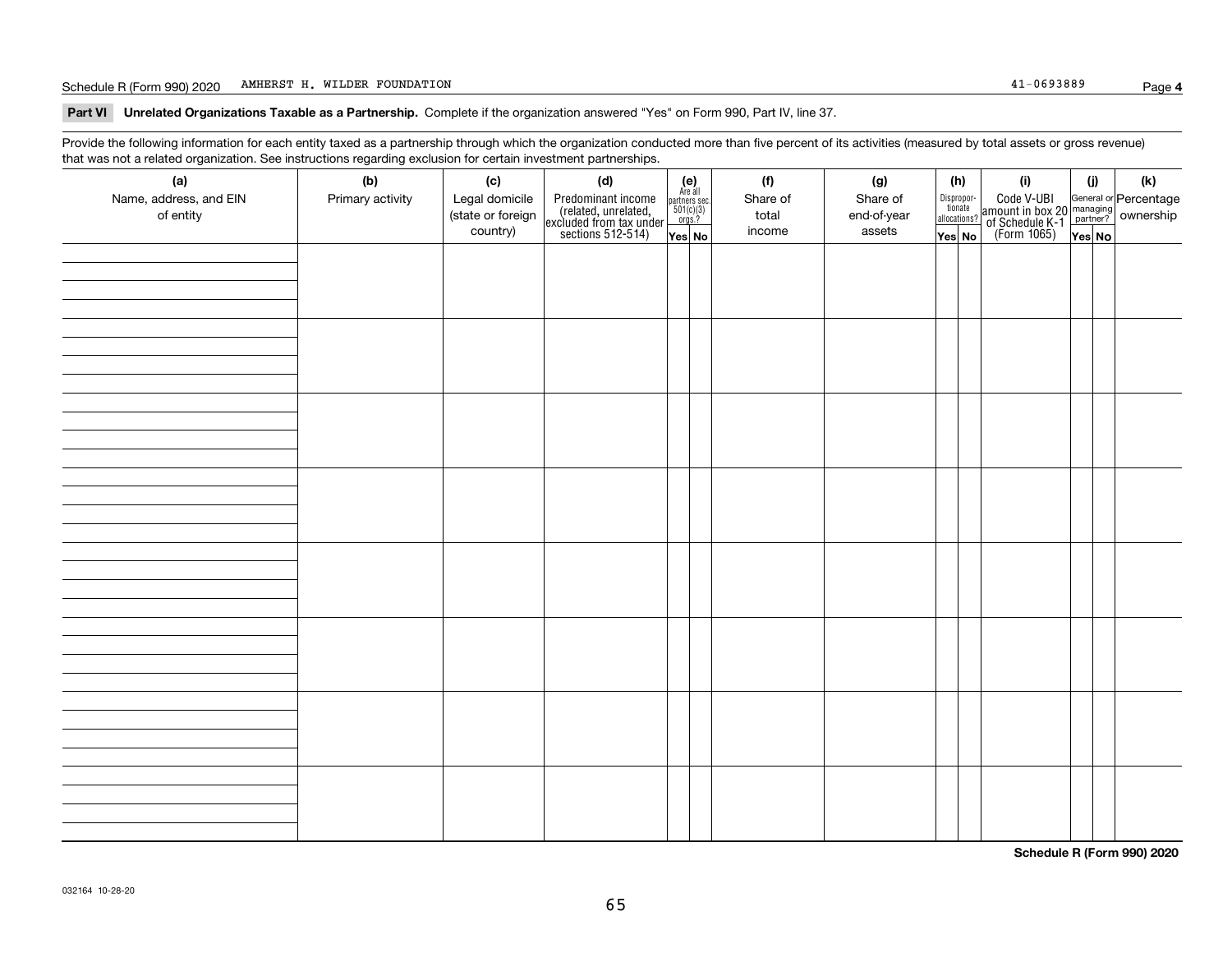Schedule R (Form 990) 2020 AMHERST H. WILDER FOUNDATION 41-0693889 Page 4

**Part VI Unrelated Organizations Taxable as a Partnership.** Complete if the organization answered "Yes" on Form 990, Part IV, line 37.

Provide the following information for each entity taxed as a partnership through which the organization conducted more than five percent of its activities (measured by total assets or gross revenue) that was not a related organization. See instructions regarding exclusion for certain investment partnerships.

| (a) Name, address, and EIN of entity | (b) Primary activity | (c) Legal domicile (state or foreign country) | (d) Predominant income (related, unrelated, excluded from tax under sections 512-514) | (e) Are all partners sec. 501(c)(3) orgs.? | | (f) Share of total income | (g) Share of end-of-year assets | (h) Disproportionate allocations? | | (i) Code V-UBI amount in box 20 of Schedule K-1 (Form 1065) | (j) General or managing partner? | | (k) Percentage ownership |
|---|---|---|---|---|---|---|---|---|---|---|---|---|---|
| | | | | Yes | No | | | Yes | No | | Yes | No | |
| | | | | | | | | | | | | | |
| | | | | | | | | | | | | | |
| | | | | | | | | | | | | | |
| | | | | | | | | | | | | | |
| | | | | | | | | | | | | | |
| | | | | | | | | | | | | | |
| | | | | | | | | | | | | | |
| | | | | | | | | | | | | | |

**Schedule R (Form 990) 2020**

032164 10-28-20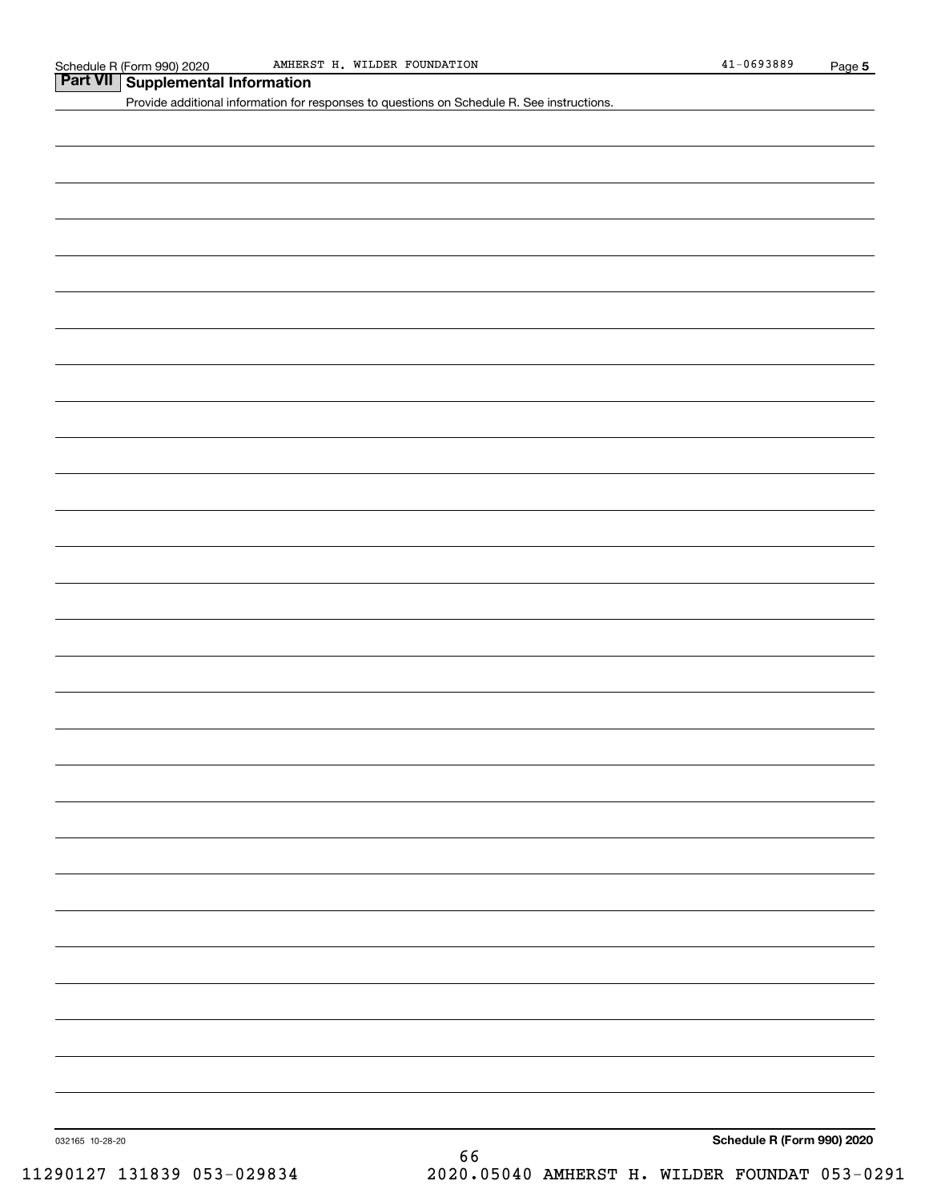## Part VII Supplemental Information

Provide additional information for responses to questions on Schedule R. See instructions.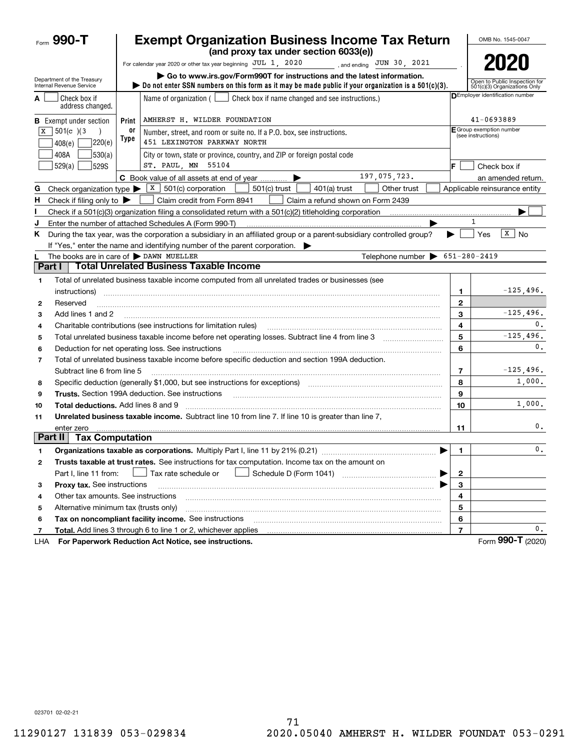Form **990-T**

# Exempt Organization Business Income Tax Return

**(and proxy tax under section 6033(e))**

For calendar year 2020 or other tax year beginning JUL 1, 2020, and ending JUN 30, 2021.

▶ Go to www.irs.gov/Form990T for instructions and the latest information.

▶ Do not enter SSN numbers on this form as it may be made public if your organization is a 501(c)(3).

OMB No. 1545-0047

**2020**

Open to Public Inspection for 501(c)(3) Organizations Only

Department of the Treasury
Internal Revenue Service

**A** ☐ Check box if address changed.

**B** Exempt under section
☒ 501(c)(3)
☐ 408(e) ☐ 220(e)
☐ 408A ☐ 530(a)
☐ 529(a) ☐ 529S

Name of organization ( ☐ Check box if name changed and see instructions.)
AMHERST H. WILDER FOUNDATION

Number, street, and room or suite no. If a P.O. box, see instructions.
451 LEXINGTON PARKWAY NORTH

City or town, state or province, country, and ZIP or foreign postal code
ST. PAUL, MN 55104

**D** Employer identification number: 41-0693889

**E** Group exemption number (see instructions)

**F** ☐ Check box if an amended return.

**C** Book value of all assets at end of year ▶ 197,075,723.

**G** Check organization type ▶ ☒ 501(c) corporation ☐ 501(c) trust ☐ 401(a) trust ☐ Other trust ☐ Applicable reinsurance entity

**H** Check if filing only to ▶ ☐ Claim credit from Form 8941 ☐ Claim a refund shown on Form 2439

**I** Check if a 501(c)(3) organization filing a consolidated return with a 501(c)(2) titleholding corporation ▶ ☐

**J** Enter the number of attached Schedules A (Form 990-T) ▶ 1

**K** During the tax year, was the corporation a subsidiary in an affiliated group or a parent-subsidiary controlled group? ▶ ☐ Yes ☒ No

If "Yes," enter the name and identifying number of the parent corporation. ▶

**L** The books are in care of ▶ DAWN MUELLER    Telephone number ▶ 651-280-2419

## Part I — Total Unrelated Business Taxable Income

| | | Line | Amount |
|---|---|---|---|
| 1 | Total of unrelated business taxable income computed from all unrelated trades or businesses (see instructions) | 1 | -125,496. |
| 2 | Reserved | 2 | |
| 3 | Add lines 1 and 2 | 3 | -125,496. |
| 4 | Charitable contributions (see instructions for limitation rules) | 4 | 0. |
| 5 | Total unrelated business taxable income before net operating losses. Subtract line 4 from line 3 | 5 | -125,496. |
| 6 | Deduction for net operating loss. See instructions | 6 | 0. |
| 7 | Total of unrelated business taxable income before specific deduction and section 199A deduction. Subtract line 6 from line 5 | 7 | -125,496. |
| 8 | Specific deduction (generally $1,000, but see instructions for exceptions) | 8 | 1,000. |
| 9 | **Trusts.** Section 199A deduction. See instructions | 9 | |
| 10 | **Total deductions.** Add lines 8 and 9 | 10 | 1,000. |
| 11 | **Unrelated business taxable income.** Subtract line 10 from line 7. If line 10 is greater than line 7, enter zero | 11 | 0. |

## Part II — Tax Computation

| | | Line | Amount |
|---|---|---|---|
| 1 | **Organizations taxable as corporations.** Multiply Part I, line 11 by 21% (0.21) ▶ | 1 | 0. |
| 2 | **Trusts taxable at trust rates.** See instructions for tax computation. Income tax on the amount on Part I, line 11 from: ☐ Tax rate schedule or ☐ Schedule D (Form 1041) ▶ | 2 | |
| 3 | **Proxy tax.** See instructions ▶ | 3 | |
| 4 | Other tax amounts. See instructions | 4 | |
| 5 | Alternative minimum tax (trusts only) | 5 | |
| 6 | **Tax on noncompliant facility income.** See instructions | 6 | |
| 7 | **Total.** Add lines 3 through 6 to line 1 or 2, whichever applies | 7 | 0. |

LHA **For Paperwork Reduction Act Notice, see instructions.**    Form **990-T** (2020)

023701 02-02-21

11290127 131839 053-029834    2020.05040 AMHERST H. WILDER FOUNDAT 053-0291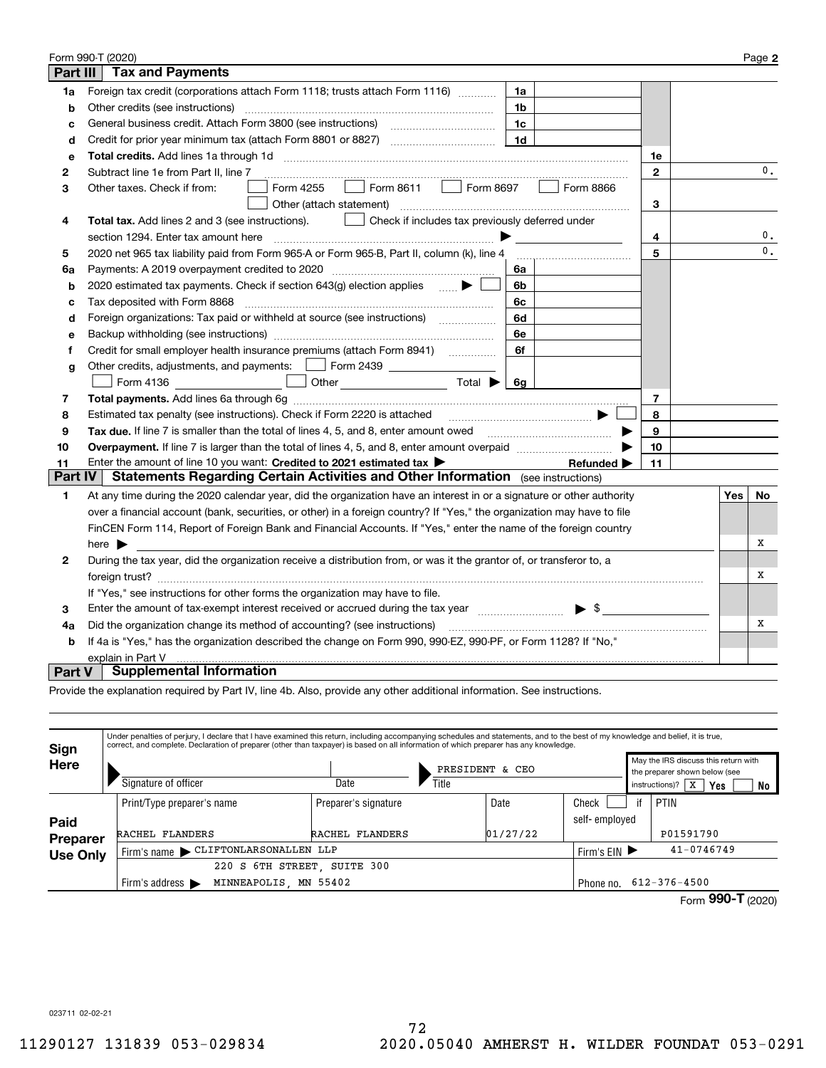Form 990-T (2020) Page **2**

## Part III Tax and Payments

| Line | Description | | | | Amount |
|---|---|---|---|---|---|
| 1a | Foreign tax credit (corporations attach Form 1118; trusts attach Form 1116) | 1a | | | |
| b | Other credits (see instructions) | 1b | | | |
| c | General business credit. Attach Form 3800 (see instructions) | 1c | | | |
| d | Credit for prior year minimum tax (attach Form 8801 or 8827) | 1d | | | |
| e | **Total credits.** Add lines 1a through 1d | | | 1e | |
| 2 | Subtract line 1e from Part II, line 7 | | | 2 | 0. |
| 3 | Other taxes. Check if from: ☐ Form 4255 ☐ Form 8611 ☐ Form 8697 ☐ Form 8866 ☐ Other (attach statement) | | | 3 | |
| 4 | **Total tax.** Add lines 2 and 3 (see instructions). ☐ Check if includes tax previously deferred under section 1294. Enter tax amount here ▶ | | | 4 | 0. |
| 5 | 2020 net 965 tax liability paid from Form 965-A or Form 965-B, Part II, column (k), line 4 | | | 5 | 0. |
| 6a | Payments: A 2019 overpayment credited to 2020 | 6a | | | |
| b | 2020 estimated tax payments. Check if section 643(g) election applies ▶ ☐ | 6b | | | |
| c | Tax deposited with Form 8868 | 6c | | | |
| d | Foreign organizations: Tax paid or withheld at source (see instructions) | 6d | | | |
| e | Backup withholding (see instructions) | 6e | | | |
| f | Credit for small employer health insurance premiums (attach Form 8941) | 6f | | | |
| g | Other credits, adjustments, and payments: ☐ Form 2439 ☐ Form 4136 ☐ Other Total ▶ | 6g | | | |
| 7 | **Total payments.** Add lines 6a through 6g | | | 7 | |
| 8 | Estimated tax penalty (see instructions). Check if Form 2220 is attached ▶ ☐ | | | 8 | |
| 9 | **Tax due.** If line 7 is smaller than the total of lines 4, 5, and 8, enter amount owed ▶ | | | 9 | |
| 10 | **Overpayment.** If line 7 is larger than the total of lines 4, 5, and 8, enter amount overpaid ▶ | | | 10 | |
| 11 | Enter the amount of line 10 you want: **Credited to 2021 estimated tax** ▶ **Refunded** ▶ | | | 11 | |

## Part IV Statements Regarding Certain Activities and Other Information (see instructions)

| Line | Question | Yes | No |
|---|---|---|---|
| 1 | At any time during the 2020 calendar year, did the organization have an interest in or a signature or other authority over a financial account (bank, securities, or other) in a foreign country? If "Yes," the organization may have to file FinCEN Form 114, Report of Foreign Bank and Financial Accounts. If "Yes," enter the name of the foreign country here ▶ | | X |
| 2 | During the tax year, did the organization receive a distribution from, or was it the grantor of, or transferor to, a foreign trust? If "Yes," see instructions for other forms the organization may have to file. | | X |
| 3 | Enter the amount of tax-exempt interest received or accrued during the tax year ▶ $ | | |
| 4a | Did the organization change its method of accounting? (see instructions) | | X |
| b | If 4a is "Yes," has the organization described the change on Form 990, 990-EZ, 990-PF, or Form 1128? If "No," explain in Part V | | |

## Part V Supplemental Information

Provide the explanation required by Part IV, line 4b. Also, provide any other additional information. See instructions.

**Sign Here**

Under penalties of perjury, I declare that I have examined this return, including accompanying schedules and statements, and to the best of my knowledge and belief, it is true, correct, and complete. Declaration of preparer (other than taxpayer) is based on all information of which preparer has any knowledge.

| Signature of officer | Date | Title |
|---|---|---|
| | | PRESIDENT & CEO |

May the IRS discuss this return with the preparer shown below (see instructions)? [X] Yes [ ] No

**Paid Preparer Use Only**

| Print/Type preparer's name | Preparer's signature | Date | Check ☐ if self-employed | PTIN |
|---|---|---|---|---|
| RACHEL FLANDERS | RACHEL FLANDERS | 01/27/22 | | P01591790 |

Firm's name ▶ CLIFTONLARSONALLEN LLP — Firm's EIN ▶ 41-0746749

Firm's address ▶ 220 S 6TH STREET, SUITE 300, MINNEAPOLIS, MN 55402 — Phone no. 612-376-4500

Form **990-T** (2020)

023711 02-02-21

11290127 131839 053-029834 2020.05040 AMHERST H. WILDER FOUNDAT 053-0291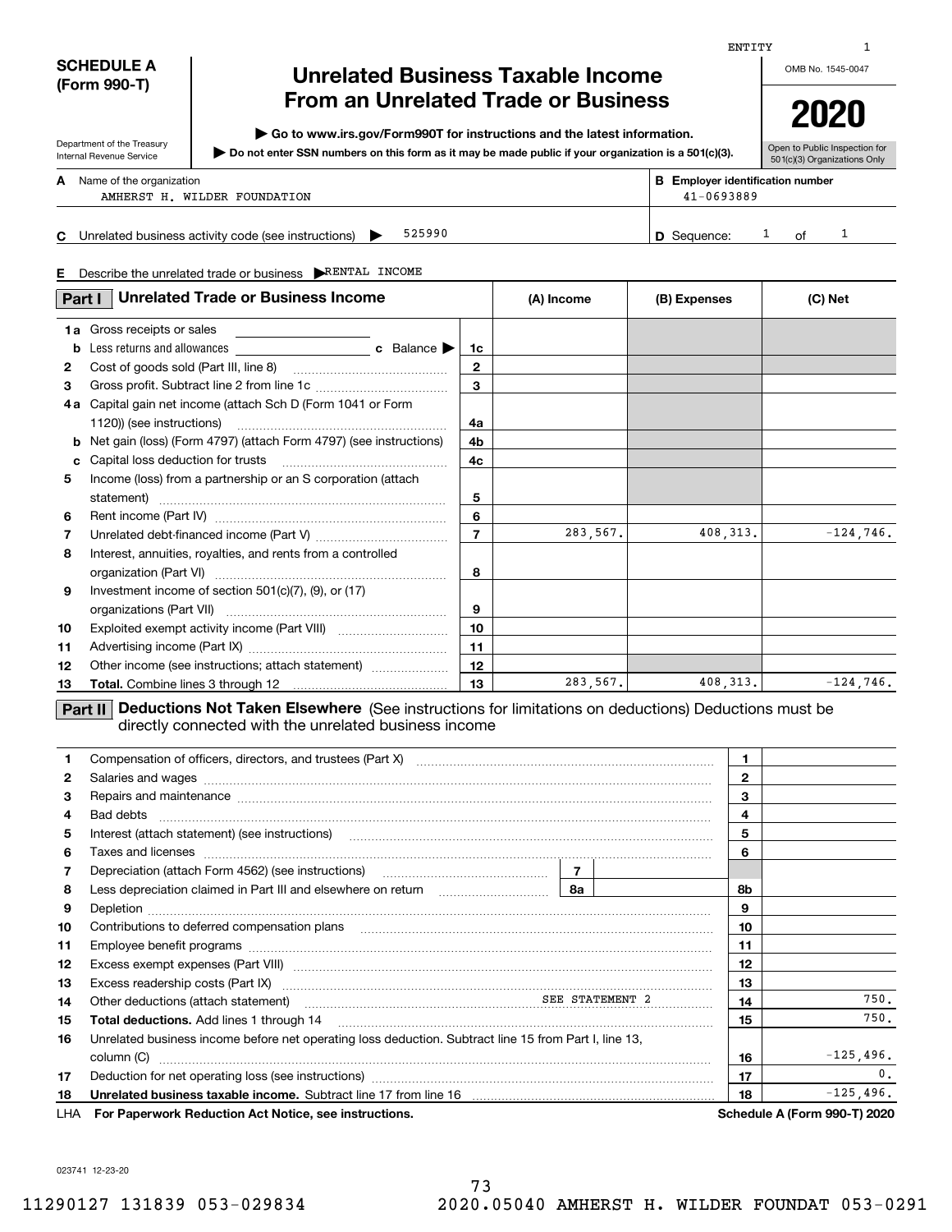ENTITY 1

**SCHEDULE A (Form 990-T)**

Department of the Treasury Internal Revenue Service

# Unrelated Business Taxable Income From an Unrelated Trade or Business

▶ Go to www.irs.gov/Form990T for instructions and the latest information.

▶ Do not enter SSN numbers on this form as it may be made public if your organization is a 501(c)(3).

OMB No. 1545-0047

**2020**

Open to Public Inspection for 501(c)(3) Organizations Only

**A** Name of the organization: AMHERST H. WILDER FOUNDATION

**B** Employer identification number: 41-0693889

**C** Unrelated business activity code (see instructions) ▶ 525990

**D** Sequence: 1 of 1

**E** Describe the unrelated trade or business ▶ RENTAL INCOME

| Part I Unrelated Trade or Business Income | | (A) Income | (B) Expenses | (C) Net |
|---|---|---|---|---|
| **1a** Gross receipts or sales | | | | |
| **b** Less returns and allowances **c** Balance ▶ | 1c | | | |
| **2** Cost of goods sold (Part III, line 8) | 2 | | | |
| **3** Gross profit. Subtract line 2 from line 1c | 3 | | | |
| **4a** Capital gain net income (attach Sch D (Form 1041 or Form 1120)) (see instructions) | 4a | | | |
| **b** Net gain (loss) (Form 4797) (attach Form 4797) (see instructions) | 4b | | | |
| **c** Capital loss deduction for trusts | 4c | | | |
| **5** Income (loss) from a partnership or an S corporation (attach statement) | 5 | | | |
| **6** Rent income (Part IV) | 6 | | | |
| **7** Unrelated debt-financed income (Part V) | 7 | 283,567. | 408,313. | -124,746. |
| **8** Interest, annuities, royalties, and rents from a controlled organization (Part VI) | 8 | | | |
| **9** Investment income of section 501(c)(7), (9), or (17) organizations (Part VII) | 9 | | | |
| **10** Exploited exempt activity income (Part VIII) | 10 | | | |
| **11** Advertising income (Part IX) | 11 | | | |
| **12** Other income (see instructions; attach statement) | 12 | | | |
| **13** **Total.** Combine lines 3 through 12 | 13 | 283,567. | 408,313. | -124,746. |

**Part II Deductions Not Taken Elsewhere** (See instructions for limitations on deductions) Deductions must be directly connected with the unrelated business income

| | | | |
|---|---|---|---|
| **1** | Compensation of officers, directors, and trustees (Part X) | 1 | |
| **2** | Salaries and wages | 2 | |
| **3** | Repairs and maintenance | 3 | |
| **4** | Bad debts | 4 | |
| **5** | Interest (attach statement) (see instructions) | 5 | |
| **6** | Taxes and licenses | 6 | |
| **7** | Depreciation (attach Form 4562) (see instructions) — 7 | | |
| **8** | Less depreciation claimed in Part III and elsewhere on return — 8a | 8b | |
| **9** | Depletion | 9 | |
| **10** | Contributions to deferred compensation plans | 10 | |
| **11** | Employee benefit programs | 11 | |
| **12** | Excess exempt expenses (Part VIII) | 12 | |
| **13** | Excess readership costs (Part IX) | 13 | |
| **14** | Other deductions (attach statement) SEE STATEMENT 2 | 14 | 750. |
| **15** | **Total deductions.** Add lines 1 through 14 | 15 | 750. |
| **16** | Unrelated business income before net operating loss deduction. Subtract line 15 from Part I, line 13, column (C) | 16 | -125,496. |
| **17** | Deduction for net operating loss (see instructions) | 17 | 0. |
| **18** | **Unrelated business taxable income.** Subtract line 17 from line 16 | 18 | -125,496. |

LHA **For Paperwork Reduction Act Notice, see instructions.** **Schedule A (Form 990-T) 2020**

023741 12-23-20

11290127 131839 053-029834 2020.05040 AMHERST H. WILDER FOUNDAT 053-0291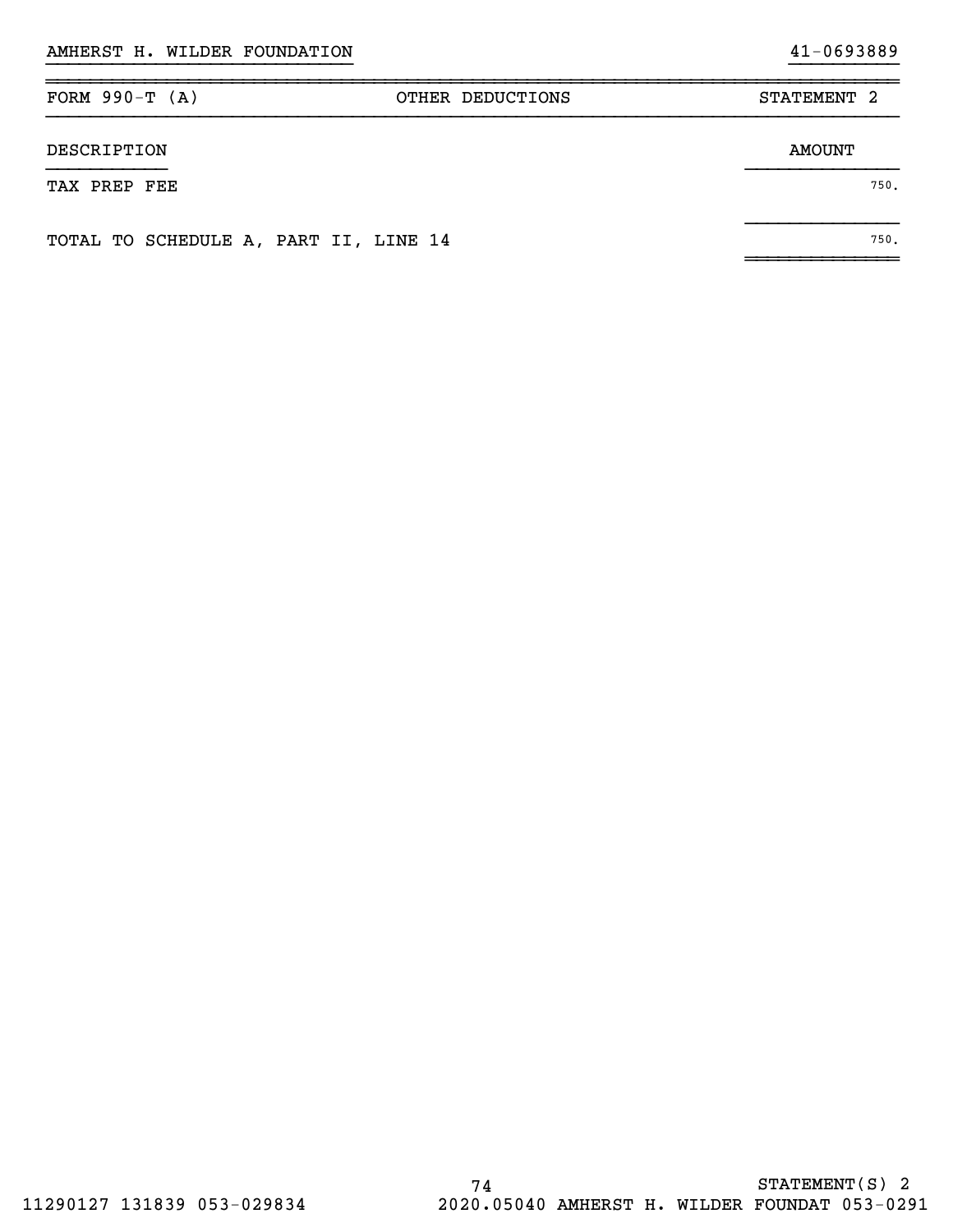AMHERST H. WILDER FOUNDATION 41-0693889

| FORM 990-T (A) | OTHER DEDUCTIONS | STATEMENT 2 |
|---|---|---|

| DESCRIPTION | AMOUNT |
|---|---|
| TAX PREP FEE | 750. |
| TOTAL TO SCHEDULE A, PART II, LINE 14 | 750. |

STATEMENT(S) 2

11290127 131839 053-029834 2020.05040 AMHERST H. WILDER FOUNDAT 053-0291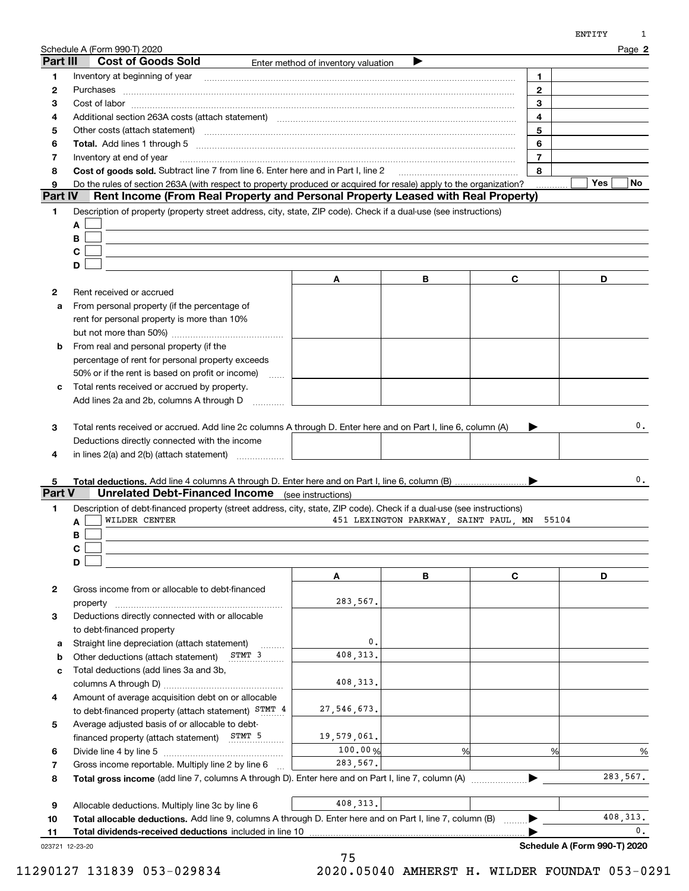Schedule A (Form 990-T) 2020 Page **2**

## Part III Cost of Goods Sold

Enter method of inventory valuation ▶

| | | | |
|---|---|---|---|
| 1 | Inventory at beginning of year | 1 | |
| 2 | Purchases | 2 | |
| 3 | Cost of labor | 3 | |
| 4 | Additional section 263A costs (attach statement) | 4 | |
| 5 | Other costs (attach statement) | 5 | |
| 6 | **Total.** Add lines 1 through 5 | 6 | |
| 7 | Inventory at end of year | 7 | |
| 8 | **Cost of goods sold.** Subtract line 7 from line 6. Enter here and in Part I, line 2 | 8 | |
| 9 | Do the rules of section 263A (with respect to property produced or acquired for resale) apply to the organization? | | Yes ☐ No ☐ |

## Part IV Rent Income (From Real Property and Personal Property Leased with Real Property)

1 Description of property (property street address, city, state, ZIP code). Check if a dual-use (see instructions)

A ☐

B ☐

C ☐

D ☐

| | | A | B | C | D |
|---|---|---|---|---|---|
| 2 | Rent received or accrued | | | | |
| a | From personal property (if the percentage of rent for personal property is more than 10% but not more than 50%) | | | | |
| b | From real and personal property (if the percentage of rent for personal property exceeds 50% or if the rent is based on profit or income) | | | | |
| c | Total rents received or accrued by property. Add lines 2a and 2b, columns A through D | | | | |
| 3 | Total rents received or accrued. Add line 2c columns A through D. Enter here and on Part I, line 6, column (A) ▶ | | | | 0. |
| 4 | Deductions directly connected with the income in lines 2(a) and 2(b) (attach statement) | | | | |
| 5 | **Total deductions.** Add line 4 columns A through D. Enter here and on Part I, line 6, column (B) ▶ | | | | 0. |

## Part V Unrelated Debt-Financed Income (see instructions)

1 Description of debt-financed property (street address, city, state, ZIP code). Check if a dual-use (see instructions)

A ☐ WILDER CENTER 451 LEXINGTON PARKWAY, SAINT PAUL, MN 55104

B ☐

C ☐

D ☐

| | | A | B | C | D |
|---|---|---|---|---|---|
| 2 | Gross income from or allocable to debt-financed property | 283,567. | | | |
| 3 | Deductions directly connected with or allocable to debt-financed property | | | | |
| a | Straight line depreciation (attach statement) | 0. | | | |
| b | Other deductions (attach statement) STMT 3 | 408,313. | | | |
| c | Total deductions (add lines 3a and 3b, columns A through D) | 408,313. | | | |
| 4 | Amount of average acquisition debt on or allocable to debt-financed property (attach statement) STMT 4 | 27,546,673. | | | |
| 5 | Average adjusted basis of or allocable to debt-financed property (attach statement) STMT 5 | 19,579,061. | | | |
| 6 | Divide line 4 by line 5 | 100.00% | % | % | % |
| 7 | Gross income reportable. Multiply line 2 by line 6 | 283,567. | | | |
| 8 | **Total gross income** (add line 7, columns A through D). Enter here and on Part I, line 7, column (A) ▶ | | | | 283,567. |
| 9 | Allocable deductions. Multiply line 3c by line 6 | 408,313. | | | |
| 10 | **Total allocable deductions.** Add line 9, columns A through D. Enter here and on Part I, line 7, column (B) ▶ | | | | 408,313. |
| 11 | **Total dividends-received deductions** included in line 10 ▶ | | | | 0. |

**Schedule A (Form 990-T) 2020**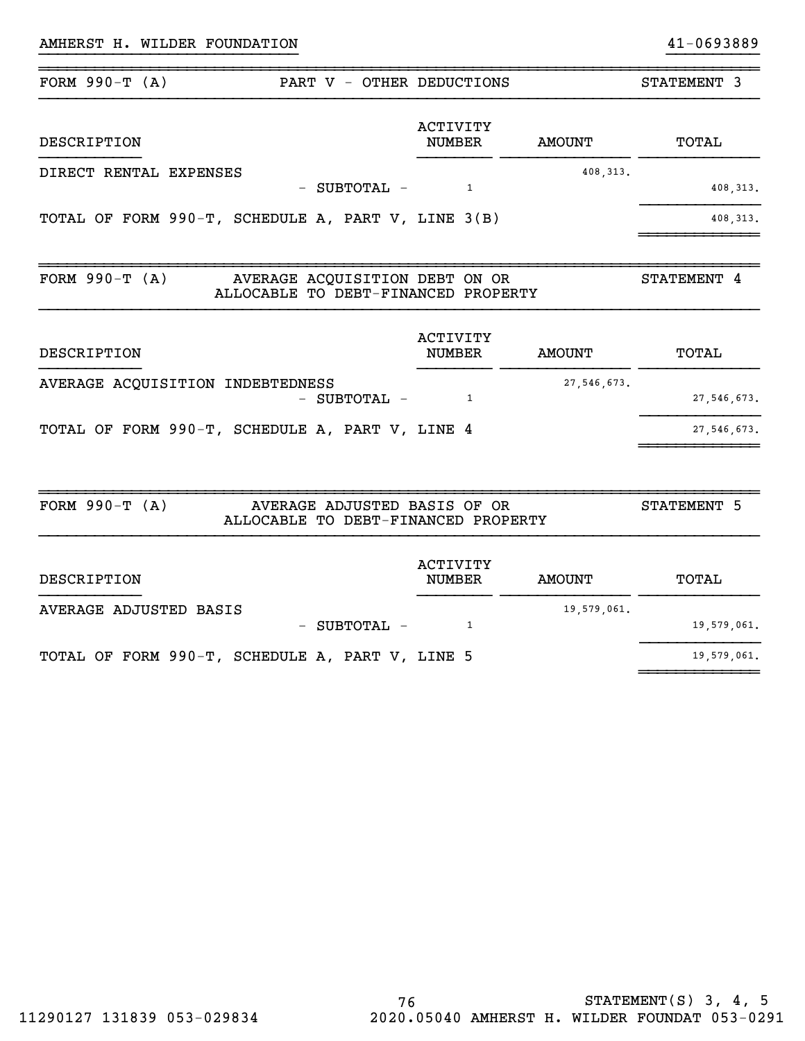AMHERST H. WILDER FOUNDATION 41-0693889

## FORM 990-T (A) PART V - OTHER DEDUCTIONS STATEMENT 3

| DESCRIPTION | ACTIVITY NUMBER | AMOUNT | TOTAL |
|---|---|---|---|
| DIRECT RENTAL EXPENSES | | 408,313. | |
| - SUBTOTAL - | 1 | | 408,313. |
| TOTAL OF FORM 990-T, SCHEDULE A, PART V, LINE 3(B) | | | 408,313. |

## FORM 990-T (A) AVERAGE ACQUISITION DEBT ON OR ALLOCABLE TO DEBT-FINANCED PROPERTY STATEMENT 4

| DESCRIPTION | ACTIVITY NUMBER | AMOUNT | TOTAL |
|---|---|---|---|
| AVERAGE ACQUISITION INDEBTEDNESS | | 27,546,673. | |
| - SUBTOTAL - | 1 | | 27,546,673. |
| TOTAL OF FORM 990-T, SCHEDULE A, PART V, LINE 4 | | | 27,546,673. |

## FORM 990-T (A) AVERAGE ADJUSTED BASIS OF OR ALLOCABLE TO DEBT-FINANCED PROPERTY STATEMENT 5

| DESCRIPTION | ACTIVITY NUMBER | AMOUNT | TOTAL |
|---|---|---|---|
| AVERAGE ADJUSTED BASIS | | 19,579,061. | |
| - SUBTOTAL - | 1 | | 19,579,061. |
| TOTAL OF FORM 990-T, SCHEDULE A, PART V, LINE 5 | | | 19,579,061. |

STATEMENT(S) 3, 4, 5

11290127 131839 053-029834 2020.05040 AMHERST H. WILDER FOUNDAT 053-0291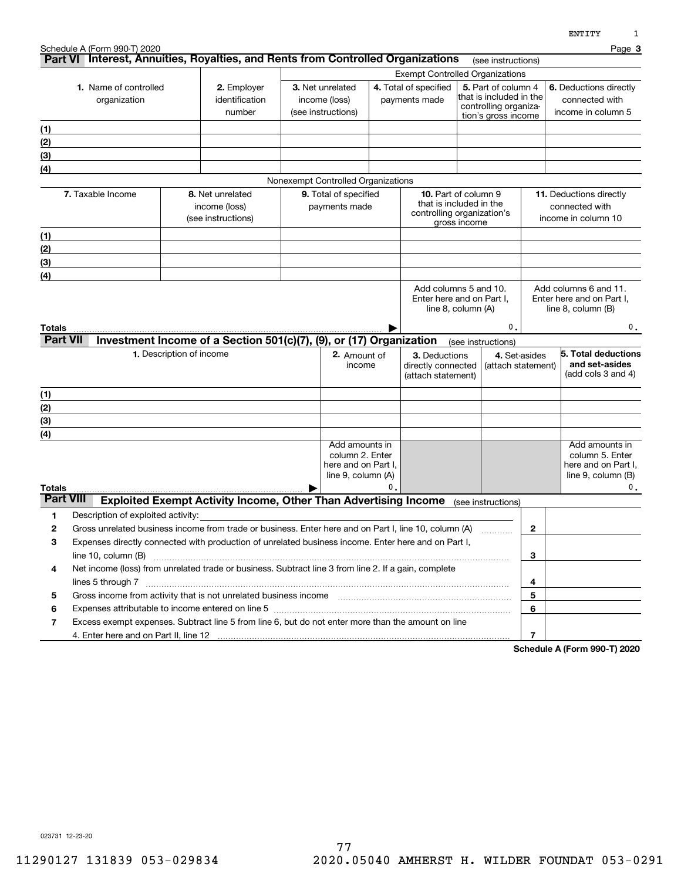Schedule A (Form 990-T) 2020 Page **3**

## Part VI Interest, Annuities, Royalties, and Rents from Controlled Organizations (see instructions)

| 1. Name of controlled organization | 2. Employer identification number | Exempt Controlled Organizations 3. Net unrelated income (loss) (see instructions) | 4. Total of specified payments made | 5. Part of column 4 that is included in the controlling organization's gross income | 6. Deductions directly connected with income in column 5 |
|---|---|---|---|---|---|
| (1) | | | | | |
| (2) | | | | | |
| (3) | | | | | |
| (4) | | | | | |

**Nonexempt Controlled Organizations**

| 7. Taxable Income | 8. Net unrelated income (loss) (see instructions) | 9. Total of specified payments made | 10. Part of column 9 that is included in the controlling organization's gross income | 11. Deductions directly connected with income in column 10 |
|---|---|---|---|---|
| (1) | | | | |
| (2) | | | | |
| (3) | | | | |
| (4) | | | | |
| | | | Add columns 5 and 10. Enter here and on Part I, line 8, column (A) | Add columns 6 and 11. Enter here and on Part I, line 8, column (B) |
| **Totals** | | ▶ | 0. | 0. |

## Part VII Investment Income of a Section 501(c)(7), (9), or (17) Organization (see instructions)

| 1. Description of income | 2. Amount of income | 3. Deductions directly connected (attach statement) | 4. Set-asides (attach statement) | 5. Total deductions and set-asides (add cols 3 and 4) |
|---|---|---|---|---|
| (1) | | | | |
| (2) | | | | |
| (3) | | | | |
| (4) | | | | |
| | Add amounts in column 2. Enter here and on Part I, line 9, column (A) | | | Add amounts in column 5. Enter here and on Part I, line 9, column (B) |
| **Totals** ▶ | 0. | | | 0. |

## Part VIII Exploited Exempt Activity Income, Other Than Advertising Income (see instructions)

| | | | |
|---|---|---|---|
| 1 | Description of exploited activity: | | |
| 2 | Gross unrelated business income from trade or business. Enter here and on Part I, line 10, column (A) | 2 | |
| 3 | Expenses directly connected with production of unrelated business income. Enter here and on Part I, line 10, column (B) | 3 | |
| 4 | Net income (loss) from unrelated trade or business. Subtract line 3 from line 2. If a gain, complete lines 5 through 7 | 4 | |
| 5 | Gross income from activity that is not unrelated business income | 5 | |
| 6 | Expenses attributable to income entered on line 5 | 6 | |
| 7 | Excess exempt expenses. Subtract line 5 from line 6, but do not enter more than the amount on line 4. Enter here and on Part II, line 12 | 7 | |

**Schedule A (Form 990-T) 2020**

023731 12-23-20

11290127 131839 053-029834 2020.05040 AMHERST H. WILDER FOUNDAT 053-0291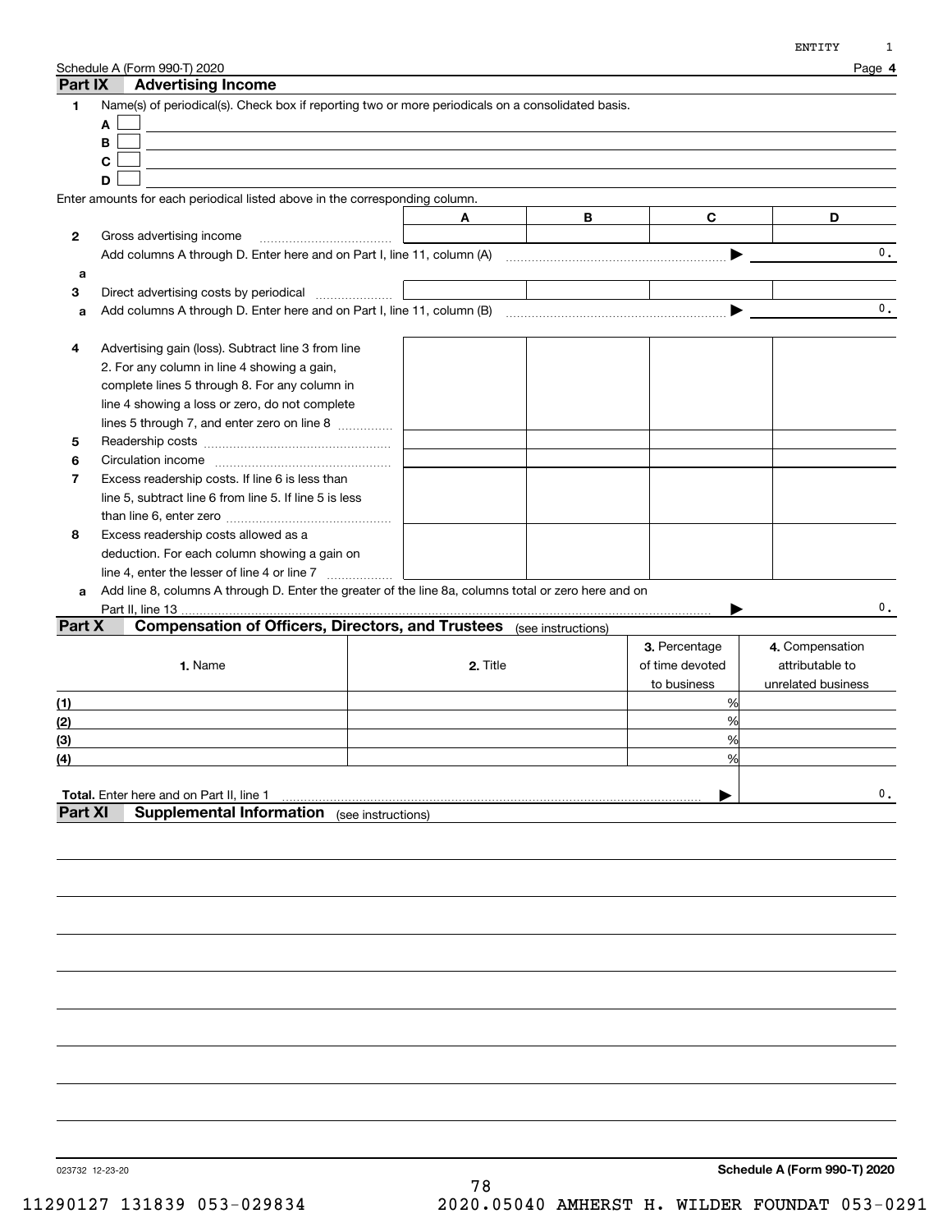Schedule A (Form 990-T) 2020

## Part IX Advertising Income

**1** Name(s) of periodical(s). Check box if reporting two or more periodicals on a consolidated basis.

A ☐

B ☐

C ☐

D ☐

Enter amounts for each periodical listed above in the corresponding column.

| | | A | B | C | D |
|---|---|---|---|---|---|
| **2** | Gross advertising income | | | | |
| | Add columns A through D. Enter here and on Part I, line 11, column (A) ▶ | | | | 0. |
| **a** | | | | | |
| **3** | Direct advertising costs by periodical | | | | |
| **a** | Add columns A through D. Enter here and on Part I, line 11, column (B) ▶ | | | | 0. |
| **4** | Advertising gain (loss). Subtract line 3 from line 2. For any column in line 4 showing a gain, complete lines 5 through 8. For any column in line 4 showing a loss or zero, do not complete lines 5 through 7, and enter zero on line 8 | | | | |
| **5** | Readership costs | | | | |
| **6** | Circulation income | | | | |
| **7** | Excess readership costs. If line 6 is less than line 5, subtract line 6 from line 5. If line 5 is less than line 6, enter zero | | | | |
| **8** | Excess readership costs allowed as a deduction. For each column showing a gain on line 4, enter the lesser of line 4 or line 7 | | | | |
| **a** | Add line 8, columns A through D. Enter the greater of the line 8a, columns total or zero here and on Part II, line 13 ▶ | | | | 0. |

## Part X Compensation of Officers, Directors, and Trustees (see instructions)

| | 1. Name | 2. Title | 3. Percentage of time devoted to business | 4. Compensation attributable to unrelated business |
|---|---|---|---|---|
| (1) | | | % | |
| (2) | | | % | |
| (3) | | | % | |
| (4) | | | % | |
| **Total.** Enter here and on Part II, line 1 ▶ | | | | 0. |

## Part XI Supplemental Information (see instructions)

023732 12-23-20

**Schedule A (Form 990-T) 2020**

11290127 131839 053-029834 2020.05040 AMHERST H. WILDER FOUNDAT 053-0291